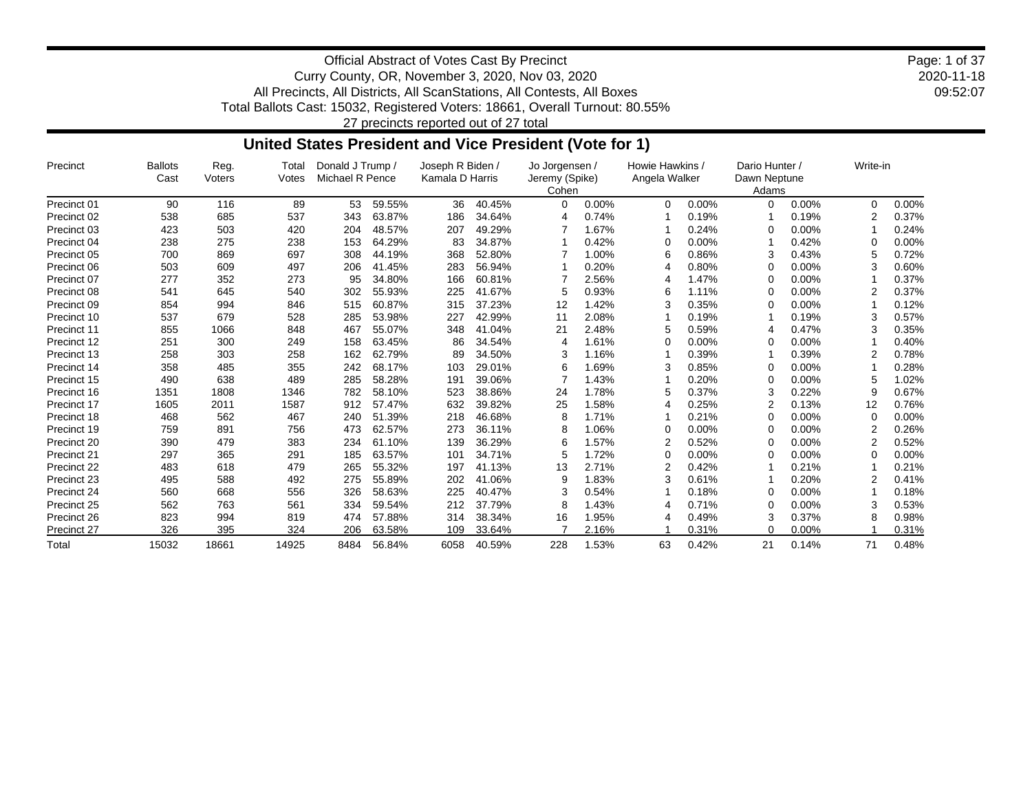Official Abstract of Votes Cast By Precinct
Curry County, OR, November 3, 2020, Nov 03, 2020
All Precincts, All Districts, All ScanStations, All Contests, All Boxes
Total Ballots Cast: 15032, Registered Voters: 18661, Overall Turnout: 80.55%
27 precincts reported out of 27 total

2020-11-18
09:52:07

## United States President and Vice President (Vote for 1)

| Precinct | Ballots Cast | Reg. Voters | Total Votes | Donald J Trump / Michael R Pence | | Joseph R Biden / Kamala D Harris | | Jo Jorgensen / Jeremy (Spike) Cohen | | Howie Hawkins / Angela Walker | | Dario Hunter / Dawn Neptune Adams | | Write-in | |
|---|---|---|---|---|---|---|---|---|---|---|---|---|---|---|---|
| Precinct 01 | 90 | 116 | 89 | 53 | 59.55% | 36 | 40.45% | 0 | 0.00% | 0 | 0.00% | 0 | 0.00% | 0 | 0.00% |
| Precinct 02 | 538 | 685 | 537 | 343 | 63.87% | 186 | 34.64% | 4 | 0.74% | 1 | 0.19% | 1 | 0.19% | 2 | 0.37% |
| Precinct 03 | 423 | 503 | 420 | 204 | 48.57% | 207 | 49.29% | 7 | 1.67% | 1 | 0.24% | 0 | 0.00% | 1 | 0.24% |
| Precinct 04 | 238 | 275 | 238 | 153 | 64.29% | 83 | 34.87% | 1 | 0.42% | 0 | 0.00% | 1 | 0.42% | 0 | 0.00% |
| Precinct 05 | 700 | 869 | 697 | 308 | 44.19% | 368 | 52.80% | 7 | 1.00% | 6 | 0.86% | 3 | 0.43% | 5 | 0.72% |
| Precinct 06 | 503 | 609 | 497 | 206 | 41.45% | 283 | 56.94% | 1 | 0.20% | 4 | 0.80% | 0 | 0.00% | 3 | 0.60% |
| Precinct 07 | 277 | 352 | 273 | 95 | 34.80% | 166 | 60.81% | 7 | 2.56% | 4 | 1.47% | 0 | 0.00% | 1 | 0.37% |
| Precinct 08 | 541 | 645 | 540 | 302 | 55.93% | 225 | 41.67% | 5 | 0.93% | 6 | 1.11% | 0 | 0.00% | 2 | 0.37% |
| Precinct 09 | 854 | 994 | 846 | 515 | 60.87% | 315 | 37.23% | 12 | 1.42% | 3 | 0.35% | 0 | 0.00% | 1 | 0.12% |
| Precinct 10 | 537 | 679 | 528 | 285 | 53.98% | 227 | 42.99% | 11 | 2.08% | 1 | 0.19% | 1 | 0.19% | 3 | 0.57% |
| Precinct 11 | 855 | 1066 | 848 | 467 | 55.07% | 348 | 41.04% | 21 | 2.48% | 5 | 0.59% | 4 | 0.47% | 3 | 0.35% |
| Precinct 12 | 251 | 300 | 249 | 158 | 63.45% | 86 | 34.54% | 4 | 1.61% | 0 | 0.00% | 0 | 0.00% | 1 | 0.40% |
| Precinct 13 | 258 | 303 | 258 | 162 | 62.79% | 89 | 34.50% | 3 | 1.16% | 1 | 0.39% | 1 | 0.39% | 2 | 0.78% |
| Precinct 14 | 358 | 485 | 355 | 242 | 68.17% | 103 | 29.01% | 6 | 1.69% | 3 | 0.85% | 0 | 0.00% | 1 | 0.28% |
| Precinct 15 | 490 | 638 | 489 | 285 | 58.28% | 191 | 39.06% | 7 | 1.43% | 1 | 0.20% | 0 | 0.00% | 5 | 1.02% |
| Precinct 16 | 1351 | 1808 | 1346 | 782 | 58.10% | 523 | 38.86% | 24 | 1.78% | 5 | 0.37% | 3 | 0.22% | 9 | 0.67% |
| Precinct 17 | 1605 | 2011 | 1587 | 912 | 57.47% | 632 | 39.82% | 25 | 1.58% | 4 | 0.25% | 2 | 0.13% | 12 | 0.76% |
| Precinct 18 | 468 | 562 | 467 | 240 | 51.39% | 218 | 46.68% | 8 | 1.71% | 1 | 0.21% | 0 | 0.00% | 0 | 0.00% |
| Precinct 19 | 759 | 891 | 756 | 473 | 62.57% | 273 | 36.11% | 8 | 1.06% | 0 | 0.00% | 0 | 0.00% | 2 | 0.26% |
| Precinct 20 | 390 | 479 | 383 | 234 | 61.10% | 139 | 36.29% | 6 | 1.57% | 2 | 0.52% | 0 | 0.00% | 2 | 0.52% |
| Precinct 21 | 297 | 365 | 291 | 185 | 63.57% | 101 | 34.71% | 5 | 1.72% | 0 | 0.00% | 0 | 0.00% | 0 | 0.00% |
| Precinct 22 | 483 | 618 | 479 | 265 | 55.32% | 197 | 41.13% | 13 | 2.71% | 2 | 0.42% | 1 | 0.21% | 1 | 0.21% |
| Precinct 23 | 495 | 588 | 492 | 275 | 55.89% | 202 | 41.06% | 9 | 1.83% | 3 | 0.61% | 1 | 0.20% | 2 | 0.41% |
| Precinct 24 | 560 | 668 | 556 | 326 | 58.63% | 225 | 40.47% | 3 | 0.54% | 1 | 0.18% | 0 | 0.00% | 1 | 0.18% |
| Precinct 25 | 562 | 763 | 561 | 334 | 59.54% | 212 | 37.79% | 8 | 1.43% | 4 | 0.71% | 0 | 0.00% | 3 | 0.53% |
| Precinct 26 | 823 | 994 | 819 | 474 | 57.88% | 314 | 38.34% | 16 | 1.95% | 4 | 0.49% | 3 | 0.37% | 8 | 0.98% |
| Precinct 27 | 326 | 395 | 324 | 206 | 63.58% | 109 | 33.64% | 7 | 2.16% | 1 | 0.31% | 0 | 0.00% | 1 | 0.31% |
| Total | 15032 | 18661 | 14925 | 8484 | 56.84% | 6058 | 40.59% | 228 | 1.53% | 63 | 0.42% | 21 | 0.14% | 71 | 0.48% |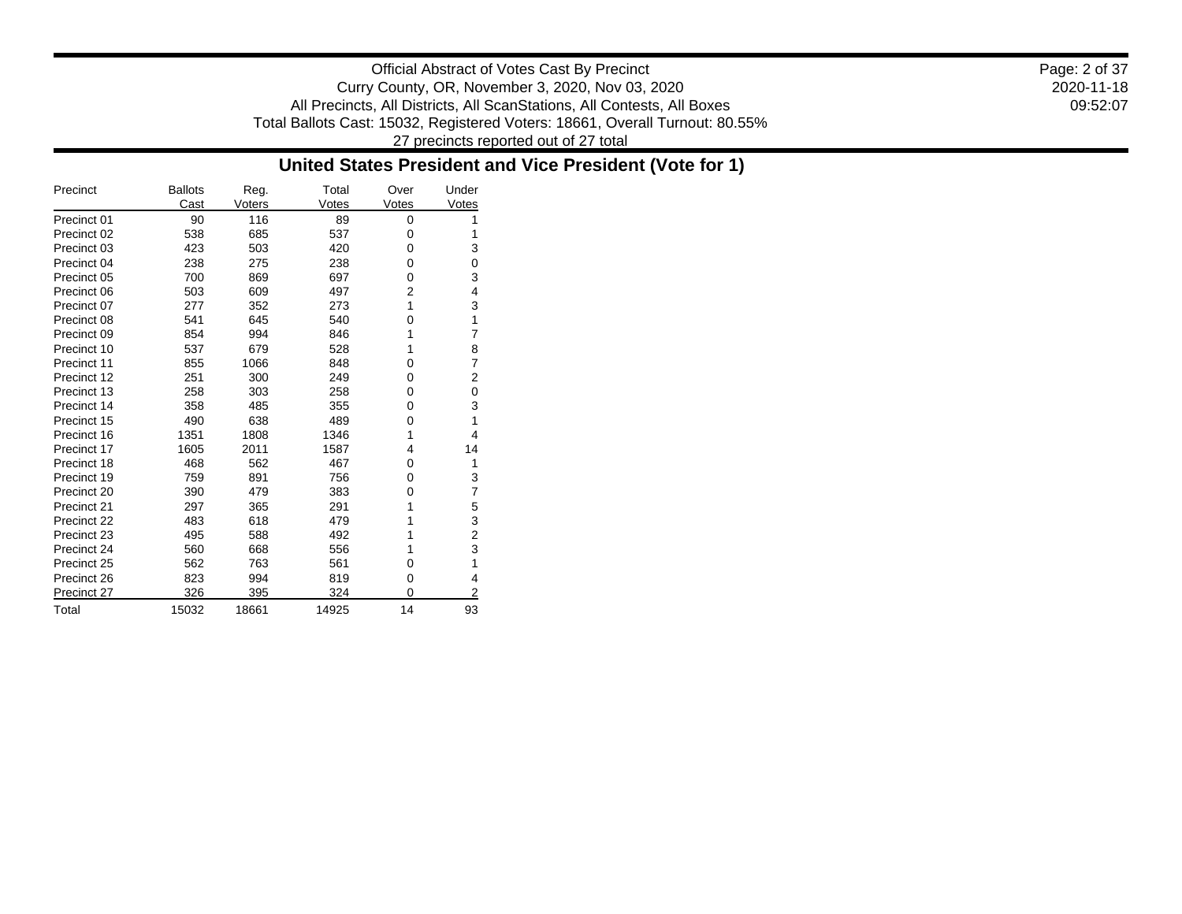Official Abstract of Votes Cast By Precinct
Curry County, OR, November 3, 2020, Nov 03, 2020
All Precincts, All Districts, All ScanStations, All Contests, All Boxes
Total Ballots Cast: 15032, Registered Voters: 18661, Overall Turnout: 80.55%
27 precincts reported out of 27 total

## United States President and Vice President (Vote for 1)

| Precinct | Ballots Cast | Reg. Voters | Total Votes | Over Votes | Under Votes |
|---|---|---|---|---|---|
| Precinct 01 | 90 | 116 | 89 | 0 | 1 |
| Precinct 02 | 538 | 685 | 537 | 0 | 1 |
| Precinct 03 | 423 | 503 | 420 | 0 | 3 |
| Precinct 04 | 238 | 275 | 238 | 0 | 0 |
| Precinct 05 | 700 | 869 | 697 | 0 | 3 |
| Precinct 06 | 503 | 609 | 497 | 2 | 4 |
| Precinct 07 | 277 | 352 | 273 | 1 | 3 |
| Precinct 08 | 541 | 645 | 540 | 0 | 1 |
| Precinct 09 | 854 | 994 | 846 | 1 | 7 |
| Precinct 10 | 537 | 679 | 528 | 1 | 8 |
| Precinct 11 | 855 | 1066 | 848 | 0 | 7 |
| Precinct 12 | 251 | 300 | 249 | 0 | 2 |
| Precinct 13 | 258 | 303 | 258 | 0 | 0 |
| Precinct 14 | 358 | 485 | 355 | 0 | 3 |
| Precinct 15 | 490 | 638 | 489 | 0 | 1 |
| Precinct 16 | 1351 | 1808 | 1346 | 1 | 4 |
| Precinct 17 | 1605 | 2011 | 1587 | 4 | 14 |
| Precinct 18 | 468 | 562 | 467 | 0 | 1 |
| Precinct 19 | 759 | 891 | 756 | 0 | 3 |
| Precinct 20 | 390 | 479 | 383 | 0 | 7 |
| Precinct 21 | 297 | 365 | 291 | 1 | 5 |
| Precinct 22 | 483 | 618 | 479 | 1 | 3 |
| Precinct 23 | 495 | 588 | 492 | 1 | 2 |
| Precinct 24 | 560 | 668 | 556 | 1 | 3 |
| Precinct 25 | 562 | 763 | 561 | 0 | 1 |
| Precinct 26 | 823 | 994 | 819 | 0 | 4 |
| Precinct 27 | 326 | 395 | 324 | 0 | 2 |
| Total | 15032 | 18661 | 14925 | 14 | 93 |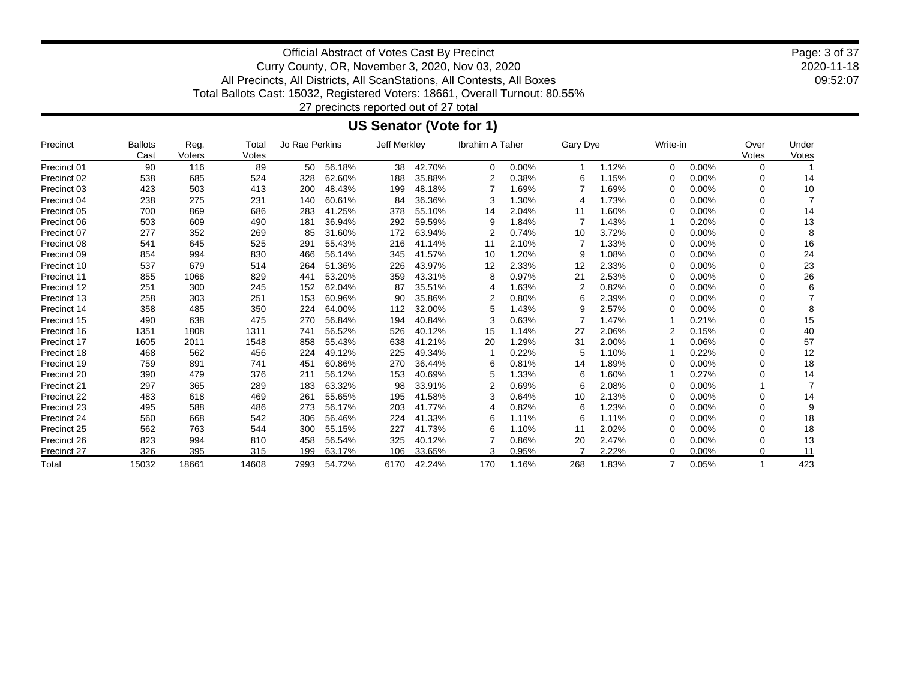Official Abstract of Votes Cast By Precinct
Curry County, OR, November 3, 2020, Nov 03, 2020
All Precincts, All Districts, All ScanStations, All Contests, All Boxes
Total Ballots Cast: 15032, Registered Voters: 18661, Overall Turnout: 80.55%
27 precincts reported out of 27 total

2020-11-18
09:52:07

## US Senator (Vote for 1)

| Precinct | Ballots Cast | Reg. Voters | Total Votes | Jo Rae Perkins | | Jeff Merkley | | Ibrahim A Taher | | Gary Dye | | Write-in | | Over Votes | Under Votes |
|---|---|---|---|---|---|---|---|---|---|---|---|---|---|---|---|
| Precinct 01 | 90 | 116 | 89 | 50 | 56.18% | 38 | 42.70% | 0 | 0.00% | 1 | 1.12% | 0 | 0.00% | 0 | 1 |
| Precinct 02 | 538 | 685 | 524 | 328 | 62.60% | 188 | 35.88% | 2 | 0.38% | 6 | 1.15% | 0 | 0.00% | 0 | 14 |
| Precinct 03 | 423 | 503 | 413 | 200 | 48.43% | 199 | 48.18% | 7 | 1.69% | 7 | 1.69% | 0 | 0.00% | 0 | 10 |
| Precinct 04 | 238 | 275 | 231 | 140 | 60.61% | 84 | 36.36% | 3 | 1.30% | 4 | 1.73% | 0 | 0.00% | 0 | 7 |
| Precinct 05 | 700 | 869 | 686 | 283 | 41.25% | 378 | 55.10% | 14 | 2.04% | 11 | 1.60% | 0 | 0.00% | 0 | 14 |
| Precinct 06 | 503 | 609 | 490 | 181 | 36.94% | 292 | 59.59% | 9 | 1.84% | 7 | 1.43% | 1 | 0.20% | 0 | 13 |
| Precinct 07 | 277 | 352 | 269 | 85 | 31.60% | 172 | 63.94% | 2 | 0.74% | 10 | 3.72% | 0 | 0.00% | 0 | 8 |
| Precinct 08 | 541 | 645 | 525 | 291 | 55.43% | 216 | 41.14% | 11 | 2.10% | 7 | 1.33% | 0 | 0.00% | 0 | 16 |
| Precinct 09 | 854 | 994 | 830 | 466 | 56.14% | 345 | 41.57% | 10 | 1.20% | 9 | 1.08% | 0 | 0.00% | 0 | 24 |
| Precinct 10 | 537 | 679 | 514 | 264 | 51.36% | 226 | 43.97% | 12 | 2.33% | 12 | 2.33% | 0 | 0.00% | 0 | 23 |
| Precinct 11 | 855 | 1066 | 829 | 441 | 53.20% | 359 | 43.31% | 8 | 0.97% | 21 | 2.53% | 0 | 0.00% | 0 | 26 |
| Precinct 12 | 251 | 300 | 245 | 152 | 62.04% | 87 | 35.51% | 4 | 1.63% | 2 | 0.82% | 0 | 0.00% | 0 | 6 |
| Precinct 13 | 258 | 303 | 251 | 153 | 60.96% | 90 | 35.86% | 2 | 0.80% | 6 | 2.39% | 0 | 0.00% | 0 | 7 |
| Precinct 14 | 358 | 485 | 350 | 224 | 64.00% | 112 | 32.00% | 5 | 1.43% | 9 | 2.57% | 0 | 0.00% | 0 | 8 |
| Precinct 15 | 490 | 638 | 475 | 270 | 56.84% | 194 | 40.84% | 3 | 0.63% | 7 | 1.47% | 1 | 0.21% | 0 | 15 |
| Precinct 16 | 1351 | 1808 | 1311 | 741 | 56.52% | 526 | 40.12% | 15 | 1.14% | 27 | 2.06% | 2 | 0.15% | 0 | 40 |
| Precinct 17 | 1605 | 2011 | 1548 | 858 | 55.43% | 638 | 41.21% | 20 | 1.29% | 31 | 2.00% | 1 | 0.06% | 0 | 57 |
| Precinct 18 | 468 | 562 | 456 | 224 | 49.12% | 225 | 49.34% | 1 | 0.22% | 5 | 1.10% | 1 | 0.22% | 0 | 12 |
| Precinct 19 | 759 | 891 | 741 | 451 | 60.86% | 270 | 36.44% | 6 | 0.81% | 14 | 1.89% | 0 | 0.00% | 0 | 18 |
| Precinct 20 | 390 | 479 | 376 | 211 | 56.12% | 153 | 40.69% | 5 | 1.33% | 6 | 1.60% | 1 | 0.27% | 0 | 14 |
| Precinct 21 | 297 | 365 | 289 | 183 | 63.32% | 98 | 33.91% | 2 | 0.69% | 6 | 2.08% | 0 | 0.00% | 1 | 7 |
| Precinct 22 | 483 | 618 | 469 | 261 | 55.65% | 195 | 41.58% | 3 | 0.64% | 10 | 2.13% | 0 | 0.00% | 0 | 14 |
| Precinct 23 | 495 | 588 | 486 | 273 | 56.17% | 203 | 41.77% | 4 | 0.82% | 6 | 1.23% | 0 | 0.00% | 0 | 9 |
| Precinct 24 | 560 | 668 | 542 | 306 | 56.46% | 224 | 41.33% | 6 | 1.11% | 6 | 1.11% | 0 | 0.00% | 0 | 18 |
| Precinct 25 | 562 | 763 | 544 | 300 | 55.15% | 227 | 41.73% | 6 | 1.10% | 11 | 2.02% | 0 | 0.00% | 0 | 18 |
| Precinct 26 | 823 | 994 | 810 | 458 | 56.54% | 325 | 40.12% | 7 | 0.86% | 20 | 2.47% | 0 | 0.00% | 0 | 13 |
| Precinct 27 | 326 | 395 | 315 | 199 | 63.17% | 106 | 33.65% | 3 | 0.95% | 7 | 2.22% | 0 | 0.00% | 0 | 11 |
| Total | 15032 | 18661 | 14608 | 7993 | 54.72% | 6170 | 42.24% | 170 | 1.16% | 268 | 1.83% | 7 | 0.05% | 1 | 423 |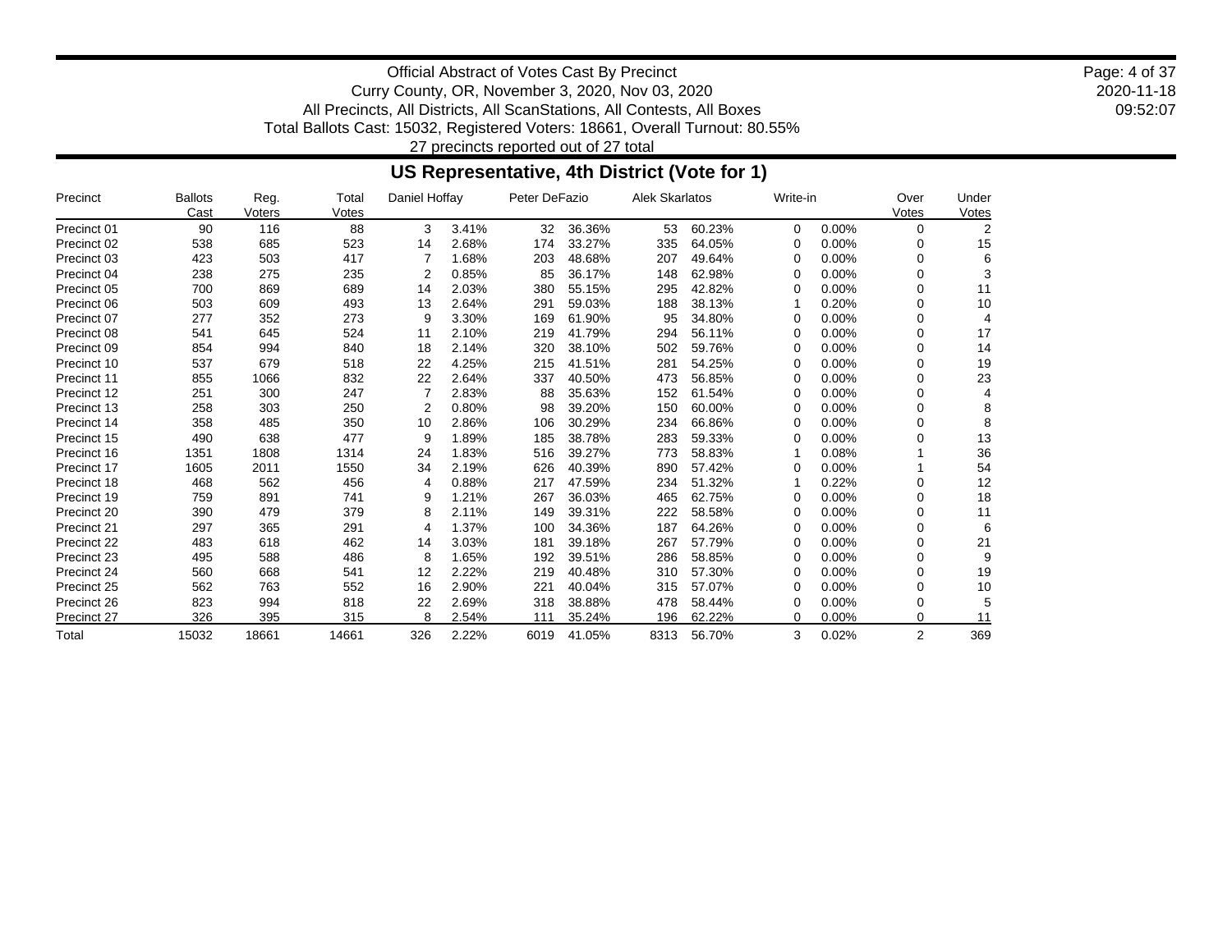Official Abstract of Votes Cast By Precinct
Curry County, OR, November 3, 2020, Nov 03, 2020
All Precincts, All Districts, All ScanStations, All Contests, All Boxes
Total Ballots Cast: 15032, Registered Voters: 18661, Overall Turnout: 80.55%
27 precincts reported out of 27 total

2020-11-18
09:52:07

## US Representative, 4th District (Vote for 1)

| Precinct | Ballots Cast | Reg. Voters | Total Votes | Daniel Hoffay | | Peter DeFazio | | Alek Skarlatos | | Write-in | | Over Votes | Under Votes |
|---|---|---|---|---|---|---|---|---|---|---|---|---|---|
| Precinct 01 | 90 | 116 | 88 | 3 | 3.41% | 32 | 36.36% | 53 | 60.23% | 0 | 0.00% | 0 | 2 |
| Precinct 02 | 538 | 685 | 523 | 14 | 2.68% | 174 | 33.27% | 335 | 64.05% | 0 | 0.00% | 0 | 15 |
| Precinct 03 | 423 | 503 | 417 | 7 | 1.68% | 203 | 48.68% | 207 | 49.64% | 0 | 0.00% | 0 | 6 |
| Precinct 04 | 238 | 275 | 235 | 2 | 0.85% | 85 | 36.17% | 148 | 62.98% | 0 | 0.00% | 0 | 3 |
| Precinct 05 | 700 | 869 | 689 | 14 | 2.03% | 380 | 55.15% | 295 | 42.82% | 0 | 0.00% | 0 | 11 |
| Precinct 06 | 503 | 609 | 493 | 13 | 2.64% | 291 | 59.03% | 188 | 38.13% | 1 | 0.20% | 0 | 10 |
| Precinct 07 | 277 | 352 | 273 | 9 | 3.30% | 169 | 61.90% | 95 | 34.80% | 0 | 0.00% | 0 | 4 |
| Precinct 08 | 541 | 645 | 524 | 11 | 2.10% | 219 | 41.79% | 294 | 56.11% | 0 | 0.00% | 0 | 17 |
| Precinct 09 | 854 | 994 | 840 | 18 | 2.14% | 320 | 38.10% | 502 | 59.76% | 0 | 0.00% | 0 | 14 |
| Precinct 10 | 537 | 679 | 518 | 22 | 4.25% | 215 | 41.51% | 281 | 54.25% | 0 | 0.00% | 0 | 19 |
| Precinct 11 | 855 | 1066 | 832 | 22 | 2.64% | 337 | 40.50% | 473 | 56.85% | 0 | 0.00% | 0 | 23 |
| Precinct 12 | 251 | 300 | 247 | 7 | 2.83% | 88 | 35.63% | 152 | 61.54% | 0 | 0.00% | 0 | 4 |
| Precinct 13 | 258 | 303 | 250 | 2 | 0.80% | 98 | 39.20% | 150 | 60.00% | 0 | 0.00% | 0 | 8 |
| Precinct 14 | 358 | 485 | 350 | 10 | 2.86% | 106 | 30.29% | 234 | 66.86% | 0 | 0.00% | 0 | 8 |
| Precinct 15 | 490 | 638 | 477 | 9 | 1.89% | 185 | 38.78% | 283 | 59.33% | 0 | 0.00% | 0 | 13 |
| Precinct 16 | 1351 | 1808 | 1314 | 24 | 1.83% | 516 | 39.27% | 773 | 58.83% | 1 | 0.08% | 1 | 36 |
| Precinct 17 | 1605 | 2011 | 1550 | 34 | 2.19% | 626 | 40.39% | 890 | 57.42% | 0 | 0.00% | 1 | 54 |
| Precinct 18 | 468 | 562 | 456 | 4 | 0.88% | 217 | 47.59% | 234 | 51.32% | 1 | 0.22% | 0 | 12 |
| Precinct 19 | 759 | 891 | 741 | 9 | 1.21% | 267 | 36.03% | 465 | 62.75% | 0 | 0.00% | 0 | 18 |
| Precinct 20 | 390 | 479 | 379 | 8 | 2.11% | 149 | 39.31% | 222 | 58.58% | 0 | 0.00% | 0 | 11 |
| Precinct 21 | 297 | 365 | 291 | 4 | 1.37% | 100 | 34.36% | 187 | 64.26% | 0 | 0.00% | 0 | 6 |
| Precinct 22 | 483 | 618 | 462 | 14 | 3.03% | 181 | 39.18% | 267 | 57.79% | 0 | 0.00% | 0 | 21 |
| Precinct 23 | 495 | 588 | 486 | 8 | 1.65% | 192 | 39.51% | 286 | 58.85% | 0 | 0.00% | 0 | 9 |
| Precinct 24 | 560 | 668 | 541 | 12 | 2.22% | 219 | 40.48% | 310 | 57.30% | 0 | 0.00% | 0 | 19 |
| Precinct 25 | 562 | 763 | 552 | 16 | 2.90% | 221 | 40.04% | 315 | 57.07% | 0 | 0.00% | 0 | 10 |
| Precinct 26 | 823 | 994 | 818 | 22 | 2.69% | 318 | 38.88% | 478 | 58.44% | 0 | 0.00% | 0 | 5 |
| Precinct 27 | 326 | 395 | 315 | 8 | 2.54% | 111 | 35.24% | 196 | 62.22% | 0 | 0.00% | 0 | 11 |
| Total | 15032 | 18661 | 14661 | 326 | 2.22% | 6019 | 41.05% | 8313 | 56.70% | 3 | 0.02% | 2 | 369 |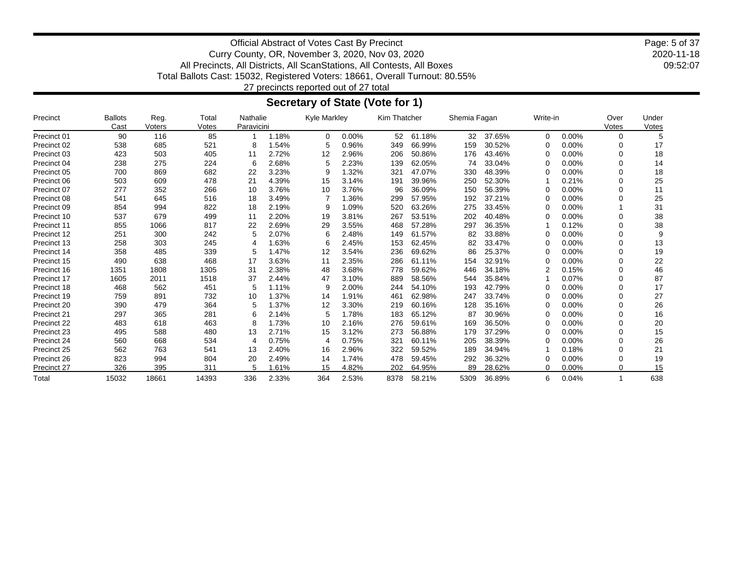Official Abstract of Votes Cast By Precinct
Curry County, OR, November 3, 2020, Nov 03, 2020
All Precincts, All Districts, All ScanStations, All Contests, All Boxes
Total Ballots Cast: 15032, Registered Voters: 18661, Overall Turnout: 80.55%
27 precincts reported out of 27 total

2020-11-18
09:52:07

## Secretary of State (Vote for 1)

| Precinct | Ballots Cast | Reg. Voters | Total Votes | Nathalie Paravicini | | Kyle Markley | | Kim Thatcher | | Shemia Fagan | | Write-in | | Over Votes | Under Votes |
|---|---|---|---|---|---|---|---|---|---|---|---|---|---|---|---|
| Precinct 01 | 90 | 116 | 85 | 1 | 1.18% | 0 | 0.00% | 52 | 61.18% | 32 | 37.65% | 0 | 0.00% | 0 | 5 |
| Precinct 02 | 538 | 685 | 521 | 8 | 1.54% | 5 | 0.96% | 349 | 66.99% | 159 | 30.52% | 0 | 0.00% | 0 | 17 |
| Precinct 03 | 423 | 503 | 405 | 11 | 2.72% | 12 | 2.96% | 206 | 50.86% | 176 | 43.46% | 0 | 0.00% | 0 | 18 |
| Precinct 04 | 238 | 275 | 224 | 6 | 2.68% | 5 | 2.23% | 139 | 62.05% | 74 | 33.04% | 0 | 0.00% | 0 | 14 |
| Precinct 05 | 700 | 869 | 682 | 22 | 3.23% | 9 | 1.32% | 321 | 47.07% | 330 | 48.39% | 0 | 0.00% | 0 | 18 |
| Precinct 06 | 503 | 609 | 478 | 21 | 4.39% | 15 | 3.14% | 191 | 39.96% | 250 | 52.30% | 1 | 0.21% | 0 | 25 |
| Precinct 07 | 277 | 352 | 266 | 10 | 3.76% | 10 | 3.76% | 96 | 36.09% | 150 | 56.39% | 0 | 0.00% | 0 | 11 |
| Precinct 08 | 541 | 645 | 516 | 18 | 3.49% | 7 | 1.36% | 299 | 57.95% | 192 | 37.21% | 0 | 0.00% | 0 | 25 |
| Precinct 09 | 854 | 994 | 822 | 18 | 2.19% | 9 | 1.09% | 520 | 63.26% | 275 | 33.45% | 0 | 0.00% | 1 | 31 |
| Precinct 10 | 537 | 679 | 499 | 11 | 2.20% | 19 | 3.81% | 267 | 53.51% | 202 | 40.48% | 0 | 0.00% | 0 | 38 |
| Precinct 11 | 855 | 1066 | 817 | 22 | 2.69% | 29 | 3.55% | 468 | 57.28% | 297 | 36.35% | 1 | 0.12% | 0 | 38 |
| Precinct 12 | 251 | 300 | 242 | 5 | 2.07% | 6 | 2.48% | 149 | 61.57% | 82 | 33.88% | 0 | 0.00% | 0 | 9 |
| Precinct 13 | 258 | 303 | 245 | 4 | 1.63% | 6 | 2.45% | 153 | 62.45% | 82 | 33.47% | 0 | 0.00% | 0 | 13 |
| Precinct 14 | 358 | 485 | 339 | 5 | 1.47% | 12 | 3.54% | 236 | 69.62% | 86 | 25.37% | 0 | 0.00% | 0 | 19 |
| Precinct 15 | 490 | 638 | 468 | 17 | 3.63% | 11 | 2.35% | 286 | 61.11% | 154 | 32.91% | 0 | 0.00% | 0 | 22 |
| Precinct 16 | 1351 | 1808 | 1305 | 31 | 2.38% | 48 | 3.68% | 778 | 59.62% | 446 | 34.18% | 2 | 0.15% | 0 | 46 |
| Precinct 17 | 1605 | 2011 | 1518 | 37 | 2.44% | 47 | 3.10% | 889 | 58.56% | 544 | 35.84% | 1 | 0.07% | 0 | 87 |
| Precinct 18 | 468 | 562 | 451 | 5 | 1.11% | 9 | 2.00% | 244 | 54.10% | 193 | 42.79% | 0 | 0.00% | 0 | 17 |
| Precinct 19 | 759 | 891 | 732 | 10 | 1.37% | 14 | 1.91% | 461 | 62.98% | 247 | 33.74% | 0 | 0.00% | 0 | 27 |
| Precinct 20 | 390 | 479 | 364 | 5 | 1.37% | 12 | 3.30% | 219 | 60.16% | 128 | 35.16% | 0 | 0.00% | 0 | 26 |
| Precinct 21 | 297 | 365 | 281 | 6 | 2.14% | 5 | 1.78% | 183 | 65.12% | 87 | 30.96% | 0 | 0.00% | 0 | 16 |
| Precinct 22 | 483 | 618 | 463 | 8 | 1.73% | 10 | 2.16% | 276 | 59.61% | 169 | 36.50% | 0 | 0.00% | 0 | 20 |
| Precinct 23 | 495 | 588 | 480 | 13 | 2.71% | 15 | 3.12% | 273 | 56.88% | 179 | 37.29% | 0 | 0.00% | 0 | 15 |
| Precinct 24 | 560 | 668 | 534 | 4 | 0.75% | 4 | 0.75% | 321 | 60.11% | 205 | 38.39% | 0 | 0.00% | 0 | 26 |
| Precinct 25 | 562 | 763 | 541 | 13 | 2.40% | 16 | 2.96% | 322 | 59.52% | 189 | 34.94% | 1 | 0.18% | 0 | 21 |
| Precinct 26 | 823 | 994 | 804 | 20 | 2.49% | 14 | 1.74% | 478 | 59.45% | 292 | 36.32% | 0 | 0.00% | 0 | 19 |
| Precinct 27 | 326 | 395 | 311 | 5 | 1.61% | 15 | 4.82% | 202 | 64.95% | 89 | 28.62% | 0 | 0.00% | 0 | 15 |
| Total | 15032 | 18661 | 14393 | 336 | 2.33% | 364 | 2.53% | 8378 | 58.21% | 5309 | 36.89% | 6 | 0.04% | 1 | 638 |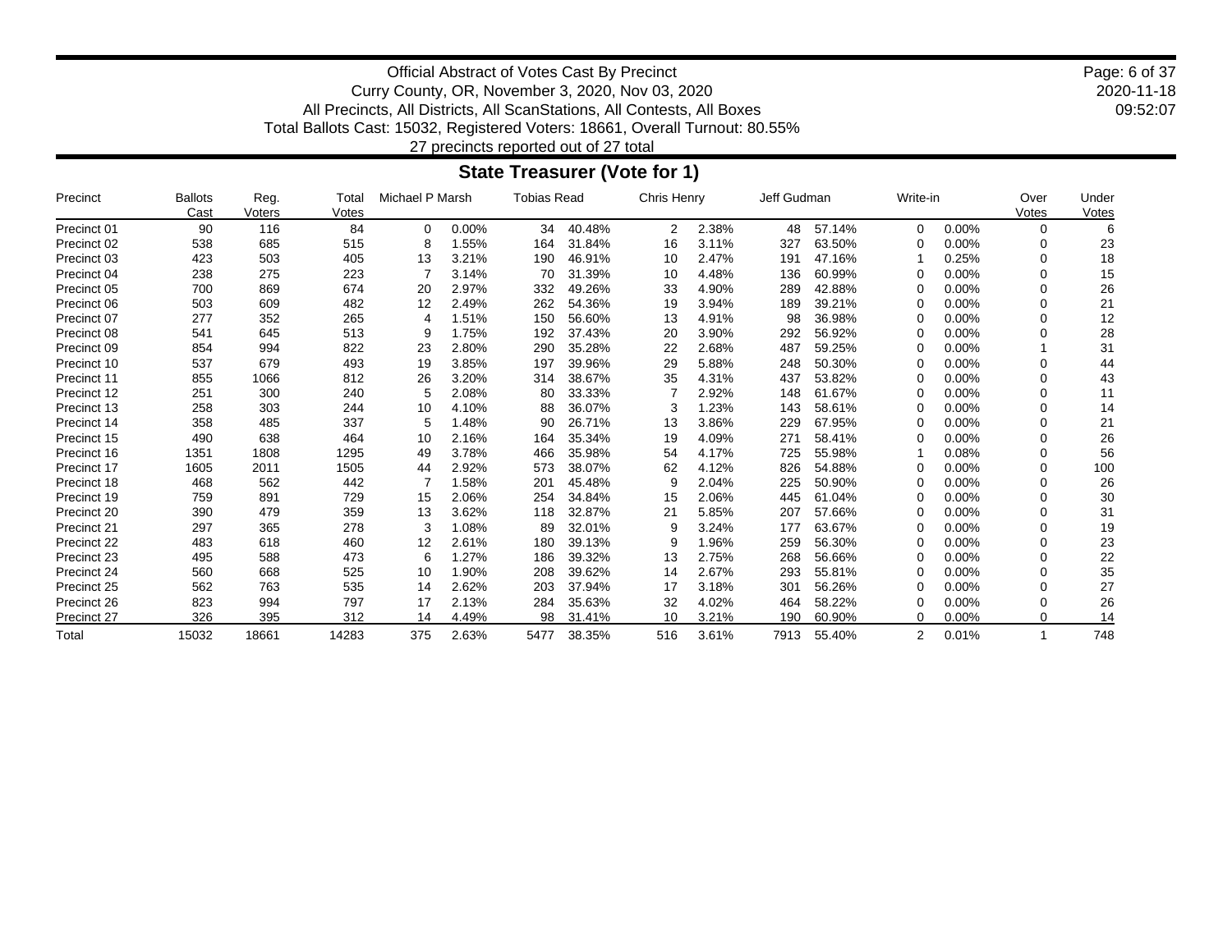Official Abstract of Votes Cast By Precinct
Curry County, OR, November 3, 2020, Nov 03, 2020
All Precincts, All Districts, All ScanStations, All Contests, All Boxes
Total Ballots Cast: 15032, Registered Voters: 18661, Overall Turnout: 80.55%
27 precincts reported out of 27 total

2020-11-18
09:52:07

## State Treasurer (Vote for 1)

| Precinct | Ballots Cast | Reg. Voters | Total Votes | Michael P Marsh | | Tobias Read | | Chris Henry | | Jeff Gudman | | Write-in | | Over Votes | Under Votes |
|---|---|---|---|---|---|---|---|---|---|---|---|---|---|---|---|
| Precinct 01 | 90 | 116 | 84 | 0 | 0.00% | 34 | 40.48% | 2 | 2.38% | 48 | 57.14% | 0 | 0.00% | 0 | 6 |
| Precinct 02 | 538 | 685 | 515 | 8 | 1.55% | 164 | 31.84% | 16 | 3.11% | 327 | 63.50% | 0 | 0.00% | 0 | 23 |
| Precinct 03 | 423 | 503 | 405 | 13 | 3.21% | 190 | 46.91% | 10 | 2.47% | 191 | 47.16% | 1 | 0.25% | 0 | 18 |
| Precinct 04 | 238 | 275 | 223 | 7 | 3.14% | 70 | 31.39% | 10 | 4.48% | 136 | 60.99% | 0 | 0.00% | 0 | 15 |
| Precinct 05 | 700 | 869 | 674 | 20 | 2.97% | 332 | 49.26% | 33 | 4.90% | 289 | 42.88% | 0 | 0.00% | 0 | 26 |
| Precinct 06 | 503 | 609 | 482 | 12 | 2.49% | 262 | 54.36% | 19 | 3.94% | 189 | 39.21% | 0 | 0.00% | 0 | 21 |
| Precinct 07 | 277 | 352 | 265 | 4 | 1.51% | 150 | 56.60% | 13 | 4.91% | 98 | 36.98% | 0 | 0.00% | 0 | 12 |
| Precinct 08 | 541 | 645 | 513 | 9 | 1.75% | 192 | 37.43% | 20 | 3.90% | 292 | 56.92% | 0 | 0.00% | 0 | 28 |
| Precinct 09 | 854 | 994 | 822 | 23 | 2.80% | 290 | 35.28% | 22 | 2.68% | 487 | 59.25% | 0 | 0.00% | 1 | 31 |
| Precinct 10 | 537 | 679 | 493 | 19 | 3.85% | 197 | 39.96% | 29 | 5.88% | 248 | 50.30% | 0 | 0.00% | 0 | 44 |
| Precinct 11 | 855 | 1066 | 812 | 26 | 3.20% | 314 | 38.67% | 35 | 4.31% | 437 | 53.82% | 0 | 0.00% | 0 | 43 |
| Precinct 12 | 251 | 300 | 240 | 5 | 2.08% | 80 | 33.33% | 7 | 2.92% | 148 | 61.67% | 0 | 0.00% | 0 | 11 |
| Precinct 13 | 258 | 303 | 244 | 10 | 4.10% | 88 | 36.07% | 3 | 1.23% | 143 | 58.61% | 0 | 0.00% | 0 | 14 |
| Precinct 14 | 358 | 485 | 337 | 5 | 1.48% | 90 | 26.71% | 13 | 3.86% | 229 | 67.95% | 0 | 0.00% | 0 | 21 |
| Precinct 15 | 490 | 638 | 464 | 10 | 2.16% | 164 | 35.34% | 19 | 4.09% | 271 | 58.41% | 0 | 0.00% | 0 | 26 |
| Precinct 16 | 1351 | 1808 | 1295 | 49 | 3.78% | 466 | 35.98% | 54 | 4.17% | 725 | 55.98% | 1 | 0.08% | 0 | 56 |
| Precinct 17 | 1605 | 2011 | 1505 | 44 | 2.92% | 573 | 38.07% | 62 | 4.12% | 826 | 54.88% | 0 | 0.00% | 0 | 100 |
| Precinct 18 | 468 | 562 | 442 | 7 | 1.58% | 201 | 45.48% | 9 | 2.04% | 225 | 50.90% | 0 | 0.00% | 0 | 26 |
| Precinct 19 | 759 | 891 | 729 | 15 | 2.06% | 254 | 34.84% | 15 | 2.06% | 445 | 61.04% | 0 | 0.00% | 0 | 30 |
| Precinct 20 | 390 | 479 | 359 | 13 | 3.62% | 118 | 32.87% | 21 | 5.85% | 207 | 57.66% | 0 | 0.00% | 0 | 31 |
| Precinct 21 | 297 | 365 | 278 | 3 | 1.08% | 89 | 32.01% | 9 | 3.24% | 177 | 63.67% | 0 | 0.00% | 0 | 19 |
| Precinct 22 | 483 | 618 | 460 | 12 | 2.61% | 180 | 39.13% | 9 | 1.96% | 259 | 56.30% | 0 | 0.00% | 0 | 23 |
| Precinct 23 | 495 | 588 | 473 | 6 | 1.27% | 186 | 39.32% | 13 | 2.75% | 268 | 56.66% | 0 | 0.00% | 0 | 22 |
| Precinct 24 | 560 | 668 | 525 | 10 | 1.90% | 208 | 39.62% | 14 | 2.67% | 293 | 55.81% | 0 | 0.00% | 0 | 35 |
| Precinct 25 | 562 | 763 | 535 | 14 | 2.62% | 203 | 37.94% | 17 | 3.18% | 301 | 56.26% | 0 | 0.00% | 0 | 27 |
| Precinct 26 | 823 | 994 | 797 | 17 | 2.13% | 284 | 35.63% | 32 | 4.02% | 464 | 58.22% | 0 | 0.00% | 0 | 26 |
| Precinct 27 | 326 | 395 | 312 | 14 | 4.49% | 98 | 31.41% | 10 | 3.21% | 190 | 60.90% | 0 | 0.00% | 0 | 14 |
| Total | 15032 | 18661 | 14283 | 375 | 2.63% | 5477 | 38.35% | 516 | 3.61% | 7913 | 55.40% | 2 | 0.01% | 1 | 748 |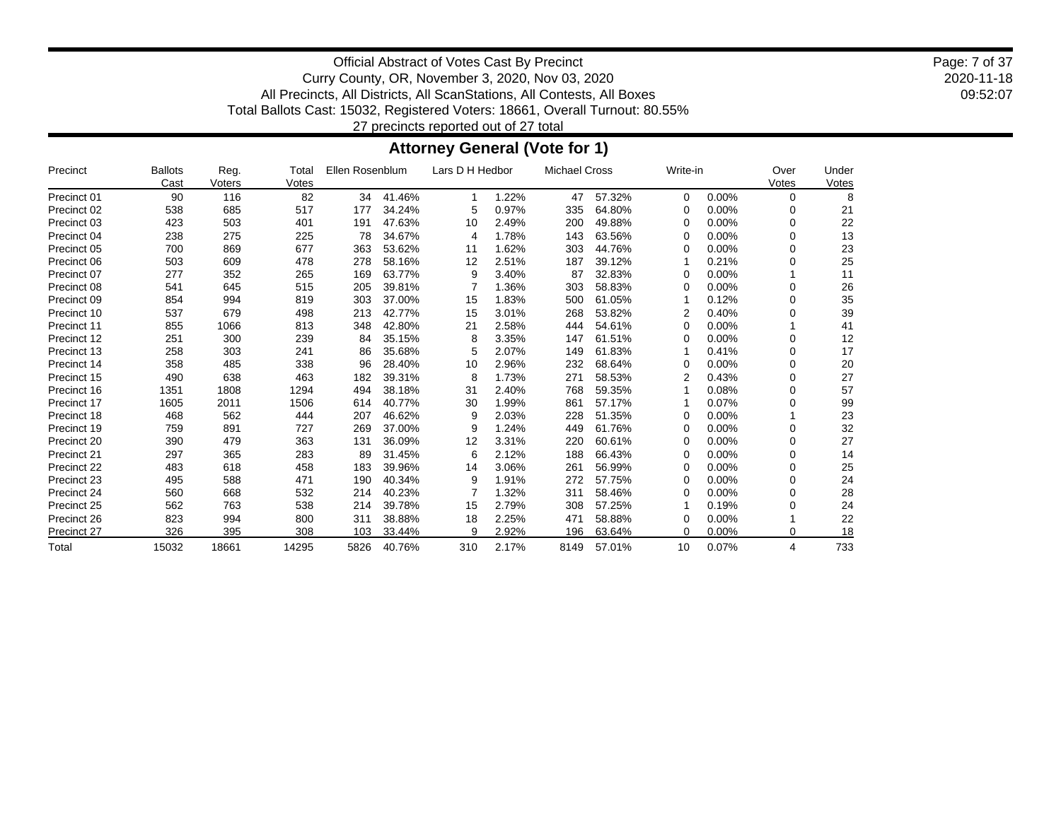Official Abstract of Votes Cast By Precinct
Curry County, OR, November 3, 2020, Nov 03, 2020
All Precincts, All Districts, All ScanStations, All Contests, All Boxes
Total Ballots Cast: 15032, Registered Voters: 18661, Overall Turnout: 80.55%
27 precincts reported out of 27 total

## Attorney General (Vote for 1)

| Precinct | Ballots Cast | Reg. Voters | Total Votes | Ellen Rosenblum | | Lars D H Hedbor | | Michael Cross | | Write-in | | Over Votes | Under Votes |
|---|---|---|---|---|---|---|---|---|---|---|---|---|---|
| Precinct 01 | 90 | 116 | 82 | 34 | 41.46% | 1 | 1.22% | 47 | 57.32% | 0 | 0.00% | 0 | 8 |
| Precinct 02 | 538 | 685 | 517 | 177 | 34.24% | 5 | 0.97% | 335 | 64.80% | 0 | 0.00% | 0 | 21 |
| Precinct 03 | 423 | 503 | 401 | 191 | 47.63% | 10 | 2.49% | 200 | 49.88% | 0 | 0.00% | 0 | 22 |
| Precinct 04 | 238 | 275 | 225 | 78 | 34.67% | 4 | 1.78% | 143 | 63.56% | 0 | 0.00% | 0 | 13 |
| Precinct 05 | 700 | 869 | 677 | 363 | 53.62% | 11 | 1.62% | 303 | 44.76% | 0 | 0.00% | 0 | 23 |
| Precinct 06 | 503 | 609 | 478 | 278 | 58.16% | 12 | 2.51% | 187 | 39.12% | 1 | 0.21% | 0 | 25 |
| Precinct 07 | 277 | 352 | 265 | 169 | 63.77% | 9 | 3.40% | 87 | 32.83% | 0 | 0.00% | 1 | 11 |
| Precinct 08 | 541 | 645 | 515 | 205 | 39.81% | 7 | 1.36% | 303 | 58.83% | 0 | 0.00% | 0 | 26 |
| Precinct 09 | 854 | 994 | 819 | 303 | 37.00% | 15 | 1.83% | 500 | 61.05% | 1 | 0.12% | 0 | 35 |
| Precinct 10 | 537 | 679 | 498 | 213 | 42.77% | 15 | 3.01% | 268 | 53.82% | 2 | 0.40% | 0 | 39 |
| Precinct 11 | 855 | 1066 | 813 | 348 | 42.80% | 21 | 2.58% | 444 | 54.61% | 0 | 0.00% | 1 | 41 |
| Precinct 12 | 251 | 300 | 239 | 84 | 35.15% | 8 | 3.35% | 147 | 61.51% | 0 | 0.00% | 0 | 12 |
| Precinct 13 | 258 | 303 | 241 | 86 | 35.68% | 5 | 2.07% | 149 | 61.83% | 1 | 0.41% | 0 | 17 |
| Precinct 14 | 358 | 485 | 338 | 96 | 28.40% | 10 | 2.96% | 232 | 68.64% | 0 | 0.00% | 0 | 20 |
| Precinct 15 | 490 | 638 | 463 | 182 | 39.31% | 8 | 1.73% | 271 | 58.53% | 2 | 0.43% | 0 | 27 |
| Precinct 16 | 1351 | 1808 | 1294 | 494 | 38.18% | 31 | 2.40% | 768 | 59.35% | 1 | 0.08% | 0 | 57 |
| Precinct 17 | 1605 | 2011 | 1506 | 614 | 40.77% | 30 | 1.99% | 861 | 57.17% | 1 | 0.07% | 0 | 99 |
| Precinct 18 | 468 | 562 | 444 | 207 | 46.62% | 9 | 2.03% | 228 | 51.35% | 0 | 0.00% | 1 | 23 |
| Precinct 19 | 759 | 891 | 727 | 269 | 37.00% | 9 | 1.24% | 449 | 61.76% | 0 | 0.00% | 0 | 32 |
| Precinct 20 | 390 | 479 | 363 | 131 | 36.09% | 12 | 3.31% | 220 | 60.61% | 0 | 0.00% | 0 | 27 |
| Precinct 21 | 297 | 365 | 283 | 89 | 31.45% | 6 | 2.12% | 188 | 66.43% | 0 | 0.00% | 0 | 14 |
| Precinct 22 | 483 | 618 | 458 | 183 | 39.96% | 14 | 3.06% | 261 | 56.99% | 0 | 0.00% | 0 | 25 |
| Precinct 23 | 495 | 588 | 471 | 190 | 40.34% | 9 | 1.91% | 272 | 57.75% | 0 | 0.00% | 0 | 24 |
| Precinct 24 | 560 | 668 | 532 | 214 | 40.23% | 7 | 1.32% | 311 | 58.46% | 0 | 0.00% | 0 | 28 |
| Precinct 25 | 562 | 763 | 538 | 214 | 39.78% | 15 | 2.79% | 308 | 57.25% | 1 | 0.19% | 0 | 24 |
| Precinct 26 | 823 | 994 | 800 | 311 | 38.88% | 18 | 2.25% | 471 | 58.88% | 0 | 0.00% | 1 | 22 |
| Precinct 27 | 326 | 395 | 308 | 103 | 33.44% | 9 | 2.92% | 196 | 63.64% | 0 | 0.00% | 0 | 18 |
| Total | 15032 | 18661 | 14295 | 5826 | 40.76% | 310 | 2.17% | 8149 | 57.01% | 10 | 0.07% | 4 | 733 |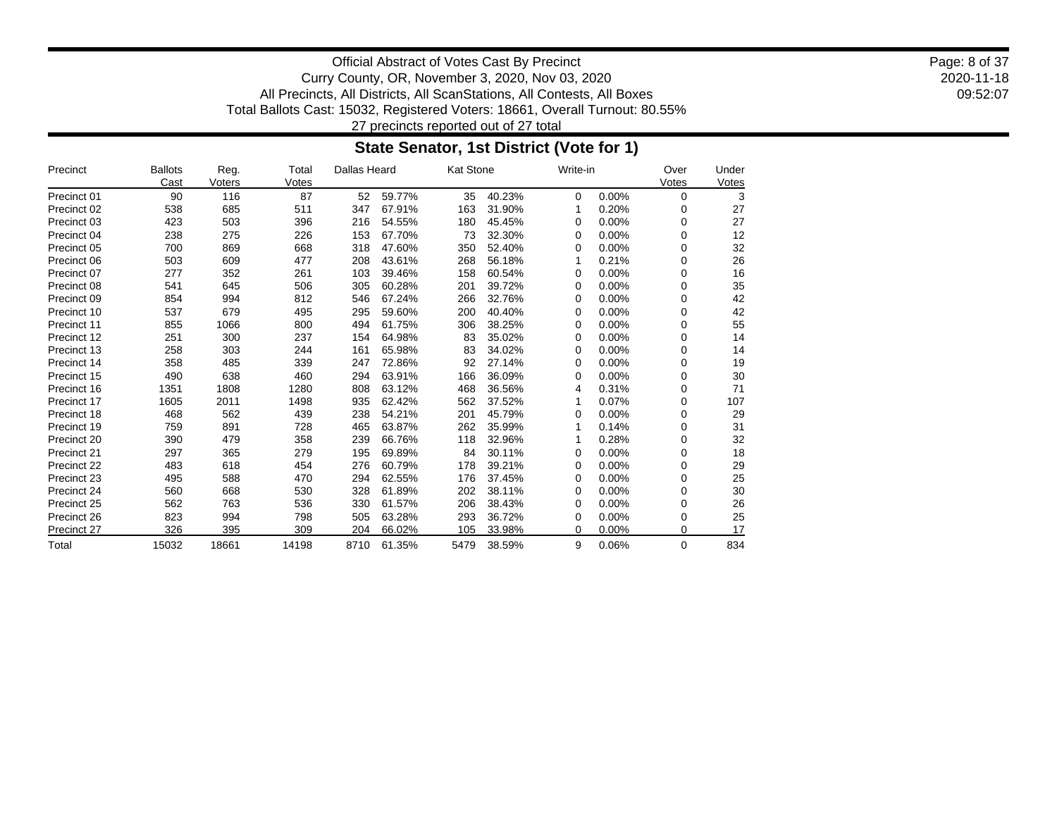Official Abstract of Votes Cast By Precinct
Curry County, OR, November 3, 2020, Nov 03, 2020
All Precincts, All Districts, All ScanStations, All Contests, All Boxes
Total Ballots Cast: 15032, Registered Voters: 18661, Overall Turnout: 80.55%
27 precincts reported out of 27 total

## State Senator, 1st District (Vote for 1)

| Precinct | Ballots Cast | Reg. Voters | Total Votes | Dallas Heard | | Kat Stone | | Write-in | | Over Votes | Under Votes |
|---|---|---|---|---|---|---|---|---|---|---|---|
| Precinct 01 | 90 | 116 | 87 | 52 | 59.77% | 35 | 40.23% | 0 | 0.00% | 0 | 3 |
| Precinct 02 | 538 | 685 | 511 | 347 | 67.91% | 163 | 31.90% | 1 | 0.20% | 0 | 27 |
| Precinct 03 | 423 | 503 | 396 | 216 | 54.55% | 180 | 45.45% | 0 | 0.00% | 0 | 27 |
| Precinct 04 | 238 | 275 | 226 | 153 | 67.70% | 73 | 32.30% | 0 | 0.00% | 0 | 12 |
| Precinct 05 | 700 | 869 | 668 | 318 | 47.60% | 350 | 52.40% | 0 | 0.00% | 0 | 32 |
| Precinct 06 | 503 | 609 | 477 | 208 | 43.61% | 268 | 56.18% | 1 | 0.21% | 0 | 26 |
| Precinct 07 | 277 | 352 | 261 | 103 | 39.46% | 158 | 60.54% | 0 | 0.00% | 0 | 16 |
| Precinct 08 | 541 | 645 | 506 | 305 | 60.28% | 201 | 39.72% | 0 | 0.00% | 0 | 35 |
| Precinct 09 | 854 | 994 | 812 | 546 | 67.24% | 266 | 32.76% | 0 | 0.00% | 0 | 42 |
| Precinct 10 | 537 | 679 | 495 | 295 | 59.60% | 200 | 40.40% | 0 | 0.00% | 0 | 42 |
| Precinct 11 | 855 | 1066 | 800 | 494 | 61.75% | 306 | 38.25% | 0 | 0.00% | 0 | 55 |
| Precinct 12 | 251 | 300 | 237 | 154 | 64.98% | 83 | 35.02% | 0 | 0.00% | 0 | 14 |
| Precinct 13 | 258 | 303 | 244 | 161 | 65.98% | 83 | 34.02% | 0 | 0.00% | 0 | 14 |
| Precinct 14 | 358 | 485 | 339 | 247 | 72.86% | 92 | 27.14% | 0 | 0.00% | 0 | 19 |
| Precinct 15 | 490 | 638 | 460 | 294 | 63.91% | 166 | 36.09% | 0 | 0.00% | 0 | 30 |
| Precinct 16 | 1351 | 1808 | 1280 | 808 | 63.12% | 468 | 36.56% | 4 | 0.31% | 0 | 71 |
| Precinct 17 | 1605 | 2011 | 1498 | 935 | 62.42% | 562 | 37.52% | 1 | 0.07% | 0 | 107 |
| Precinct 18 | 468 | 562 | 439 | 238 | 54.21% | 201 | 45.79% | 0 | 0.00% | 0 | 29 |
| Precinct 19 | 759 | 891 | 728 | 465 | 63.87% | 262 | 35.99% | 1 | 0.14% | 0 | 31 |
| Precinct 20 | 390 | 479 | 358 | 239 | 66.76% | 118 | 32.96% | 1 | 0.28% | 0 | 32 |
| Precinct 21 | 297 | 365 | 279 | 195 | 69.89% | 84 | 30.11% | 0 | 0.00% | 0 | 18 |
| Precinct 22 | 483 | 618 | 454 | 276 | 60.79% | 178 | 39.21% | 0 | 0.00% | 0 | 29 |
| Precinct 23 | 495 | 588 | 470 | 294 | 62.55% | 176 | 37.45% | 0 | 0.00% | 0 | 25 |
| Precinct 24 | 560 | 668 | 530 | 328 | 61.89% | 202 | 38.11% | 0 | 0.00% | 0 | 30 |
| Precinct 25 | 562 | 763 | 536 | 330 | 61.57% | 206 | 38.43% | 0 | 0.00% | 0 | 26 |
| Precinct 26 | 823 | 994 | 798 | 505 | 63.28% | 293 | 36.72% | 0 | 0.00% | 0 | 25 |
| Precinct 27 | 326 | 395 | 309 | 204 | 66.02% | 105 | 33.98% | 0 | 0.00% | 0 | 17 |
| Total | 15032 | 18661 | 14198 | 8710 | 61.35% | 5479 | 38.59% | 9 | 0.06% | 0 | 834 |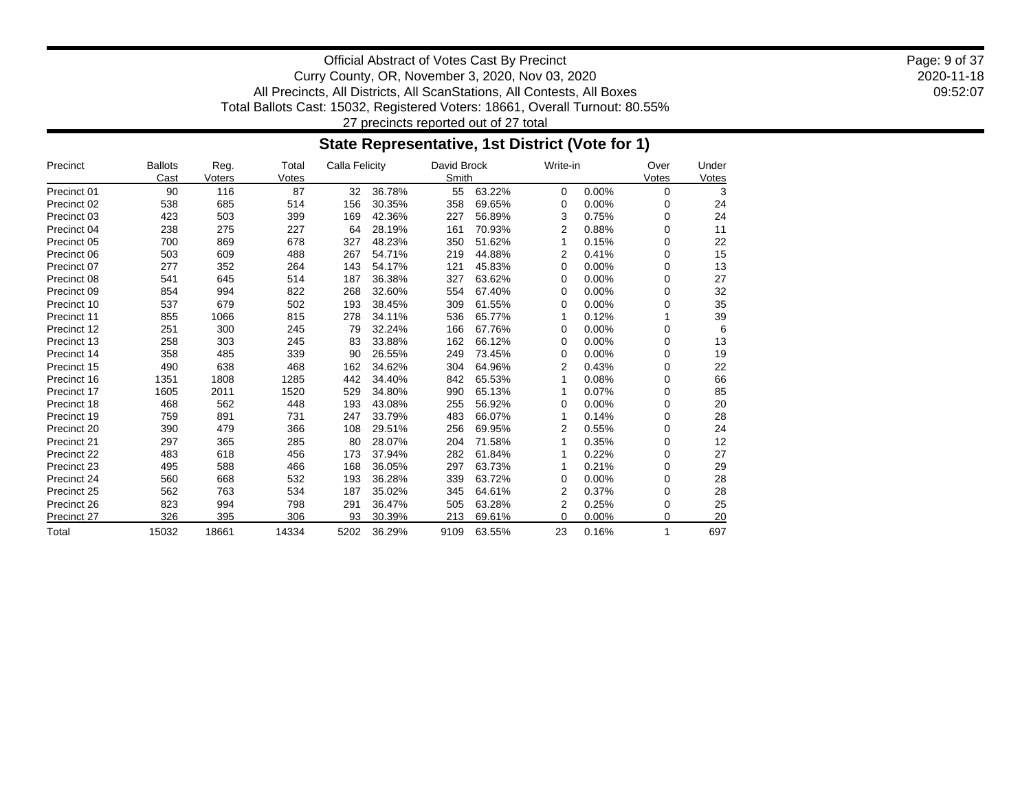Official Abstract of Votes Cast By Precinct
Curry County, OR, November 3, 2020, Nov 03, 2020
All Precincts, All Districts, All ScanStations, All Contests, All Boxes
Total Ballots Cast: 15032, Registered Voters: 18661, Overall Turnout: 80.55%
27 precincts reported out of 27 total

## State Representative, 1st District (Vote for 1)

| Precinct | Ballots Cast | Reg. Voters | Total Votes | Calla Felicity | | David Brock Smith | | Write-in | | Over Votes | Under Votes |
|---|---|---|---|---|---|---|---|---|---|---|---|
| Precinct 01 | 90 | 116 | 87 | 32 | 36.78% | 55 | 63.22% | 0 | 0.00% | 0 | 3 |
| Precinct 02 | 538 | 685 | 514 | 156 | 30.35% | 358 | 69.65% | 0 | 0.00% | 0 | 24 |
| Precinct 03 | 423 | 503 | 399 | 169 | 42.36% | 227 | 56.89% | 3 | 0.75% | 0 | 24 |
| Precinct 04 | 238 | 275 | 227 | 64 | 28.19% | 161 | 70.93% | 2 | 0.88% | 0 | 11 |
| Precinct 05 | 700 | 869 | 678 | 327 | 48.23% | 350 | 51.62% | 1 | 0.15% | 0 | 22 |
| Precinct 06 | 503 | 609 | 488 | 267 | 54.71% | 219 | 44.88% | 2 | 0.41% | 0 | 15 |
| Precinct 07 | 277 | 352 | 264 | 143 | 54.17% | 121 | 45.83% | 0 | 0.00% | 0 | 13 |
| Precinct 08 | 541 | 645 | 514 | 187 | 36.38% | 327 | 63.62% | 0 | 0.00% | 0 | 27 |
| Precinct 09 | 854 | 994 | 822 | 268 | 32.60% | 554 | 67.40% | 0 | 0.00% | 0 | 32 |
| Precinct 10 | 537 | 679 | 502 | 193 | 38.45% | 309 | 61.55% | 0 | 0.00% | 0 | 35 |
| Precinct 11 | 855 | 1066 | 815 | 278 | 34.11% | 536 | 65.77% | 1 | 0.12% | 1 | 39 |
| Precinct 12 | 251 | 300 | 245 | 79 | 32.24% | 166 | 67.76% | 0 | 0.00% | 0 | 6 |
| Precinct 13 | 258 | 303 | 245 | 83 | 33.88% | 162 | 66.12% | 0 | 0.00% | 0 | 13 |
| Precinct 14 | 358 | 485 | 339 | 90 | 26.55% | 249 | 73.45% | 0 | 0.00% | 0 | 19 |
| Precinct 15 | 490 | 638 | 468 | 162 | 34.62% | 304 | 64.96% | 2 | 0.43% | 0 | 22 |
| Precinct 16 | 1351 | 1808 | 1285 | 442 | 34.40% | 842 | 65.53% | 1 | 0.08% | 0 | 66 |
| Precinct 17 | 1605 | 2011 | 1520 | 529 | 34.80% | 990 | 65.13% | 1 | 0.07% | 0 | 85 |
| Precinct 18 | 468 | 562 | 448 | 193 | 43.08% | 255 | 56.92% | 0 | 0.00% | 0 | 20 |
| Precinct 19 | 759 | 891 | 731 | 247 | 33.79% | 483 | 66.07% | 1 | 0.14% | 0 | 28 |
| Precinct 20 | 390 | 479 | 366 | 108 | 29.51% | 256 | 69.95% | 2 | 0.55% | 0 | 24 |
| Precinct 21 | 297 | 365 | 285 | 80 | 28.07% | 204 | 71.58% | 1 | 0.35% | 0 | 12 |
| Precinct 22 | 483 | 618 | 456 | 173 | 37.94% | 282 | 61.84% | 1 | 0.22% | 0 | 27 |
| Precinct 23 | 495 | 588 | 466 | 168 | 36.05% | 297 | 63.73% | 1 | 0.21% | 0 | 29 |
| Precinct 24 | 560 | 668 | 532 | 193 | 36.28% | 339 | 63.72% | 0 | 0.00% | 0 | 28 |
| Precinct 25 | 562 | 763 | 534 | 187 | 35.02% | 345 | 64.61% | 2 | 0.37% | 0 | 28 |
| Precinct 26 | 823 | 994 | 798 | 291 | 36.47% | 505 | 63.28% | 2 | 0.25% | 0 | 25 |
| Precinct 27 | 326 | 395 | 306 | 93 | 30.39% | 213 | 69.61% | 0 | 0.00% | 0 | 20 |
| Total | 15032 | 18661 | 14334 | 5202 | 36.29% | 9109 | 63.55% | 23 | 0.16% | 1 | 697 |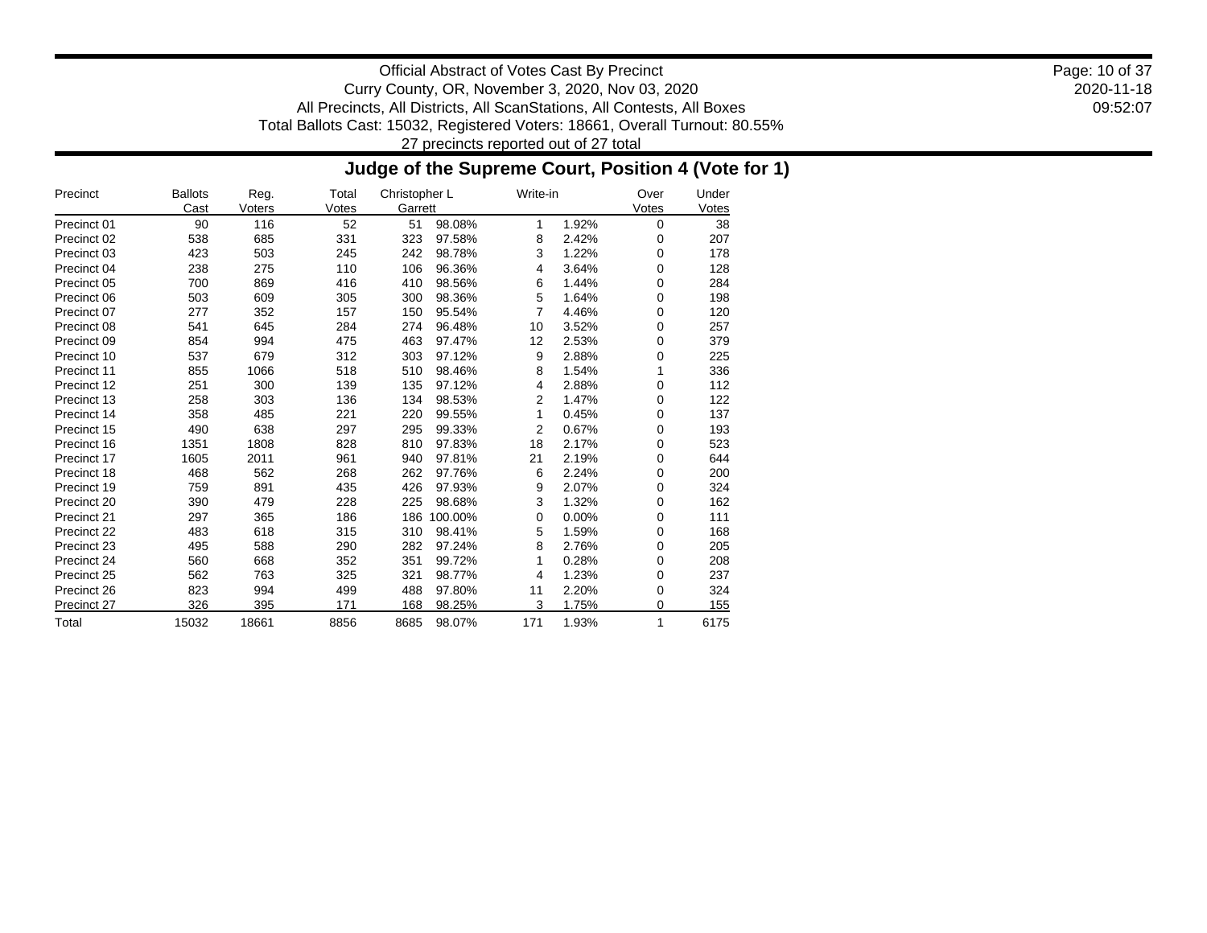Official Abstract of Votes Cast By Precinct
Curry County, OR, November 3, 2020, Nov 03, 2020
All Precincts, All Districts, All ScanStations, All Contests, All Boxes
Total Ballots Cast: 15032, Registered Voters: 18661, Overall Turnout: 80.55%
27 precincts reported out of 27 total

2020-11-18
09:52:07

## Judge of the Supreme Court, Position 4 (Vote for 1)

| Precinct | Ballots Cast | Reg. Voters | Total Votes | Christopher L Garrett | | Write-in | | Over Votes | Under Votes |
|---|---|---|---|---|---|---|---|---|---|
| Precinct 01 | 90 | 116 | 52 | 51 | 98.08% | 1 | 1.92% | 0 | 38 |
| Precinct 02 | 538 | 685 | 331 | 323 | 97.58% | 8 | 2.42% | 0 | 207 |
| Precinct 03 | 423 | 503 | 245 | 242 | 98.78% | 3 | 1.22% | 0 | 178 |
| Precinct 04 | 238 | 275 | 110 | 106 | 96.36% | 4 | 3.64% | 0 | 128 |
| Precinct 05 | 700 | 869 | 416 | 410 | 98.56% | 6 | 1.44% | 0 | 284 |
| Precinct 06 | 503 | 609 | 305 | 300 | 98.36% | 5 | 1.64% | 0 | 198 |
| Precinct 07 | 277 | 352 | 157 | 150 | 95.54% | 7 | 4.46% | 0 | 120 |
| Precinct 08 | 541 | 645 | 284 | 274 | 96.48% | 10 | 3.52% | 0 | 257 |
| Precinct 09 | 854 | 994 | 475 | 463 | 97.47% | 12 | 2.53% | 0 | 379 |
| Precinct 10 | 537 | 679 | 312 | 303 | 97.12% | 9 | 2.88% | 0 | 225 |
| Precinct 11 | 855 | 1066 | 518 | 510 | 98.46% | 8 | 1.54% | 1 | 336 |
| Precinct 12 | 251 | 300 | 139 | 135 | 97.12% | 4 | 2.88% | 0 | 112 |
| Precinct 13 | 258 | 303 | 136 | 134 | 98.53% | 2 | 1.47% | 0 | 122 |
| Precinct 14 | 358 | 485 | 221 | 220 | 99.55% | 1 | 0.45% | 0 | 137 |
| Precinct 15 | 490 | 638 | 297 | 295 | 99.33% | 2 | 0.67% | 0 | 193 |
| Precinct 16 | 1351 | 1808 | 828 | 810 | 97.83% | 18 | 2.17% | 0 | 523 |
| Precinct 17 | 1605 | 2011 | 961 | 940 | 97.81% | 21 | 2.19% | 0 | 644 |
| Precinct 18 | 468 | 562 | 268 | 262 | 97.76% | 6 | 2.24% | 0 | 200 |
| Precinct 19 | 759 | 891 | 435 | 426 | 97.93% | 9 | 2.07% | 0 | 324 |
| Precinct 20 | 390 | 479 | 228 | 225 | 98.68% | 3 | 1.32% | 0 | 162 |
| Precinct 21 | 297 | 365 | 186 | 186 | 100.00% | 0 | 0.00% | 0 | 111 |
| Precinct 22 | 483 | 618 | 315 | 310 | 98.41% | 5 | 1.59% | 0 | 168 |
| Precinct 23 | 495 | 588 | 290 | 282 | 97.24% | 8 | 2.76% | 0 | 205 |
| Precinct 24 | 560 | 668 | 352 | 351 | 99.72% | 1 | 0.28% | 0 | 208 |
| Precinct 25 | 562 | 763 | 325 | 321 | 98.77% | 4 | 1.23% | 0 | 237 |
| Precinct 26 | 823 | 994 | 499 | 488 | 97.80% | 11 | 2.20% | 0 | 324 |
| Precinct 27 | 326 | 395 | 171 | 168 | 98.25% | 3 | 1.75% | 0 | 155 |
| Total | 15032 | 18661 | 8856 | 8685 | 98.07% | 171 | 1.93% | 1 | 6175 |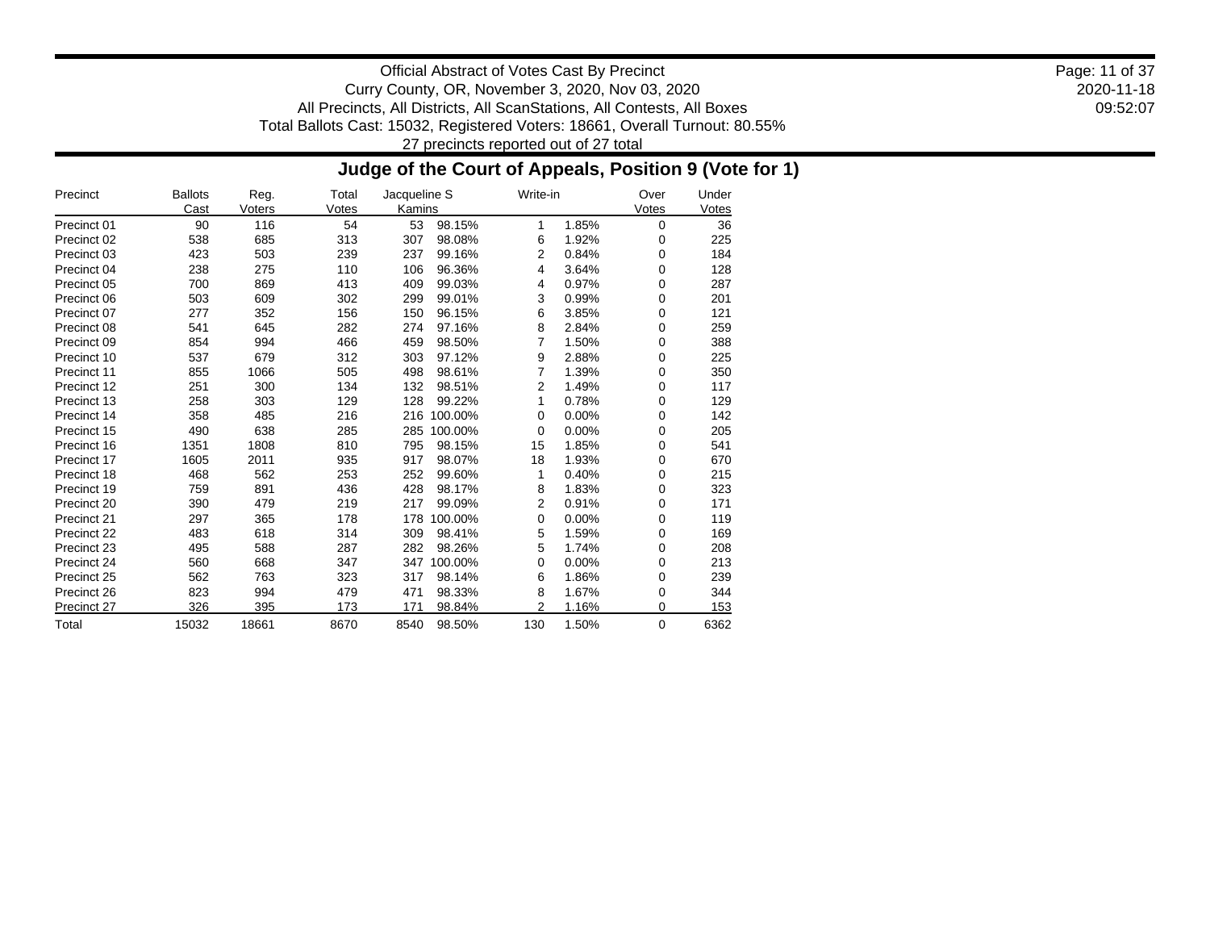Official Abstract of Votes Cast By Precinct
Curry County, OR, November 3, 2020, Nov 03, 2020
All Precincts, All Districts, All ScanStations, All Contests, All Boxes
Total Ballots Cast: 15032, Registered Voters: 18661, Overall Turnout: 80.55%
27 precincts reported out of 27 total

## Judge of the Court of Appeals, Position 9 (Vote for 1)

| Precinct | Ballots Cast | Reg. Voters | Total Votes | Jacqueline S Kamins | | Write-in | | Over Votes | Under Votes |
|---|---|---|---|---|---|---|---|---|---|
| Precinct 01 | 90 | 116 | 54 | 53 | 98.15% | 1 | 1.85% | 0 | 36 |
| Precinct 02 | 538 | 685 | 313 | 307 | 98.08% | 6 | 1.92% | 0 | 225 |
| Precinct 03 | 423 | 503 | 239 | 237 | 99.16% | 2 | 0.84% | 0 | 184 |
| Precinct 04 | 238 | 275 | 110 | 106 | 96.36% | 4 | 3.64% | 0 | 128 |
| Precinct 05 | 700 | 869 | 413 | 409 | 99.03% | 4 | 0.97% | 0 | 287 |
| Precinct 06 | 503 | 609 | 302 | 299 | 99.01% | 3 | 0.99% | 0 | 201 |
| Precinct 07 | 277 | 352 | 156 | 150 | 96.15% | 6 | 3.85% | 0 | 121 |
| Precinct 08 | 541 | 645 | 282 | 274 | 97.16% | 8 | 2.84% | 0 | 259 |
| Precinct 09 | 854 | 994 | 466 | 459 | 98.50% | 7 | 1.50% | 0 | 388 |
| Precinct 10 | 537 | 679 | 312 | 303 | 97.12% | 9 | 2.88% | 0 | 225 |
| Precinct 11 | 855 | 1066 | 505 | 498 | 98.61% | 7 | 1.39% | 0 | 350 |
| Precinct 12 | 251 | 300 | 134 | 132 | 98.51% | 2 | 1.49% | 0 | 117 |
| Precinct 13 | 258 | 303 | 129 | 128 | 99.22% | 1 | 0.78% | 0 | 129 |
| Precinct 14 | 358 | 485 | 216 | 216 | 100.00% | 0 | 0.00% | 0 | 142 |
| Precinct 15 | 490 | 638 | 285 | 285 | 100.00% | 0 | 0.00% | 0 | 205 |
| Precinct 16 | 1351 | 1808 | 810 | 795 | 98.15% | 15 | 1.85% | 0 | 541 |
| Precinct 17 | 1605 | 2011 | 935 | 917 | 98.07% | 18 | 1.93% | 0 | 670 |
| Precinct 18 | 468 | 562 | 253 | 252 | 99.60% | 1 | 0.40% | 0 | 215 |
| Precinct 19 | 759 | 891 | 436 | 428 | 98.17% | 8 | 1.83% | 0 | 323 |
| Precinct 20 | 390 | 479 | 219 | 217 | 99.09% | 2 | 0.91% | 0 | 171 |
| Precinct 21 | 297 | 365 | 178 | 178 | 100.00% | 0 | 0.00% | 0 | 119 |
| Precinct 22 | 483 | 618 | 314 | 309 | 98.41% | 5 | 1.59% | 0 | 169 |
| Precinct 23 | 495 | 588 | 287 | 282 | 98.26% | 5 | 1.74% | 0 | 208 |
| Precinct 24 | 560 | 668 | 347 | 347 | 100.00% | 0 | 0.00% | 0 | 213 |
| Precinct 25 | 562 | 763 | 323 | 317 | 98.14% | 6 | 1.86% | 0 | 239 |
| Precinct 26 | 823 | 994 | 479 | 471 | 98.33% | 8 | 1.67% | 0 | 344 |
| Precinct 27 | 326 | 395 | 173 | 171 | 98.84% | 2 | 1.16% | 0 | 153 |
| Total | 15032 | 18661 | 8670 | 8540 | 98.50% | 130 | 1.50% | 0 | 6362 |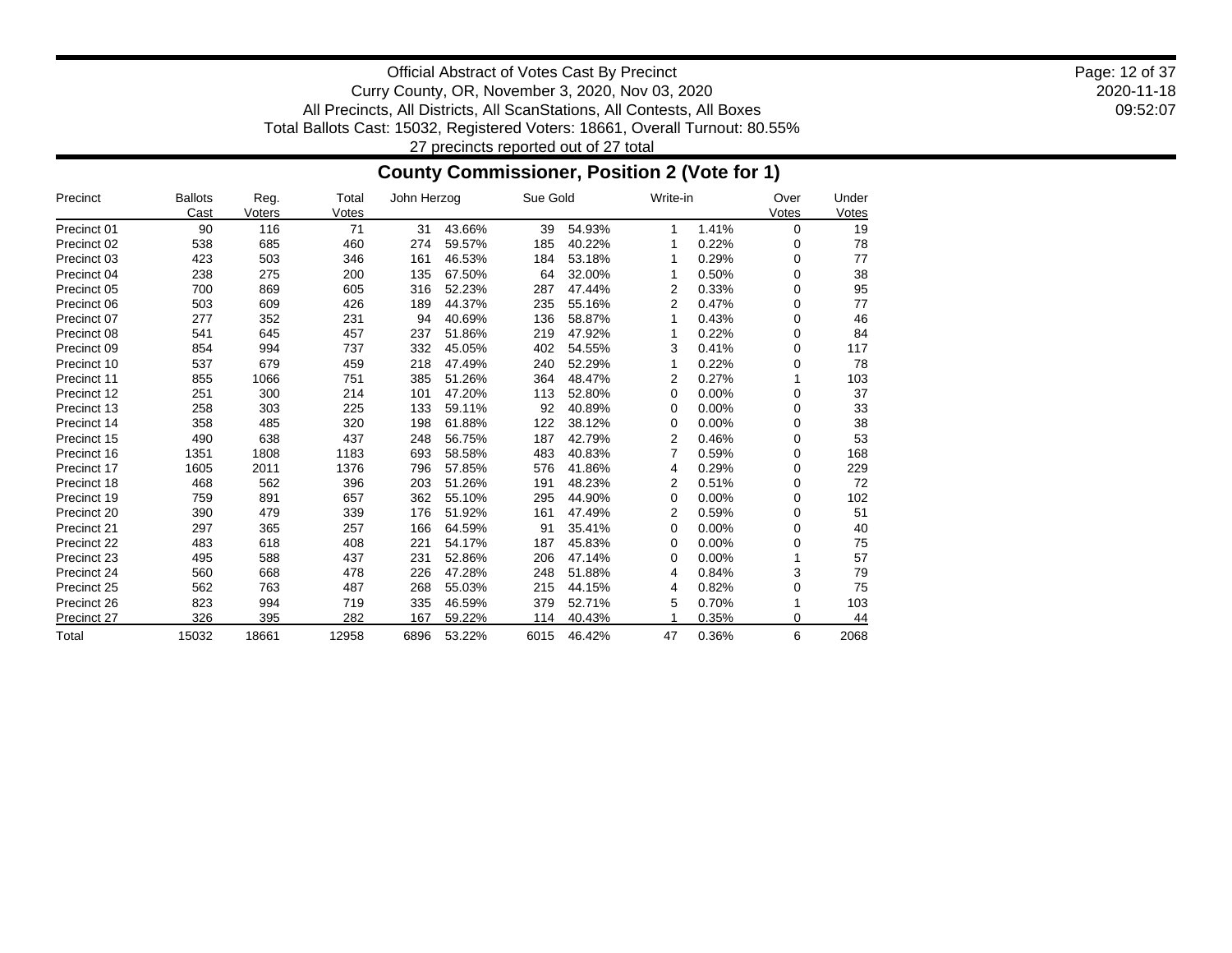Official Abstract of Votes Cast By Precinct
Curry County, OR, November 3, 2020, Nov 03, 2020
All Precincts, All Districts, All ScanStations, All Contests, All Boxes
Total Ballots Cast: 15032, Registered Voters: 18661, Overall Turnout: 80.55%
27 precincts reported out of 27 total

2020-11-18
09:52:07

## County Commissioner, Position 2 (Vote for 1)

| Precinct | Ballots Cast | Reg. Voters | Total Votes | John Herzog | | Sue Gold | | Write-in | | Over Votes | Under Votes |
|---|---|---|---|---|---|---|---|---|---|---|---|
| Precinct 01 | 90 | 116 | 71 | 31 | 43.66% | 39 | 54.93% | 1 | 1.41% | 0 | 19 |
| Precinct 02 | 538 | 685 | 460 | 274 | 59.57% | 185 | 40.22% | 1 | 0.22% | 0 | 78 |
| Precinct 03 | 423 | 503 | 346 | 161 | 46.53% | 184 | 53.18% | 1 | 0.29% | 0 | 77 |
| Precinct 04 | 238 | 275 | 200 | 135 | 67.50% | 64 | 32.00% | 1 | 0.50% | 0 | 38 |
| Precinct 05 | 700 | 869 | 605 | 316 | 52.23% | 287 | 47.44% | 2 | 0.33% | 0 | 95 |
| Precinct 06 | 503 | 609 | 426 | 189 | 44.37% | 235 | 55.16% | 2 | 0.47% | 0 | 77 |
| Precinct 07 | 277 | 352 | 231 | 94 | 40.69% | 136 | 58.87% | 1 | 0.43% | 0 | 46 |
| Precinct 08 | 541 | 645 | 457 | 237 | 51.86% | 219 | 47.92% | 1 | 0.22% | 0 | 84 |
| Precinct 09 | 854 | 994 | 737 | 332 | 45.05% | 402 | 54.55% | 3 | 0.41% | 0 | 117 |
| Precinct 10 | 537 | 679 | 459 | 218 | 47.49% | 240 | 52.29% | 1 | 0.22% | 0 | 78 |
| Precinct 11 | 855 | 1066 | 751 | 385 | 51.26% | 364 | 48.47% | 2 | 0.27% | 1 | 103 |
| Precinct 12 | 251 | 300 | 214 | 101 | 47.20% | 113 | 52.80% | 0 | 0.00% | 0 | 37 |
| Precinct 13 | 258 | 303 | 225 | 133 | 59.11% | 92 | 40.89% | 0 | 0.00% | 0 | 33 |
| Precinct 14 | 358 | 485 | 320 | 198 | 61.88% | 122 | 38.12% | 0 | 0.00% | 0 | 38 |
| Precinct 15 | 490 | 638 | 437 | 248 | 56.75% | 187 | 42.79% | 2 | 0.46% | 0 | 53 |
| Precinct 16 | 1351 | 1808 | 1183 | 693 | 58.58% | 483 | 40.83% | 7 | 0.59% | 0 | 168 |
| Precinct 17 | 1605 | 2011 | 1376 | 796 | 57.85% | 576 | 41.86% | 4 | 0.29% | 0 | 229 |
| Precinct 18 | 468 | 562 | 396 | 203 | 51.26% | 191 | 48.23% | 2 | 0.51% | 0 | 72 |
| Precinct 19 | 759 | 891 | 657 | 362 | 55.10% | 295 | 44.90% | 0 | 0.00% | 0 | 102 |
| Precinct 20 | 390 | 479 | 339 | 176 | 51.92% | 161 | 47.49% | 2 | 0.59% | 0 | 51 |
| Precinct 21 | 297 | 365 | 257 | 166 | 64.59% | 91 | 35.41% | 0 | 0.00% | 0 | 40 |
| Precinct 22 | 483 | 618 | 408 | 221 | 54.17% | 187 | 45.83% | 0 | 0.00% | 0 | 75 |
| Precinct 23 | 495 | 588 | 437 | 231 | 52.86% | 206 | 47.14% | 0 | 0.00% | 1 | 57 |
| Precinct 24 | 560 | 668 | 478 | 226 | 47.28% | 248 | 51.88% | 4 | 0.84% | 3 | 79 |
| Precinct 25 | 562 | 763 | 487 | 268 | 55.03% | 215 | 44.15% | 4 | 0.82% | 0 | 75 |
| Precinct 26 | 823 | 994 | 719 | 335 | 46.59% | 379 | 52.71% | 5 | 0.70% | 1 | 103 |
| Precinct 27 | 326 | 395 | 282 | 167 | 59.22% | 114 | 40.43% | 1 | 0.35% | 0 | 44 |
| Total | 15032 | 18661 | 12958 | 6896 | 53.22% | 6015 | 46.42% | 47 | 0.36% | 6 | 2068 |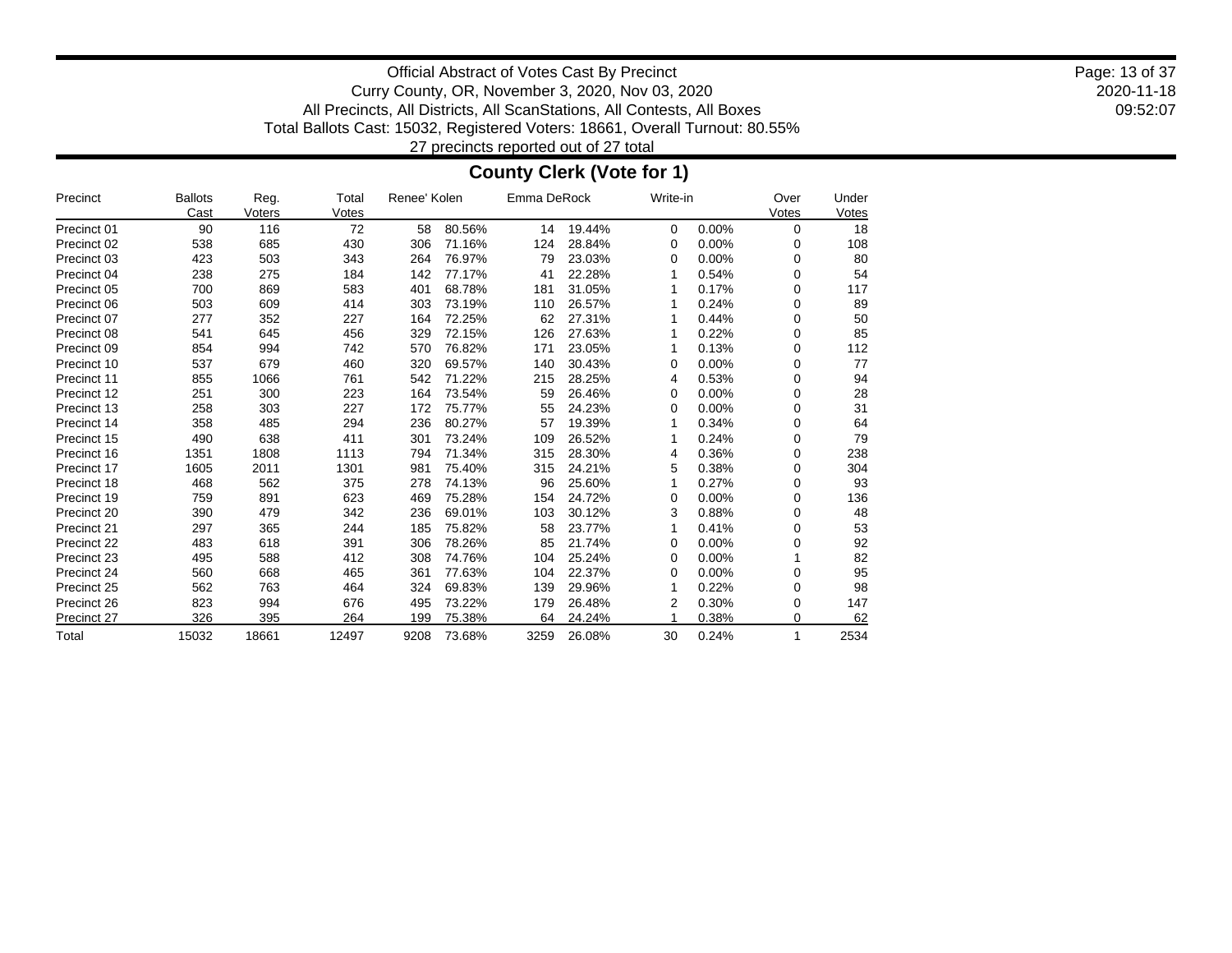Official Abstract of Votes Cast By Precinct
Curry County, OR, November 3, 2020, Nov 03, 2020
All Precincts, All Districts, All ScanStations, All Contests, All Boxes
Total Ballots Cast: 15032, Registered Voters: 18661, Overall Turnout: 80.55%
27 precincts reported out of 27 total

2020-11-18
09:52:07

## County Clerk (Vote for 1)

| Precinct | Ballots Cast | Reg. Voters | Total Votes | Renee' Kolen | | Emma DeRock | | Write-in | | Over Votes | Under Votes |
|---|---|---|---|---|---|---|---|---|---|---|---|
| Precinct 01 | 90 | 116 | 72 | 58 | 80.56% | 14 | 19.44% | 0 | 0.00% | 0 | 18 |
| Precinct 02 | 538 | 685 | 430 | 306 | 71.16% | 124 | 28.84% | 0 | 0.00% | 0 | 108 |
| Precinct 03 | 423 | 503 | 343 | 264 | 76.97% | 79 | 23.03% | 0 | 0.00% | 0 | 80 |
| Precinct 04 | 238 | 275 | 184 | 142 | 77.17% | 41 | 22.28% | 1 | 0.54% | 0 | 54 |
| Precinct 05 | 700 | 869 | 583 | 401 | 68.78% | 181 | 31.05% | 1 | 0.17% | 0 | 117 |
| Precinct 06 | 503 | 609 | 414 | 303 | 73.19% | 110 | 26.57% | 1 | 0.24% | 0 | 89 |
| Precinct 07 | 277 | 352 | 227 | 164 | 72.25% | 62 | 27.31% | 1 | 0.44% | 0 | 50 |
| Precinct 08 | 541 | 645 | 456 | 329 | 72.15% | 126 | 27.63% | 1 | 0.22% | 0 | 85 |
| Precinct 09 | 854 | 994 | 742 | 570 | 76.82% | 171 | 23.05% | 1 | 0.13% | 0 | 112 |
| Precinct 10 | 537 | 679 | 460 | 320 | 69.57% | 140 | 30.43% | 0 | 0.00% | 0 | 77 |
| Precinct 11 | 855 | 1066 | 761 | 542 | 71.22% | 215 | 28.25% | 4 | 0.53% | 0 | 94 |
| Precinct 12 | 251 | 300 | 223 | 164 | 73.54% | 59 | 26.46% | 0 | 0.00% | 0 | 28 |
| Precinct 13 | 258 | 303 | 227 | 172 | 75.77% | 55 | 24.23% | 0 | 0.00% | 0 | 31 |
| Precinct 14 | 358 | 485 | 294 | 236 | 80.27% | 57 | 19.39% | 1 | 0.34% | 0 | 64 |
| Precinct 15 | 490 | 638 | 411 | 301 | 73.24% | 109 | 26.52% | 1 | 0.24% | 0 | 79 |
| Precinct 16 | 1351 | 1808 | 1113 | 794 | 71.34% | 315 | 28.30% | 4 | 0.36% | 0 | 238 |
| Precinct 17 | 1605 | 2011 | 1301 | 981 | 75.40% | 315 | 24.21% | 5 | 0.38% | 0 | 304 |
| Precinct 18 | 468 | 562 | 375 | 278 | 74.13% | 96 | 25.60% | 1 | 0.27% | 0 | 93 |
| Precinct 19 | 759 | 891 | 623 | 469 | 75.28% | 154 | 24.72% | 0 | 0.00% | 0 | 136 |
| Precinct 20 | 390 | 479 | 342 | 236 | 69.01% | 103 | 30.12% | 3 | 0.88% | 0 | 48 |
| Precinct 21 | 297 | 365 | 244 | 185 | 75.82% | 58 | 23.77% | 1 | 0.41% | 0 | 53 |
| Precinct 22 | 483 | 618 | 391 | 306 | 78.26% | 85 | 21.74% | 0 | 0.00% | 0 | 92 |
| Precinct 23 | 495 | 588 | 412 | 308 | 74.76% | 104 | 25.24% | 0 | 0.00% | 1 | 82 |
| Precinct 24 | 560 | 668 | 465 | 361 | 77.63% | 104 | 22.37% | 0 | 0.00% | 0 | 95 |
| Precinct 25 | 562 | 763 | 464 | 324 | 69.83% | 139 | 29.96% | 1 | 0.22% | 0 | 98 |
| Precinct 26 | 823 | 994 | 676 | 495 | 73.22% | 179 | 26.48% | 2 | 0.30% | 0 | 147 |
| Precinct 27 | 326 | 395 | 264 | 199 | 75.38% | 64 | 24.24% | 1 | 0.38% | 0 | 62 |
| Total | 15032 | 18661 | 12497 | 9208 | 73.68% | 3259 | 26.08% | 30 | 0.24% | 1 | 2534 |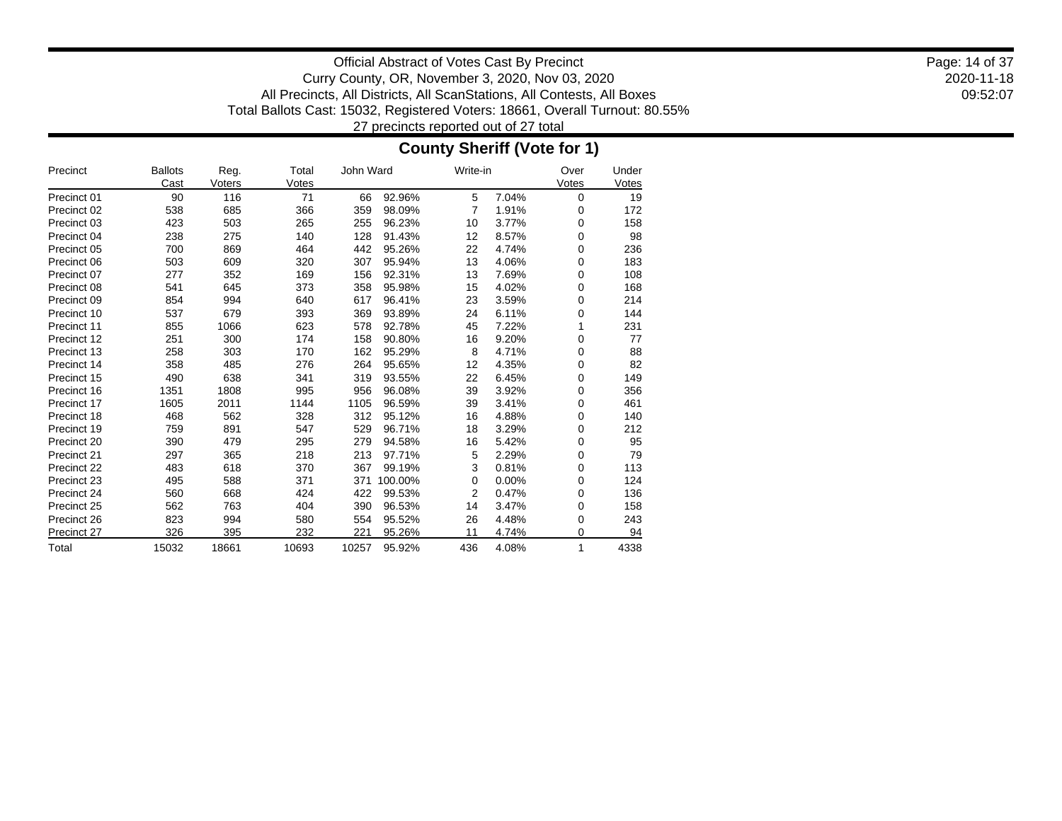Official Abstract of Votes Cast By Precinct
Curry County, OR, November 3, 2020, Nov 03, 2020
All Precincts, All Districts, All ScanStations, All Contests, All Boxes
Total Ballots Cast: 15032, Registered Voters: 18661, Overall Turnout: 80.55%
27 precincts reported out of 27 total

## County Sheriff (Vote for 1)

| Precinct | Ballots Cast | Reg. Voters | Total Votes | John Ward | | Write-in | | Over Votes | Under Votes |
|---|---|---|---|---|---|---|---|---|---|
| Precinct 01 | 90 | 116 | 71 | 66 | 92.96% | 5 | 7.04% | 0 | 19 |
| Precinct 02 | 538 | 685 | 366 | 359 | 98.09% | 7 | 1.91% | 0 | 172 |
| Precinct 03 | 423 | 503 | 265 | 255 | 96.23% | 10 | 3.77% | 0 | 158 |
| Precinct 04 | 238 | 275 | 140 | 128 | 91.43% | 12 | 8.57% | 0 | 98 |
| Precinct 05 | 700 | 869 | 464 | 442 | 95.26% | 22 | 4.74% | 0 | 236 |
| Precinct 06 | 503 | 609 | 320 | 307 | 95.94% | 13 | 4.06% | 0 | 183 |
| Precinct 07 | 277 | 352 | 169 | 156 | 92.31% | 13 | 7.69% | 0 | 108 |
| Precinct 08 | 541 | 645 | 373 | 358 | 95.98% | 15 | 4.02% | 0 | 168 |
| Precinct 09 | 854 | 994 | 640 | 617 | 96.41% | 23 | 3.59% | 0 | 214 |
| Precinct 10 | 537 | 679 | 393 | 369 | 93.89% | 24 | 6.11% | 0 | 144 |
| Precinct 11 | 855 | 1066 | 623 | 578 | 92.78% | 45 | 7.22% | 1 | 231 |
| Precinct 12 | 251 | 300 | 174 | 158 | 90.80% | 16 | 9.20% | 0 | 77 |
| Precinct 13 | 258 | 303 | 170 | 162 | 95.29% | 8 | 4.71% | 0 | 88 |
| Precinct 14 | 358 | 485 | 276 | 264 | 95.65% | 12 | 4.35% | 0 | 82 |
| Precinct 15 | 490 | 638 | 341 | 319 | 93.55% | 22 | 6.45% | 0 | 149 |
| Precinct 16 | 1351 | 1808 | 995 | 956 | 96.08% | 39 | 3.92% | 0 | 356 |
| Precinct 17 | 1605 | 2011 | 1144 | 1105 | 96.59% | 39 | 3.41% | 0 | 461 |
| Precinct 18 | 468 | 562 | 328 | 312 | 95.12% | 16 | 4.88% | 0 | 140 |
| Precinct 19 | 759 | 891 | 547 | 529 | 96.71% | 18 | 3.29% | 0 | 212 |
| Precinct 20 | 390 | 479 | 295 | 279 | 94.58% | 16 | 5.42% | 0 | 95 |
| Precinct 21 | 297 | 365 | 218 | 213 | 97.71% | 5 | 2.29% | 0 | 79 |
| Precinct 22 | 483 | 618 | 370 | 367 | 99.19% | 3 | 0.81% | 0 | 113 |
| Precinct 23 | 495 | 588 | 371 | 371 | 100.00% | 0 | 0.00% | 0 | 124 |
| Precinct 24 | 560 | 668 | 424 | 422 | 99.53% | 2 | 0.47% | 0 | 136 |
| Precinct 25 | 562 | 763 | 404 | 390 | 96.53% | 14 | 3.47% | 0 | 158 |
| Precinct 26 | 823 | 994 | 580 | 554 | 95.52% | 26 | 4.48% | 0 | 243 |
| Precinct 27 | 326 | 395 | 232 | 221 | 95.26% | 11 | 4.74% | 0 | 94 |
| Total | 15032 | 18661 | 10693 | 10257 | 95.92% | 436 | 4.08% | 1 | 4338 |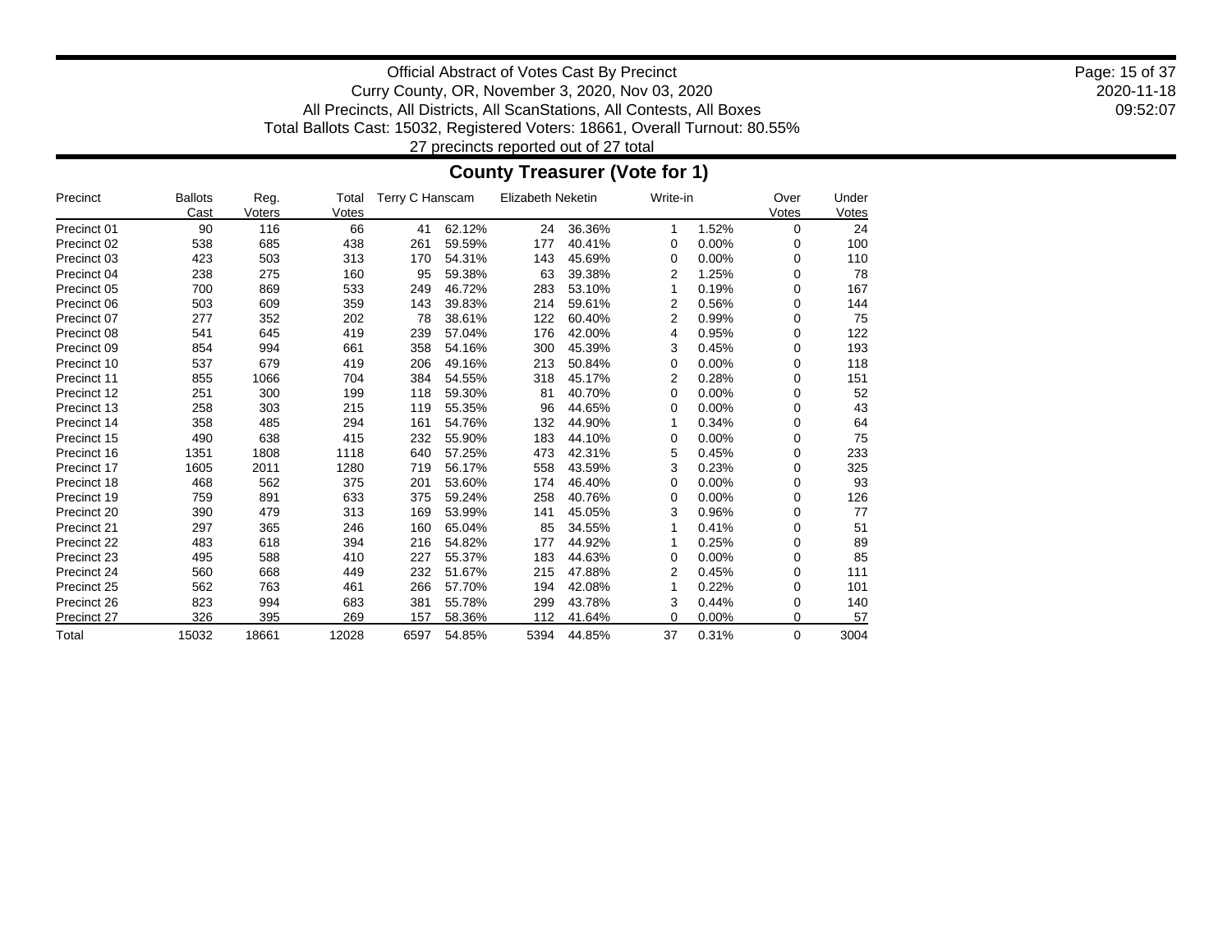Official Abstract of Votes Cast By Precinct
Curry County, OR, November 3, 2020, Nov 03, 2020
All Precincts, All Districts, All ScanStations, All Contests, All Boxes
Total Ballots Cast: 15032, Registered Voters: 18661, Overall Turnout: 80.55%
27 precincts reported out of 27 total

## County Treasurer (Vote for 1)

| Precinct | Ballots Cast | Reg. Voters | Total Votes | Terry C Hanscam | | Elizabeth Neketin | | Write-in | | Over Votes | Under Votes |
|---|---|---|---|---|---|---|---|---|---|---|---|
| Precinct 01 | 90 | 116 | 66 | 41 | 62.12% | 24 | 36.36% | 1 | 1.52% | 0 | 24 |
| Precinct 02 | 538 | 685 | 438 | 261 | 59.59% | 177 | 40.41% | 0 | 0.00% | 0 | 100 |
| Precinct 03 | 423 | 503 | 313 | 170 | 54.31% | 143 | 45.69% | 0 | 0.00% | 0 | 110 |
| Precinct 04 | 238 | 275 | 160 | 95 | 59.38% | 63 | 39.38% | 2 | 1.25% | 0 | 78 |
| Precinct 05 | 700 | 869 | 533 | 249 | 46.72% | 283 | 53.10% | 1 | 0.19% | 0 | 167 |
| Precinct 06 | 503 | 609 | 359 | 143 | 39.83% | 214 | 59.61% | 2 | 0.56% | 0 | 144 |
| Precinct 07 | 277 | 352 | 202 | 78 | 38.61% | 122 | 60.40% | 2 | 0.99% | 0 | 75 |
| Precinct 08 | 541 | 645 | 419 | 239 | 57.04% | 176 | 42.00% | 4 | 0.95% | 0 | 122 |
| Precinct 09 | 854 | 994 | 661 | 358 | 54.16% | 300 | 45.39% | 3 | 0.45% | 0 | 193 |
| Precinct 10 | 537 | 679 | 419 | 206 | 49.16% | 213 | 50.84% | 0 | 0.00% | 0 | 118 |
| Precinct 11 | 855 | 1066 | 704 | 384 | 54.55% | 318 | 45.17% | 2 | 0.28% | 0 | 151 |
| Precinct 12 | 251 | 300 | 199 | 118 | 59.30% | 81 | 40.70% | 0 | 0.00% | 0 | 52 |
| Precinct 13 | 258 | 303 | 215 | 119 | 55.35% | 96 | 44.65% | 0 | 0.00% | 0 | 43 |
| Precinct 14 | 358 | 485 | 294 | 161 | 54.76% | 132 | 44.90% | 1 | 0.34% | 0 | 64 |
| Precinct 15 | 490 | 638 | 415 | 232 | 55.90% | 183 | 44.10% | 0 | 0.00% | 0 | 75 |
| Precinct 16 | 1351 | 1808 | 1118 | 640 | 57.25% | 473 | 42.31% | 5 | 0.45% | 0 | 233 |
| Precinct 17 | 1605 | 2011 | 1280 | 719 | 56.17% | 558 | 43.59% | 3 | 0.23% | 0 | 325 |
| Precinct 18 | 468 | 562 | 375 | 201 | 53.60% | 174 | 46.40% | 0 | 0.00% | 0 | 93 |
| Precinct 19 | 759 | 891 | 633 | 375 | 59.24% | 258 | 40.76% | 0 | 0.00% | 0 | 126 |
| Precinct 20 | 390 | 479 | 313 | 169 | 53.99% | 141 | 45.05% | 3 | 0.96% | 0 | 77 |
| Precinct 21 | 297 | 365 | 246 | 160 | 65.04% | 85 | 34.55% | 1 | 0.41% | 0 | 51 |
| Precinct 22 | 483 | 618 | 394 | 216 | 54.82% | 177 | 44.92% | 1 | 0.25% | 0 | 89 |
| Precinct 23 | 495 | 588 | 410 | 227 | 55.37% | 183 | 44.63% | 0 | 0.00% | 0 | 85 |
| Precinct 24 | 560 | 668 | 449 | 232 | 51.67% | 215 | 47.88% | 2 | 0.45% | 0 | 111 |
| Precinct 25 | 562 | 763 | 461 | 266 | 57.70% | 194 | 42.08% | 1 | 0.22% | 0 | 101 |
| Precinct 26 | 823 | 994 | 683 | 381 | 55.78% | 299 | 43.78% | 3 | 0.44% | 0 | 140 |
| Precinct 27 | 326 | 395 | 269 | 157 | 58.36% | 112 | 41.64% | 0 | 0.00% | 0 | 57 |
| Total | 15032 | 18661 | 12028 | 6597 | 54.85% | 5394 | 44.85% | 37 | 0.31% | 0 | 3004 |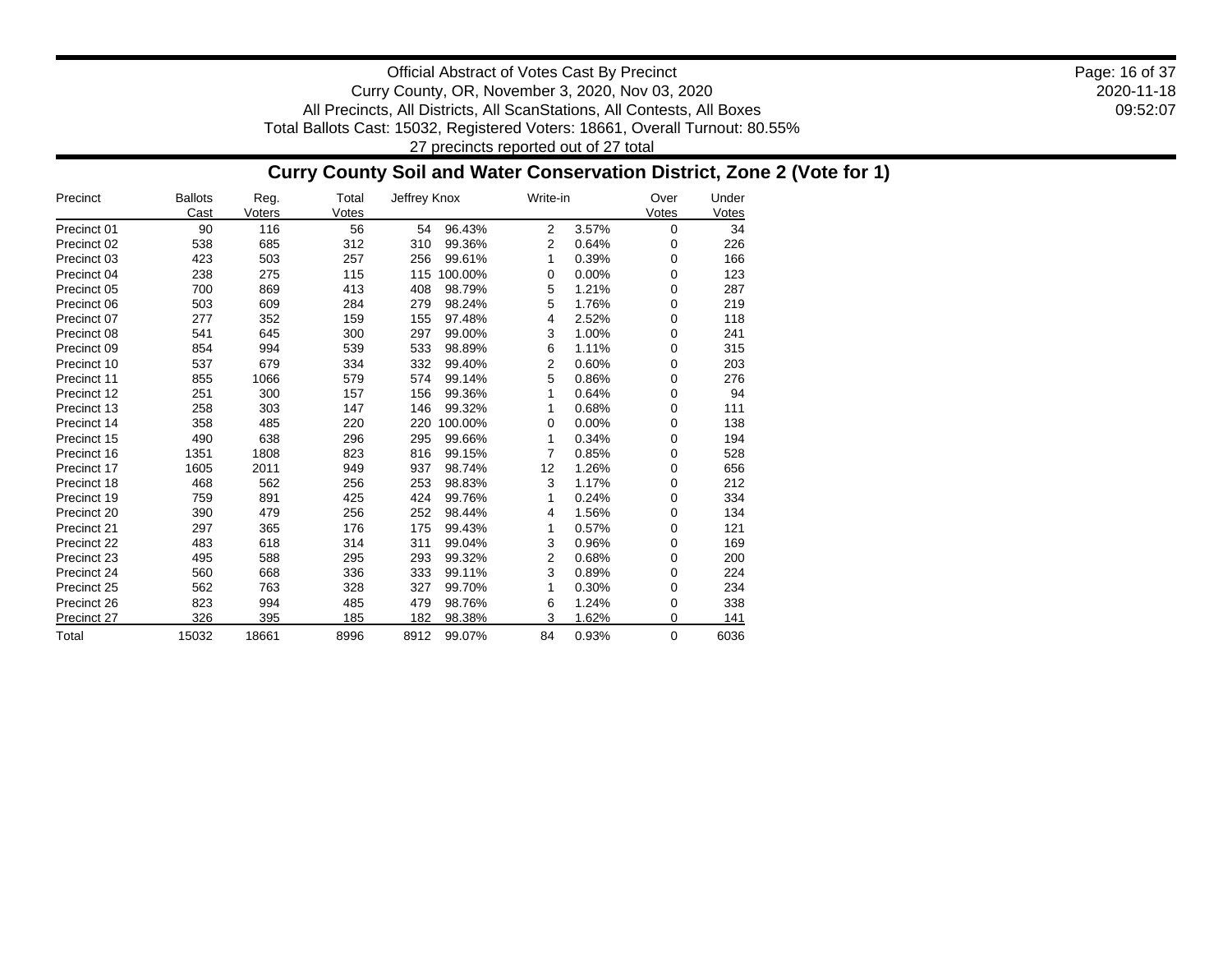Official Abstract of Votes Cast By Precinct
Curry County, OR, November 3, 2020, Nov 03, 2020
All Precincts, All Districts, All ScanStations, All Contests, All Boxes
Total Ballots Cast: 15032, Registered Voters: 18661, Overall Turnout: 80.55%
27 precincts reported out of 27 total

## Curry County Soil and Water Conservation District, Zone 2 (Vote for 1)

| Precinct | Ballots Cast | Reg. Voters | Total Votes | Jeffrey Knox | | Write-in | | Over Votes | Under Votes |
|---|---|---|---|---|---|---|---|---|---|
| Precinct 01 | 90 | 116 | 56 | 54 | 96.43% | 2 | 3.57% | 0 | 34 |
| Precinct 02 | 538 | 685 | 312 | 310 | 99.36% | 2 | 0.64% | 0 | 226 |
| Precinct 03 | 423 | 503 | 257 | 256 | 99.61% | 1 | 0.39% | 0 | 166 |
| Precinct 04 | 238 | 275 | 115 | 115 | 100.00% | 0 | 0.00% | 0 | 123 |
| Precinct 05 | 700 | 869 | 413 | 408 | 98.79% | 5 | 1.21% | 0 | 287 |
| Precinct 06 | 503 | 609 | 284 | 279 | 98.24% | 5 | 1.76% | 0 | 219 |
| Precinct 07 | 277 | 352 | 159 | 155 | 97.48% | 4 | 2.52% | 0 | 118 |
| Precinct 08 | 541 | 645 | 300 | 297 | 99.00% | 3 | 1.00% | 0 | 241 |
| Precinct 09 | 854 | 994 | 539 | 533 | 98.89% | 6 | 1.11% | 0 | 315 |
| Precinct 10 | 537 | 679 | 334 | 332 | 99.40% | 2 | 0.60% | 0 | 203 |
| Precinct 11 | 855 | 1066 | 579 | 574 | 99.14% | 5 | 0.86% | 0 | 276 |
| Precinct 12 | 251 | 300 | 157 | 156 | 99.36% | 1 | 0.64% | 0 | 94 |
| Precinct 13 | 258 | 303 | 147 | 146 | 99.32% | 1 | 0.68% | 0 | 111 |
| Precinct 14 | 358 | 485 | 220 | 220 | 100.00% | 0 | 0.00% | 0 | 138 |
| Precinct 15 | 490 | 638 | 296 | 295 | 99.66% | 1 | 0.34% | 0 | 194 |
| Precinct 16 | 1351 | 1808 | 823 | 816 | 99.15% | 7 | 0.85% | 0 | 528 |
| Precinct 17 | 1605 | 2011 | 949 | 937 | 98.74% | 12 | 1.26% | 0 | 656 |
| Precinct 18 | 468 | 562 | 256 | 253 | 98.83% | 3 | 1.17% | 0 | 212 |
| Precinct 19 | 759 | 891 | 425 | 424 | 99.76% | 1 | 0.24% | 0 | 334 |
| Precinct 20 | 390 | 479 | 256 | 252 | 98.44% | 4 | 1.56% | 0 | 134 |
| Precinct 21 | 297 | 365 | 176 | 175 | 99.43% | 1 | 0.57% | 0 | 121 |
| Precinct 22 | 483 | 618 | 314 | 311 | 99.04% | 3 | 0.96% | 0 | 169 |
| Precinct 23 | 495 | 588 | 295 | 293 | 99.32% | 2 | 0.68% | 0 | 200 |
| Precinct 24 | 560 | 668 | 336 | 333 | 99.11% | 3 | 0.89% | 0 | 224 |
| Precinct 25 | 562 | 763 | 328 | 327 | 99.70% | 1 | 0.30% | 0 | 234 |
| Precinct 26 | 823 | 994 | 485 | 479 | 98.76% | 6 | 1.24% | 0 | 338 |
| Precinct 27 | 326 | 395 | 185 | 182 | 98.38% | 3 | 1.62% | 0 | 141 |
| Total | 15032 | 18661 | 8996 | 8912 | 99.07% | 84 | 0.93% | 0 | 6036 |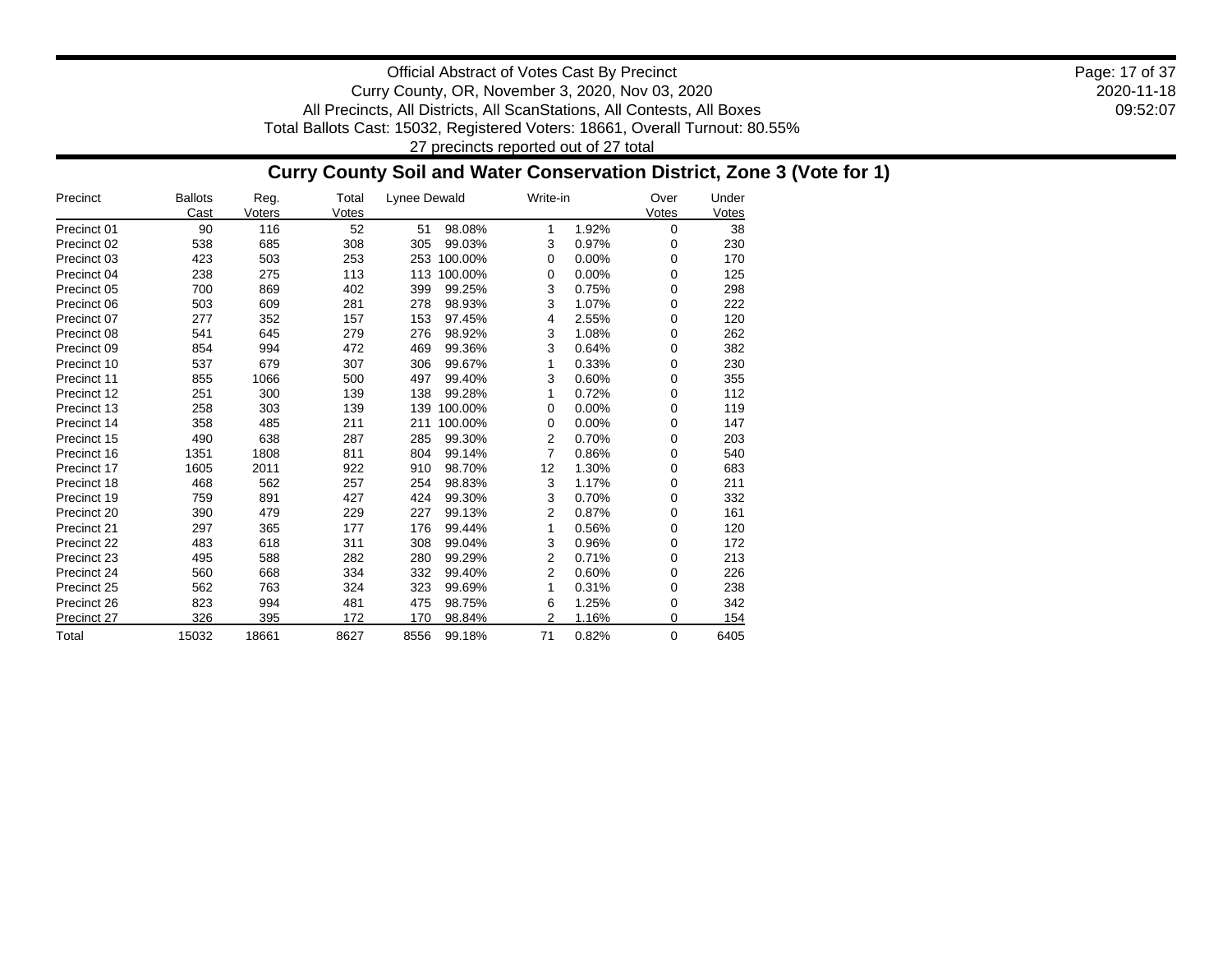Official Abstract of Votes Cast By Precinct
Curry County, OR, November 3, 2020, Nov 03, 2020
All Precincts, All Districts, All ScanStations, All Contests, All Boxes
Total Ballots Cast: 15032, Registered Voters: 18661, Overall Turnout: 80.55%
27 precincts reported out of 27 total

2020-11-18
09:52:07

## Curry County Soil and Water Conservation District, Zone 3 (Vote for 1)

| Precinct | Ballots Cast | Reg. Voters | Total Votes | Lynee Dewald | | Write-in | | Over Votes | Under Votes |
|---|---|---|---|---|---|---|---|---|---|
| Precinct 01 | 90 | 116 | 52 | 51 | 98.08% | 1 | 1.92% | 0 | 38 |
| Precinct 02 | 538 | 685 | 308 | 305 | 99.03% | 3 | 0.97% | 0 | 230 |
| Precinct 03 | 423 | 503 | 253 | 253 | 100.00% | 0 | 0.00% | 0 | 170 |
| Precinct 04 | 238 | 275 | 113 | 113 | 100.00% | 0 | 0.00% | 0 | 125 |
| Precinct 05 | 700 | 869 | 402 | 399 | 99.25% | 3 | 0.75% | 0 | 298 |
| Precinct 06 | 503 | 609 | 281 | 278 | 98.93% | 3 | 1.07% | 0 | 222 |
| Precinct 07 | 277 | 352 | 157 | 153 | 97.45% | 4 | 2.55% | 0 | 120 |
| Precinct 08 | 541 | 645 | 279 | 276 | 98.92% | 3 | 1.08% | 0 | 262 |
| Precinct 09 | 854 | 994 | 472 | 469 | 99.36% | 3 | 0.64% | 0 | 382 |
| Precinct 10 | 537 | 679 | 307 | 306 | 99.67% | 1 | 0.33% | 0 | 230 |
| Precinct 11 | 855 | 1066 | 500 | 497 | 99.40% | 3 | 0.60% | 0 | 355 |
| Precinct 12 | 251 | 300 | 139 | 138 | 99.28% | 1 | 0.72% | 0 | 112 |
| Precinct 13 | 258 | 303 | 139 | 139 | 100.00% | 0 | 0.00% | 0 | 119 |
| Precinct 14 | 358 | 485 | 211 | 211 | 100.00% | 0 | 0.00% | 0 | 147 |
| Precinct 15 | 490 | 638 | 287 | 285 | 99.30% | 2 | 0.70% | 0 | 203 |
| Precinct 16 | 1351 | 1808 | 811 | 804 | 99.14% | 7 | 0.86% | 0 | 540 |
| Precinct 17 | 1605 | 2011 | 922 | 910 | 98.70% | 12 | 1.30% | 0 | 683 |
| Precinct 18 | 468 | 562 | 257 | 254 | 98.83% | 3 | 1.17% | 0 | 211 |
| Precinct 19 | 759 | 891 | 427 | 424 | 99.30% | 3 | 0.70% | 0 | 332 |
| Precinct 20 | 390 | 479 | 229 | 227 | 99.13% | 2 | 0.87% | 0 | 161 |
| Precinct 21 | 297 | 365 | 177 | 176 | 99.44% | 1 | 0.56% | 0 | 120 |
| Precinct 22 | 483 | 618 | 311 | 308 | 99.04% | 3 | 0.96% | 0 | 172 |
| Precinct 23 | 495 | 588 | 282 | 280 | 99.29% | 2 | 0.71% | 0 | 213 |
| Precinct 24 | 560 | 668 | 334 | 332 | 99.40% | 2 | 0.60% | 0 | 226 |
| Precinct 25 | 562 | 763 | 324 | 323 | 99.69% | 1 | 0.31% | 0 | 238 |
| Precinct 26 | 823 | 994 | 481 | 475 | 98.75% | 6 | 1.25% | 0 | 342 |
| Precinct 27 | 326 | 395 | 172 | 170 | 98.84% | 2 | 1.16% | 0 | 154 |
| Total | 15032 | 18661 | 8627 | 8556 | 99.18% | 71 | 0.82% | 0 | 6405 |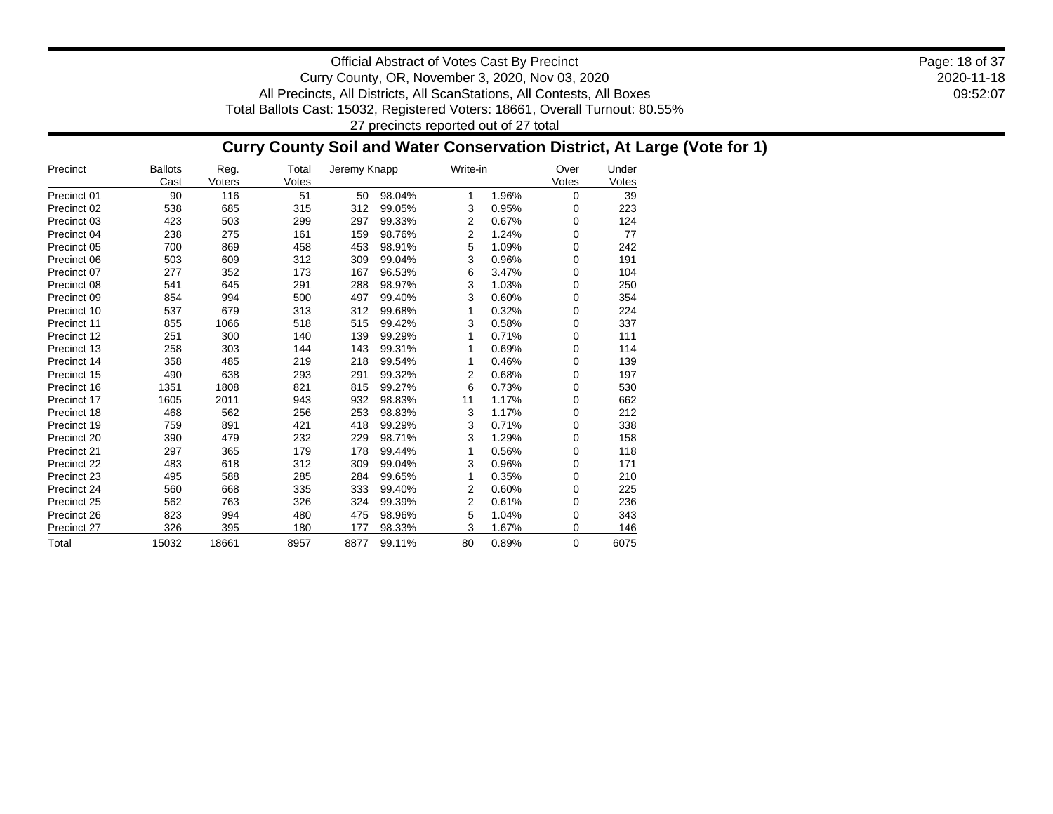Official Abstract of Votes Cast By Precinct
Curry County, OR, November 3, 2020, Nov 03, 2020
All Precincts, All Districts, All ScanStations, All Contests, All Boxes
Total Ballots Cast: 15032, Registered Voters: 18661, Overall Turnout: 80.55%
27 precincts reported out of 27 total

## Curry County Soil and Water Conservation District, At Large (Vote for 1)

| Precinct | Ballots Cast | Reg. Voters | Total Votes | Jeremy Knapp | | Write-in | | Over Votes | Under Votes |
|---|---|---|---|---|---|---|---|---|---|
| Precinct 01 | 90 | 116 | 51 | 50 | 98.04% | 1 | 1.96% | 0 | 39 |
| Precinct 02 | 538 | 685 | 315 | 312 | 99.05% | 3 | 0.95% | 0 | 223 |
| Precinct 03 | 423 | 503 | 299 | 297 | 99.33% | 2 | 0.67% | 0 | 124 |
| Precinct 04 | 238 | 275 | 161 | 159 | 98.76% | 2 | 1.24% | 0 | 77 |
| Precinct 05 | 700 | 869 | 458 | 453 | 98.91% | 5 | 1.09% | 0 | 242 |
| Precinct 06 | 503 | 609 | 312 | 309 | 99.04% | 3 | 0.96% | 0 | 191 |
| Precinct 07 | 277 | 352 | 173 | 167 | 96.53% | 6 | 3.47% | 0 | 104 |
| Precinct 08 | 541 | 645 | 291 | 288 | 98.97% | 3 | 1.03% | 0 | 250 |
| Precinct 09 | 854 | 994 | 500 | 497 | 99.40% | 3 | 0.60% | 0 | 354 |
| Precinct 10 | 537 | 679 | 313 | 312 | 99.68% | 1 | 0.32% | 0 | 224 |
| Precinct 11 | 855 | 1066 | 518 | 515 | 99.42% | 3 | 0.58% | 0 | 337 |
| Precinct 12 | 251 | 300 | 140 | 139 | 99.29% | 1 | 0.71% | 0 | 111 |
| Precinct 13 | 258 | 303 | 144 | 143 | 99.31% | 1 | 0.69% | 0 | 114 |
| Precinct 14 | 358 | 485 | 219 | 218 | 99.54% | 1 | 0.46% | 0 | 139 |
| Precinct 15 | 490 | 638 | 293 | 291 | 99.32% | 2 | 0.68% | 0 | 197 |
| Precinct 16 | 1351 | 1808 | 821 | 815 | 99.27% | 6 | 0.73% | 0 | 530 |
| Precinct 17 | 1605 | 2011 | 943 | 932 | 98.83% | 11 | 1.17% | 0 | 662 |
| Precinct 18 | 468 | 562 | 256 | 253 | 98.83% | 3 | 1.17% | 0 | 212 |
| Precinct 19 | 759 | 891 | 421 | 418 | 99.29% | 3 | 0.71% | 0 | 338 |
| Precinct 20 | 390 | 479 | 232 | 229 | 98.71% | 3 | 1.29% | 0 | 158 |
| Precinct 21 | 297 | 365 | 179 | 178 | 99.44% | 1 | 0.56% | 0 | 118 |
| Precinct 22 | 483 | 618 | 312 | 309 | 99.04% | 3 | 0.96% | 0 | 171 |
| Precinct 23 | 495 | 588 | 285 | 284 | 99.65% | 1 | 0.35% | 0 | 210 |
| Precinct 24 | 560 | 668 | 335 | 333 | 99.40% | 2 | 0.60% | 0 | 225 |
| Precinct 25 | 562 | 763 | 326 | 324 | 99.39% | 2 | 0.61% | 0 | 236 |
| Precinct 26 | 823 | 994 | 480 | 475 | 98.96% | 5 | 1.04% | 0 | 343 |
| Precinct 27 | 326 | 395 | 180 | 177 | 98.33% | 3 | 1.67% | 0 | 146 |
| Total | 15032 | 18661 | 8957 | 8877 | 99.11% | 80 | 0.89% | 0 | 6075 |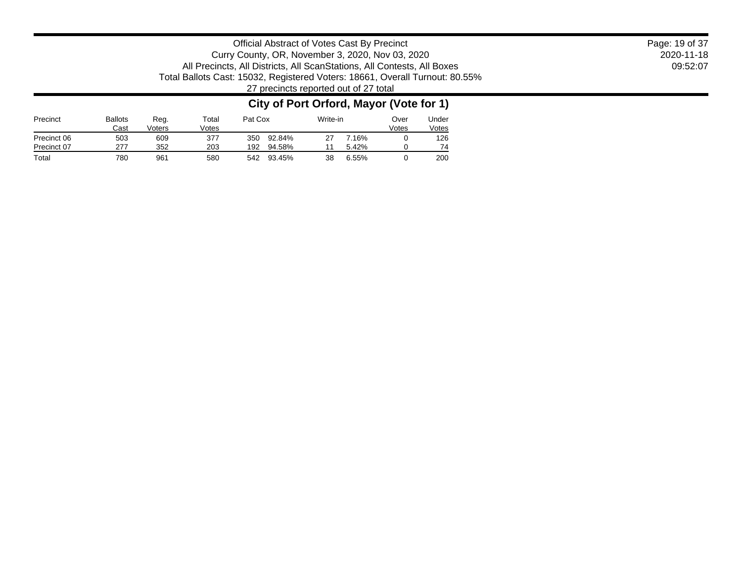Official Abstract of Votes Cast By Precinct
Curry County, OR, November 3, 2020, Nov 03, 2020
All Precincts, All Districts, All ScanStations, All Contests, All Boxes
Total Ballots Cast: 15032, Registered Voters: 18661, Overall Turnout: 80.55%
27 precincts reported out of 27 total

2020-11-18
09:52:07

## City of Port Orford, Mayor (Vote for 1)

| Precinct | Ballots Cast | Reg. Voters | Total Votes | Pat Cox | | Write-in | | Over Votes | Under Votes |
|---|---|---|---|---|---|---|---|---|---|
| Precinct 06 | 503 | 609 | 377 | 350 | 92.84% | 27 | 7.16% | 0 | 126 |
| Precinct 07 | 277 | 352 | 203 | 192 | 94.58% | 11 | 5.42% | 0 | 74 |
| Total | 780 | 961 | 580 | 542 | 93.45% | 38 | 6.55% | 0 | 200 |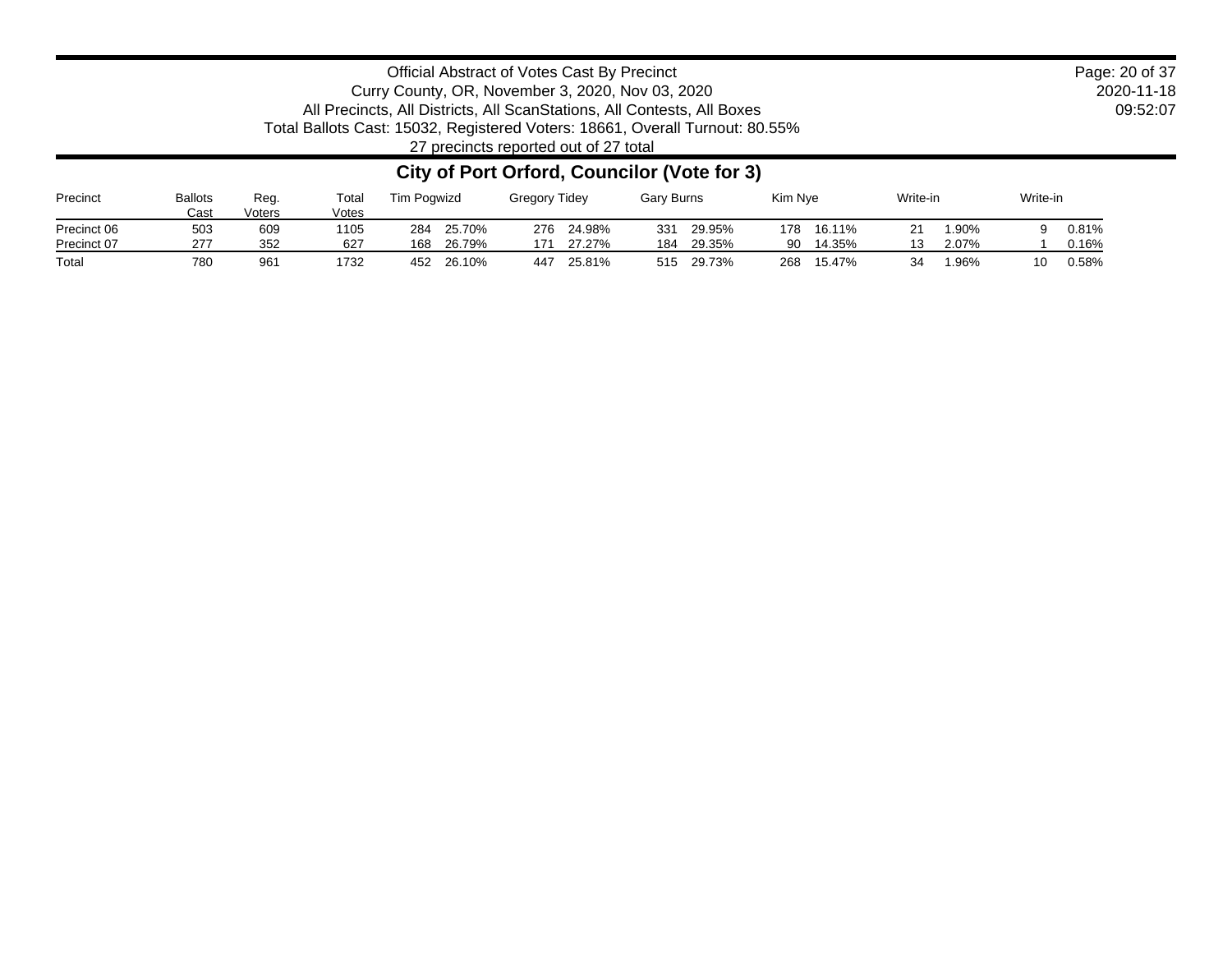Official Abstract of Votes Cast By Precinct
Curry County, OR, November 3, 2020, Nov 03, 2020
All Precincts, All Districts, All ScanStations, All Contests, All Boxes
Total Ballots Cast: 15032, Registered Voters: 18661, Overall Turnout: 80.55%
27 precincts reported out of 27 total

2020-11-18
09:52:07

## City of Port Orford, Councilor (Vote for 3)

| Precinct | Ballots Cast | Reg. Voters | Total Votes | Tim Pogwizd | | Gregory Tidey | | Gary Burns | | Kim Nye | | Write-in | | Write-in | |
|---|---|---|---|---|---|---|---|---|---|---|---|---|---|---|---|
| Precinct 06 | 503 | 609 | 1105 | 284 | 25.70% | 276 | 24.98% | 331 | 29.95% | 178 | 16.11% | 21 | 1.90% | 9 | 0.81% |
| Precinct 07 | 277 | 352 | 627 | 168 | 26.79% | 171 | 27.27% | 184 | 29.35% | 90 | 14.35% | 13 | 2.07% | 1 | 0.16% |
| Total | 780 | 961 | 1732 | 452 | 26.10% | 447 | 25.81% | 515 | 29.73% | 268 | 15.47% | 34 | 1.96% | 10 | 0.58% |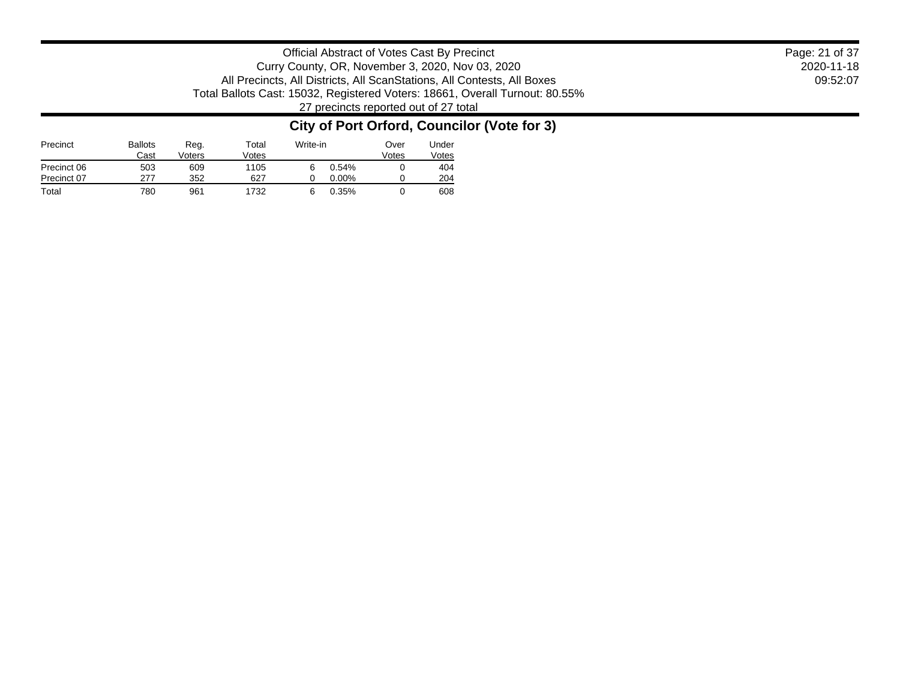Official Abstract of Votes Cast By Precinct
Curry County, OR, November 3, 2020, Nov 03, 2020
All Precincts, All Districts, All ScanStations, All Contests, All Boxes
Total Ballots Cast: 15032, Registered Voters: 18661, Overall Turnout: 80.55%
27 precincts reported out of 27 total

2020-11-18
09:52:07

## City of Port Orford, Councilor (Vote for 3)

| Precinct | Ballots Cast | Reg. Voters | Total Votes | Write-in | | Over Votes | Under Votes |
|---|---|---|---|---|---|---|---|
| Precinct 06 | 503 | 609 | 1105 | 6 | 0.54% | 0 | 404 |
| Precinct 07 | 277 | 352 | 627 | 0 | 0.00% | 0 | 204 |
| Total | 780 | 961 | 1732 | 6 | 0.35% | 0 | 608 |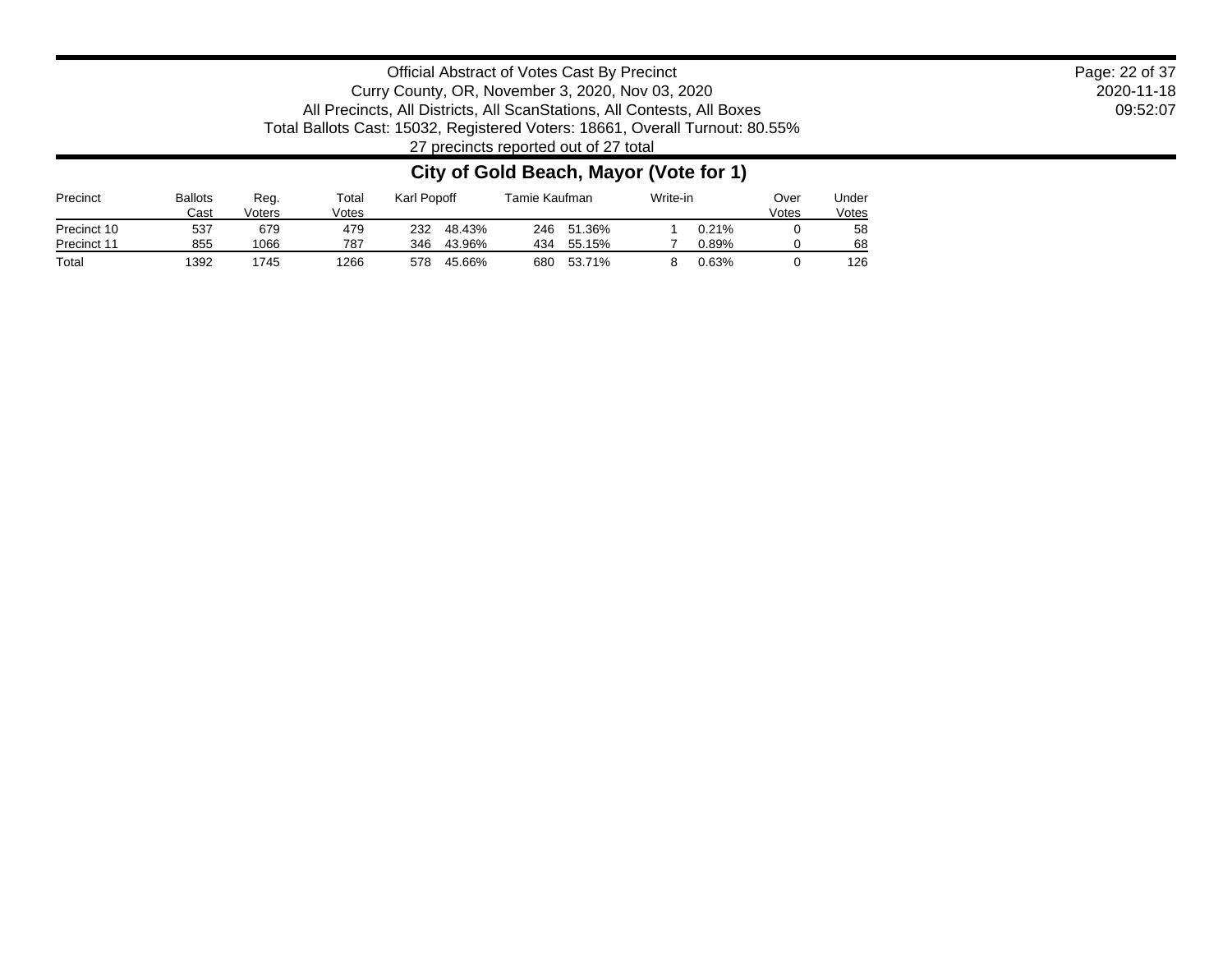Official Abstract of Votes Cast By Precinct
Curry County, OR, November 3, 2020, Nov 03, 2020
All Precincts, All Districts, All ScanStations, All Contests, All Boxes
Total Ballots Cast: 15032, Registered Voters: 18661, Overall Turnout: 80.55%
27 precincts reported out of 27 total

2020-11-18
09:52:07

## City of Gold Beach, Mayor (Vote for 1)

| Precinct | Ballots Cast | Reg. Voters | Total Votes | Karl Popoff | | Tamie Kaufman | | Write-in | | Over Votes | Under Votes |
|---|---|---|---|---|---|---|---|---|---|---|---|
| Precinct 10 | 537 | 679 | 479 | 232 | 48.43% | 246 | 51.36% | 1 | 0.21% | 0 | 58 |
| Precinct 11 | 855 | 1066 | 787 | 346 | 43.96% | 434 | 55.15% | 7 | 0.89% | 0 | 68 |
| Total | 1392 | 1745 | 1266 | 578 | 45.66% | 680 | 53.71% | 8 | 0.63% | 0 | 126 |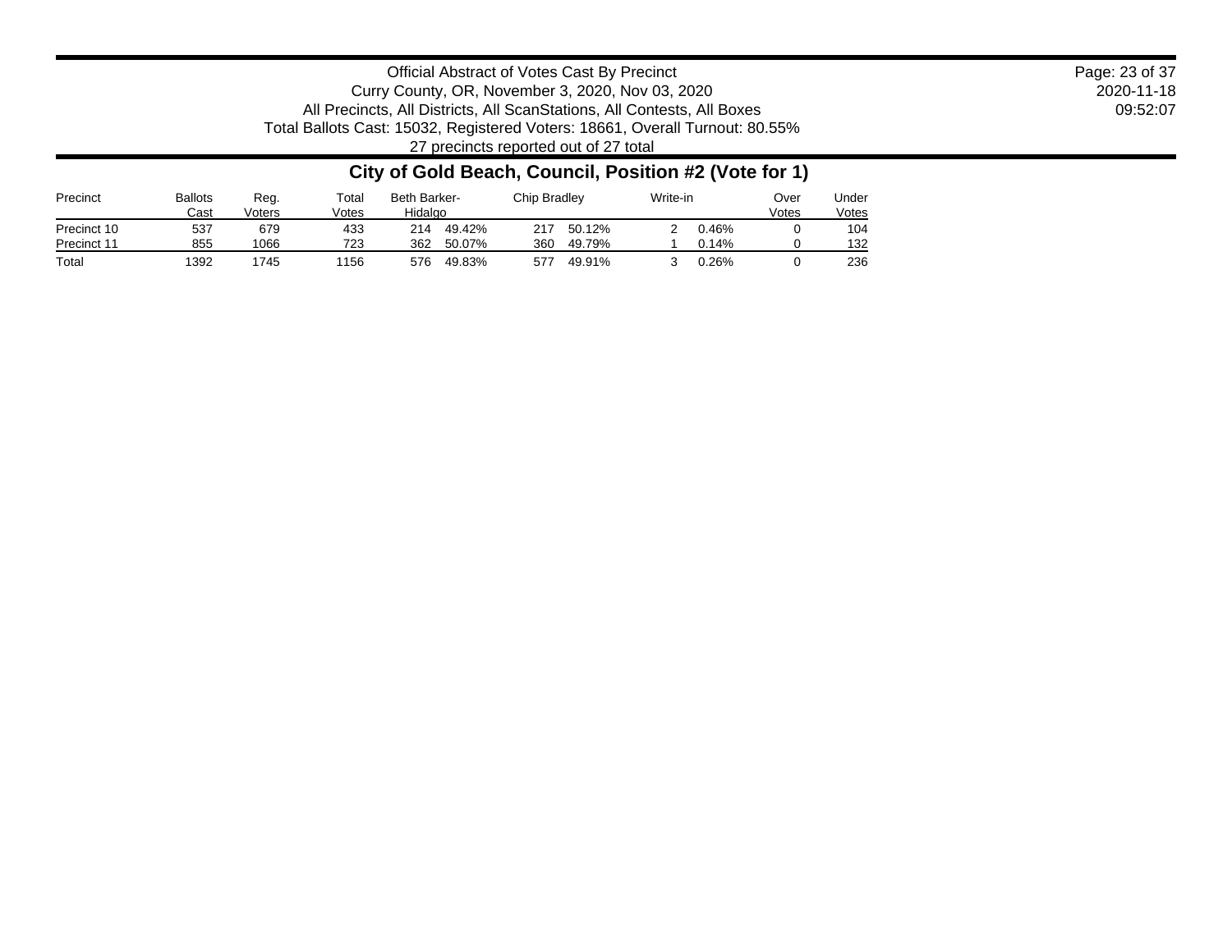Official Abstract of Votes Cast By Precinct
Curry County, OR, November 3, 2020, Nov 03, 2020
All Precincts, All Districts, All ScanStations, All Contests, All Boxes
Total Ballots Cast: 15032, Registered Voters: 18661, Overall Turnout: 80.55%
27 precincts reported out of 27 total

2020-11-18
09:52:07

## City of Gold Beach, Council, Position #2 (Vote for 1)

| Precinct | Ballots Cast | Reg. Voters | Total Votes | Beth Barker-Hidalgo | | Chip Bradley | | Write-in | | Over Votes | Under Votes |
|---|---|---|---|---|---|---|---|---|---|---|---|
| Precinct 10 | 537 | 679 | 433 | 214 | 49.42% | 217 | 50.12% | 2 | 0.46% | 0 | 104 |
| Precinct 11 | 855 | 1066 | 723 | 362 | 50.07% | 360 | 49.79% | 1 | 0.14% | 0 | 132 |
| Total | 1392 | 1745 | 1156 | 576 | 49.83% | 577 | 49.91% | 3 | 0.26% | 0 | 236 |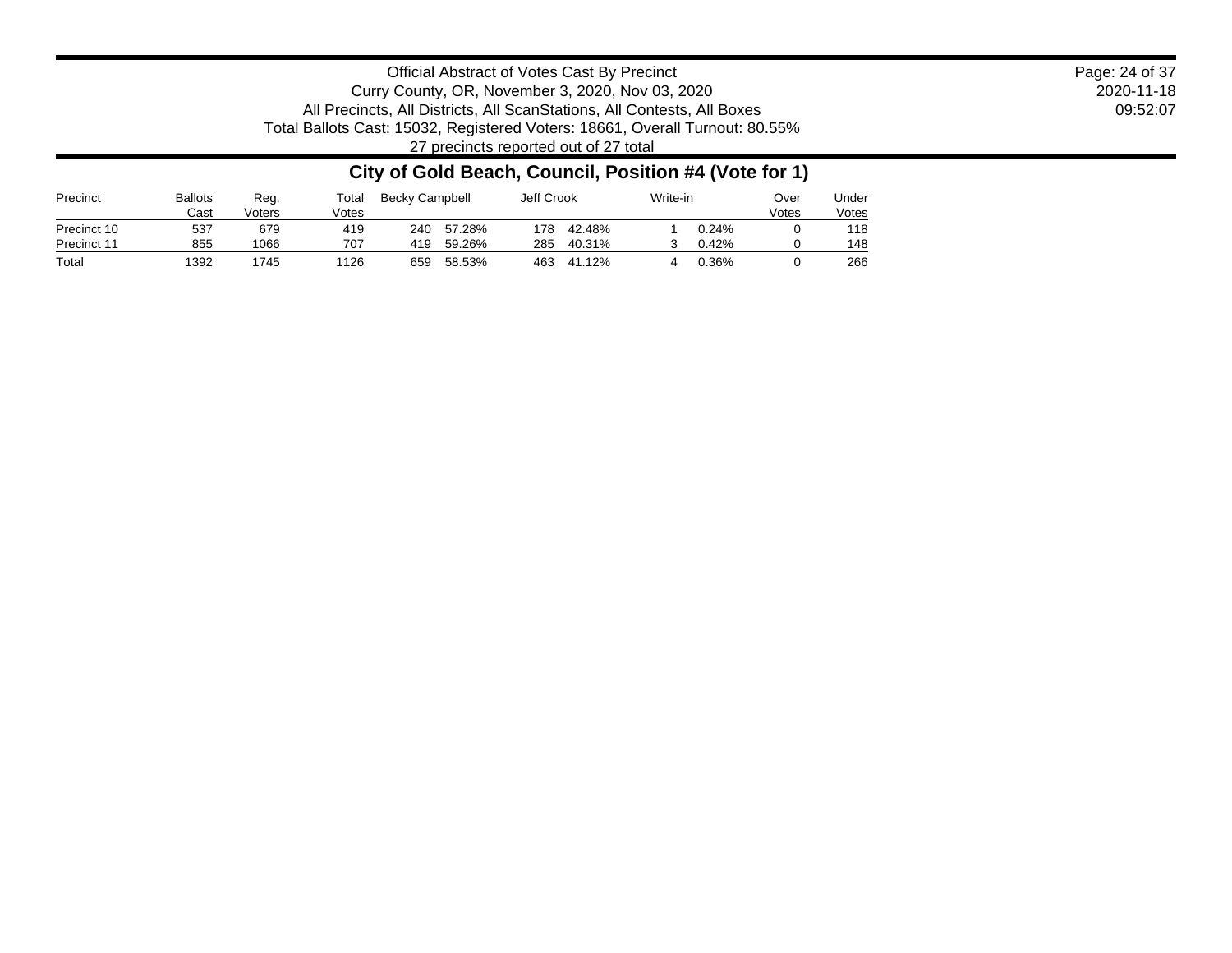Official Abstract of Votes Cast By Precinct
Curry County, OR, November 3, 2020, Nov 03, 2020
All Precincts, All Districts, All ScanStations, All Contests, All Boxes
Total Ballots Cast: 15032, Registered Voters: 18661, Overall Turnout: 80.55%
27 precincts reported out of 27 total

2020-11-18
09:52:07

## City of Gold Beach, Council, Position #4 (Vote for 1)

| Precinct | Ballots Cast | Reg. Voters | Total Votes | Becky Campbell | | Jeff Crook | | Write-in | | Over Votes | Under Votes |
|---|---|---|---|---|---|---|---|---|---|---|---|
| Precinct 10 | 537 | 679 | 419 | 240 | 57.28% | 178 | 42.48% | 1 | 0.24% | 0 | 118 |
| Precinct 11 | 855 | 1066 | 707 | 419 | 59.26% | 285 | 40.31% | 3 | 0.42% | 0 | 148 |
| Total | 1392 | 1745 | 1126 | 659 | 58.53% | 463 | 41.12% | 4 | 0.36% | 0 | 266 |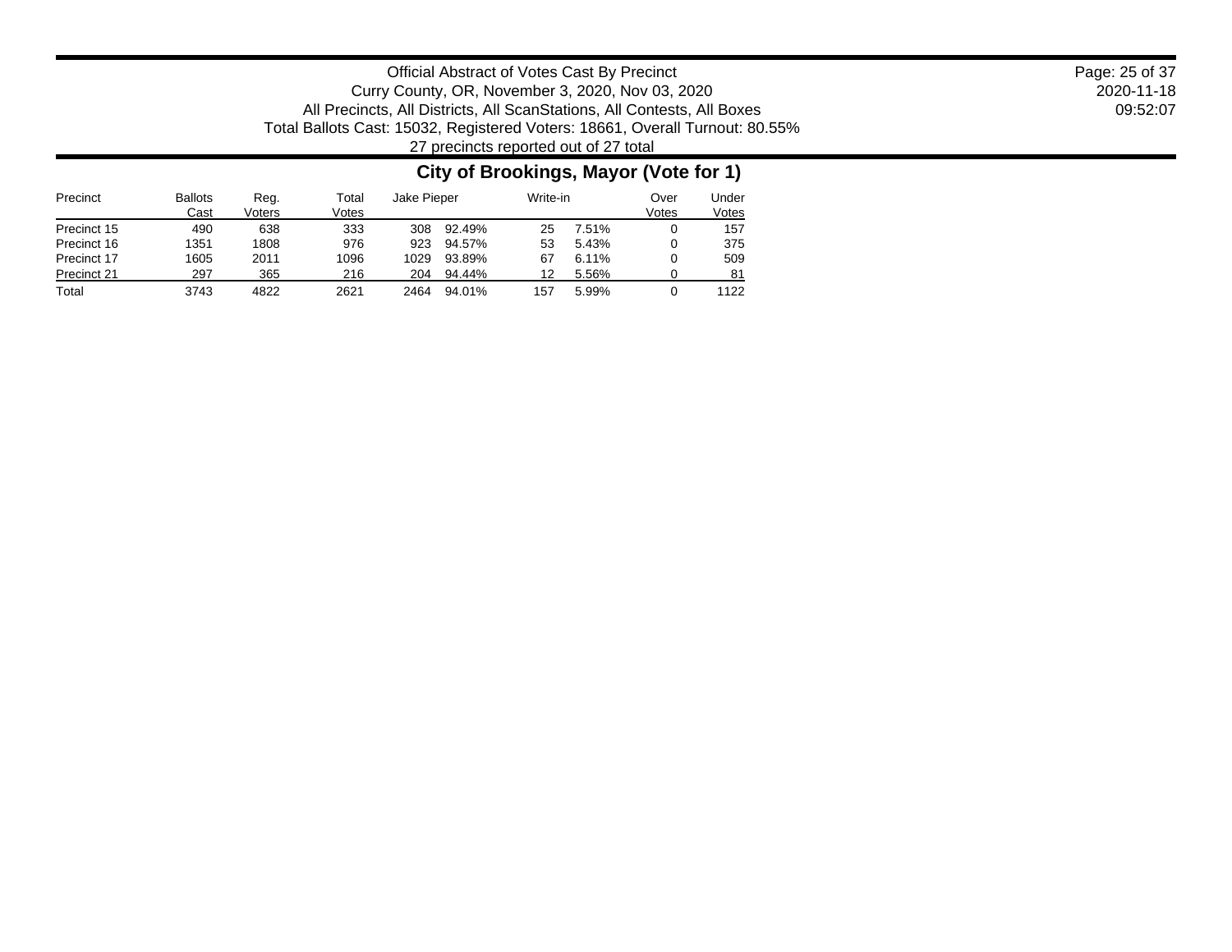Official Abstract of Votes Cast By Precinct
Curry County, OR, November 3, 2020, Nov 03, 2020
All Precincts, All Districts, All ScanStations, All Contests, All Boxes
Total Ballots Cast: 15032, Registered Voters: 18661, Overall Turnout: 80.55%
27 precincts reported out of 27 total

## City of Brookings, Mayor (Vote for 1)

| Precinct | Ballots Cast | Reg. Voters | Total Votes | Jake Pieper | | Write-in | | Over Votes | Under Votes |
|---|---|---|---|---|---|---|---|---|---|
| Precinct 15 | 490 | 638 | 333 | 308 | 92.49% | 25 | 7.51% | 0 | 157 |
| Precinct 16 | 1351 | 1808 | 976 | 923 | 94.57% | 53 | 5.43% | 0 | 375 |
| Precinct 17 | 1605 | 2011 | 1096 | 1029 | 93.89% | 67 | 6.11% | 0 | 509 |
| Precinct 21 | 297 | 365 | 216 | 204 | 94.44% | 12 | 5.56% | 0 | 81 |
| Total | 3743 | 4822 | 2621 | 2464 | 94.01% | 157 | 5.99% | 0 | 1122 |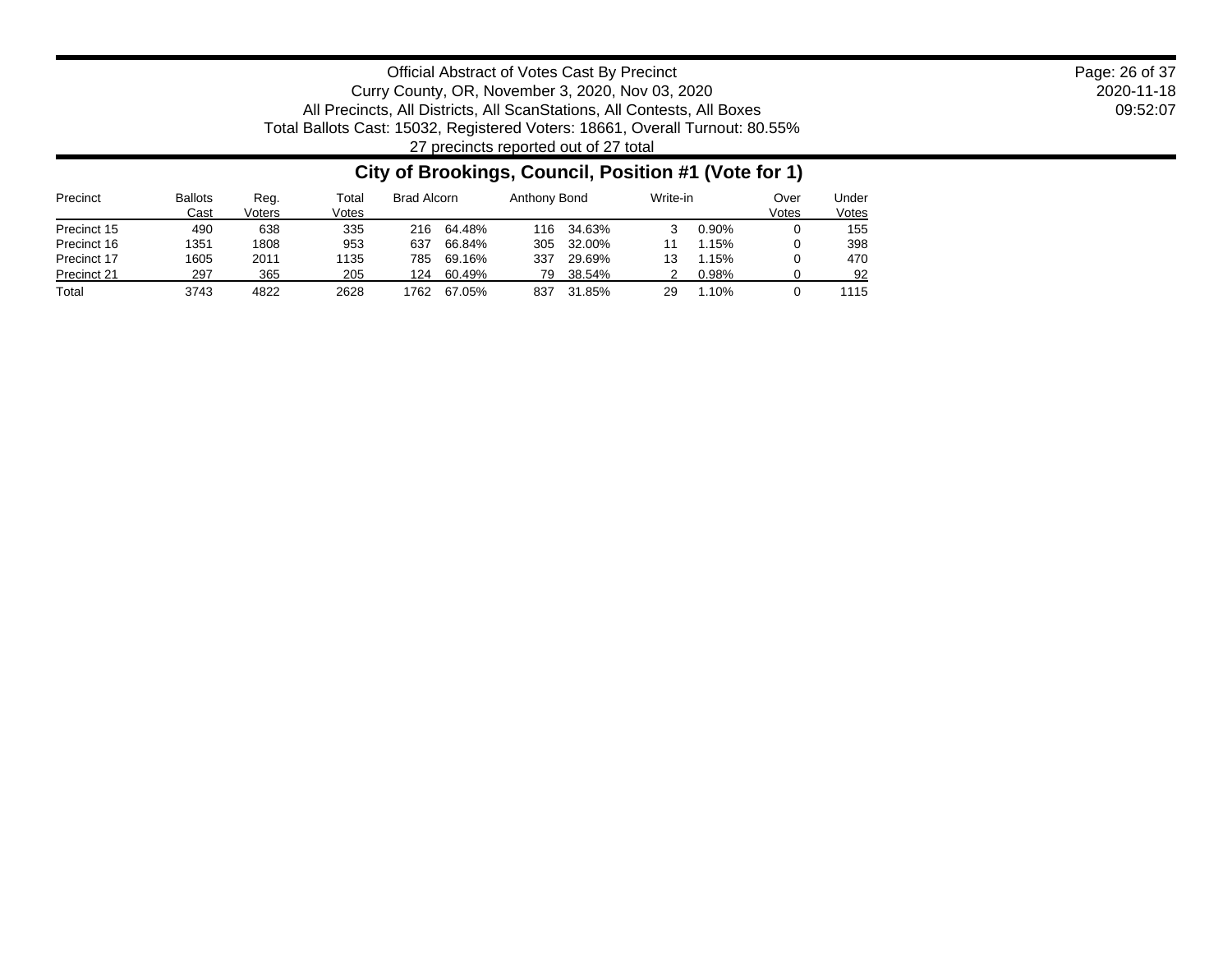Official Abstract of Votes Cast By Precinct
Curry County, OR, November 3, 2020, Nov 03, 2020
All Precincts, All Districts, All ScanStations, All Contests, All Boxes
Total Ballots Cast: 15032, Registered Voters: 18661, Overall Turnout: 80.55%
27 precincts reported out of 27 total

## City of Brookings, Council, Position #1 (Vote for 1)

| Precinct | Ballots Cast | Reg. Voters | Total Votes | Brad Alcorn | | Anthony Bond | | Write-in | | Over Votes | Under Votes |
|---|---|---|---|---|---|---|---|---|---|---|---|
| Precinct 15 | 490 | 638 | 335 | 216 | 64.48% | 116 | 34.63% | 3 | 0.90% | 0 | 155 |
| Precinct 16 | 1351 | 1808 | 953 | 637 | 66.84% | 305 | 32.00% | 11 | 1.15% | 0 | 398 |
| Precinct 17 | 1605 | 2011 | 1135 | 785 | 69.16% | 337 | 29.69% | 13 | 1.15% | 0 | 470 |
| Precinct 21 | 297 | 365 | 205 | 124 | 60.49% | 79 | 38.54% | 2 | 0.98% | 0 | 92 |
| Total | 3743 | 4822 | 2628 | 1762 | 67.05% | 837 | 31.85% | 29 | 1.10% | 0 | 1115 |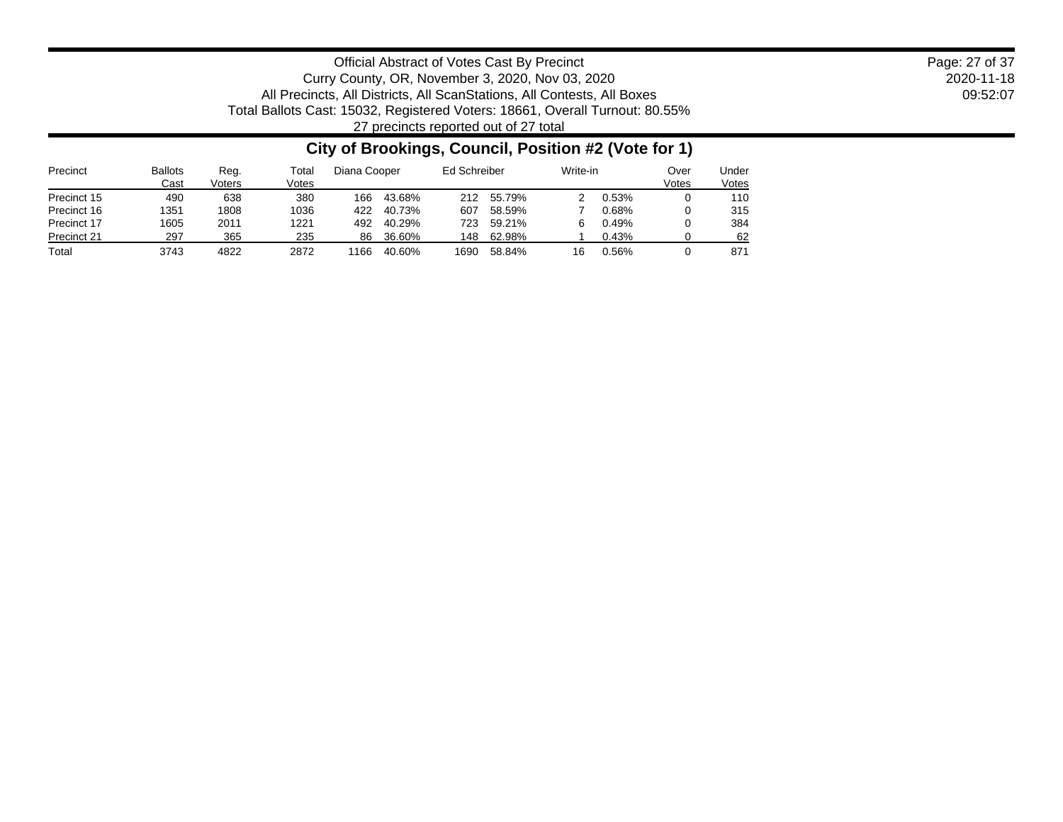Official Abstract of Votes Cast By Precinct
Curry County, OR, November 3, 2020, Nov 03, 2020
All Precincts, All Districts, All ScanStations, All Contests, All Boxes
Total Ballots Cast: 15032, Registered Voters: 18661, Overall Turnout: 80.55%
27 precincts reported out of 27 total

2020-11-18
09:52:07

## City of Brookings, Council, Position #2 (Vote for 1)

| Precinct | Ballots Cast | Reg. Voters | Total Votes | Diana Cooper | | Ed Schreiber | | Write-in | | Over Votes | Under Votes |
|---|---|---|---|---|---|---|---|---|---|---|---|
| Precinct 15 | 490 | 638 | 380 | 166 | 43.68% | 212 | 55.79% | 2 | 0.53% | 0 | 110 |
| Precinct 16 | 1351 | 1808 | 1036 | 422 | 40.73% | 607 | 58.59% | 7 | 0.68% | 0 | 315 |
| Precinct 17 | 1605 | 2011 | 1221 | 492 | 40.29% | 723 | 59.21% | 6 | 0.49% | 0 | 384 |
| Precinct 21 | 297 | 365 | 235 | 86 | 36.60% | 148 | 62.98% | 1 | 0.43% | 0 | 62 |
| Total | 3743 | 4822 | 2872 | 1166 | 40.60% | 1690 | 58.84% | 16 | 0.56% | 0 | 871 |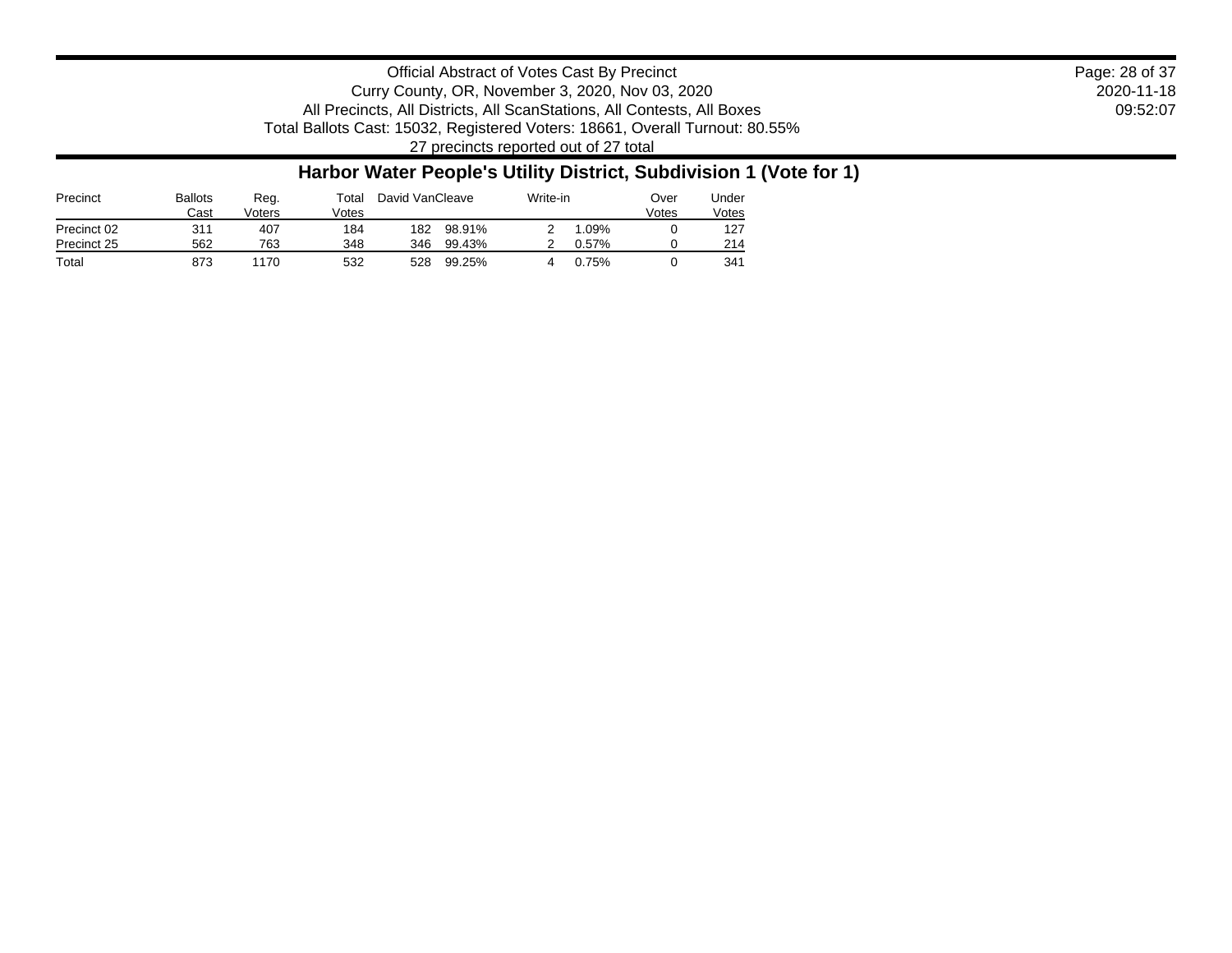Official Abstract of Votes Cast By Precinct
Curry County, OR, November 3, 2020, Nov 03, 2020
All Precincts, All Districts, All ScanStations, All Contests, All Boxes
Total Ballots Cast: 15032, Registered Voters: 18661, Overall Turnout: 80.55%
27 precincts reported out of 27 total

2020-11-18
09:52:07

## Harbor Water People's Utility District, Subdivision 1 (Vote for 1)

| Precinct | Ballots Cast | Reg. Voters | Total Votes | David VanCleave | | Write-in | | Over Votes | Under Votes |
|---|---|---|---|---|---|---|---|---|---|
| Precinct 02 | 311 | 407 | 184 | 182 | 98.91% | 2 | 1.09% | 0 | 127 |
| Precinct 25 | 562 | 763 | 348 | 346 | 99.43% | 2 | 0.57% | 0 | 214 |
| Total | 873 | 1170 | 532 | 528 | 99.25% | 4 | 0.75% | 0 | 341 |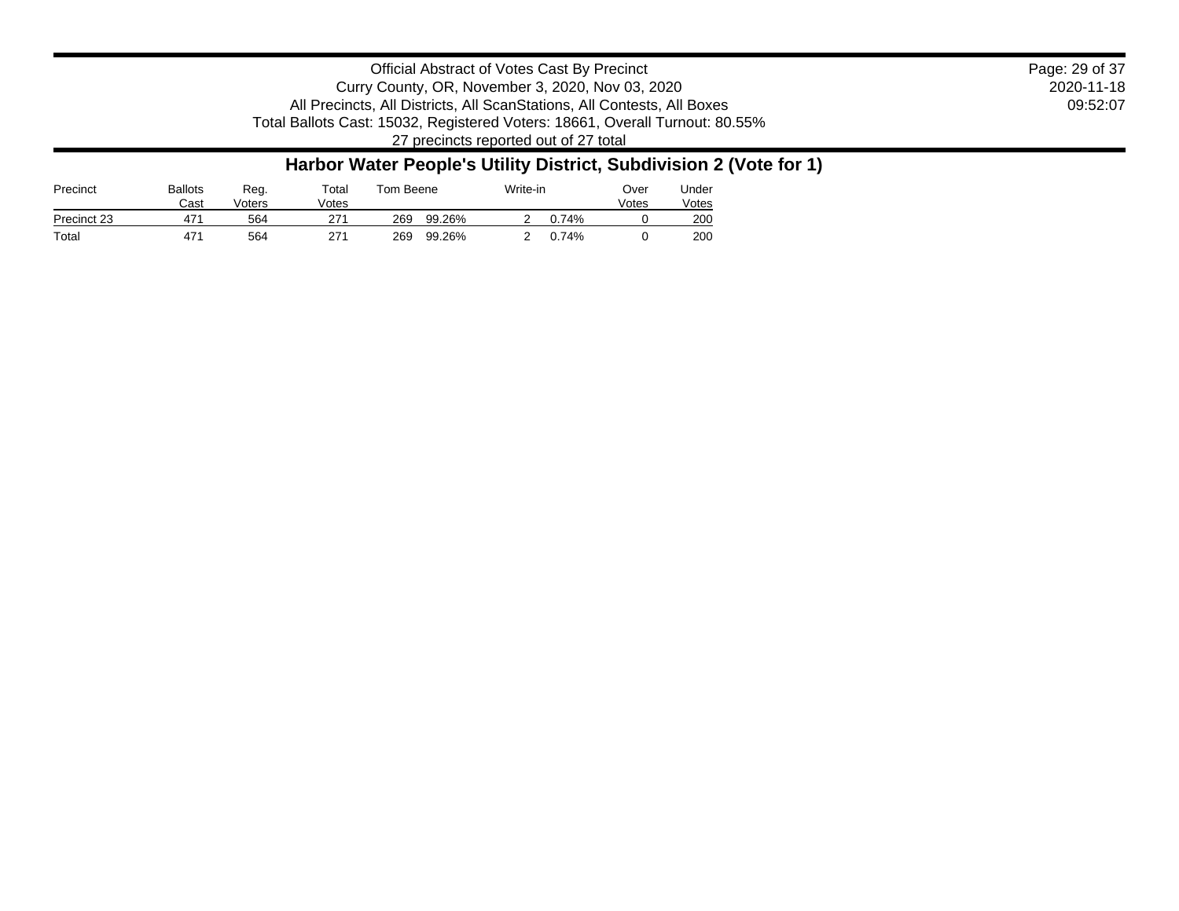## Harbor Water People's Utility District, Subdivision 2 (Vote for 1)

| Precinct | Ballots Cast | Reg. Voters | Total Votes | Tom Beene | | Write-in | | Over Votes | Under Votes |
|---|---|---|---|---|---|---|---|---|---|
| Precinct 23 | 471 | 564 | 271 | 269 | 99.26% | 2 | 0.74% | 0 | 200 |
| Total | 471 | 564 | 271 | 269 | 99.26% | 2 | 0.74% | 0 | 200 |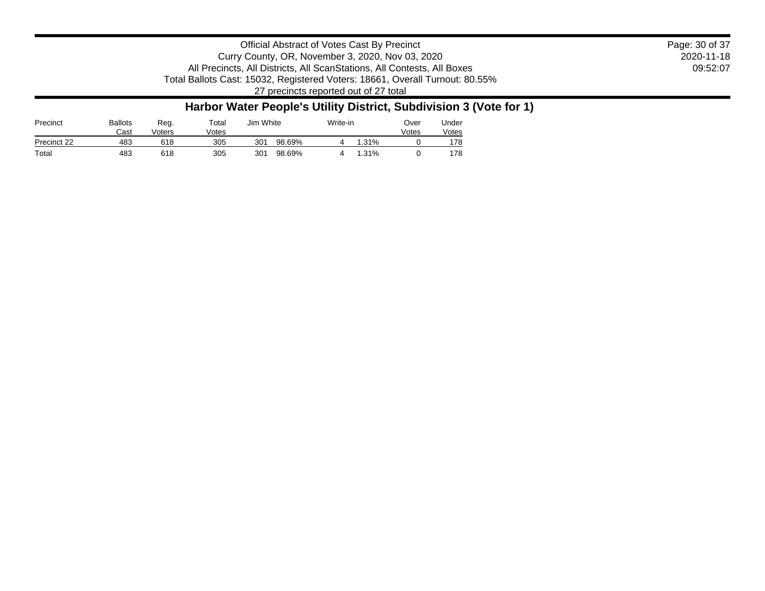Official Abstract of Votes Cast By Precinct
Curry County, OR, November 3, 2020, Nov 03, 2020
All Precincts, All Districts, All ScanStations, All Contests, All Boxes
Total Ballots Cast: 15032, Registered Voters: 18661, Overall Turnout: 80.55%
27 precincts reported out of 27 total

2020-11-18
09:52:07

## Harbor Water People's Utility District, Subdivision 3 (Vote for 1)

| Precinct | Ballots Cast | Reg. Voters | Total Votes | Jim White | | Write-in | | Over Votes | Under Votes |
|---|---|---|---|---|---|---|---|---|---|
| Precinct 22 | 483 | 618 | 305 | 301 | 98.69% | 4 | 1.31% | 0 | 178 |
| Total | 483 | 618 | 305 | 301 | 98.69% | 4 | 1.31% | 0 | 178 |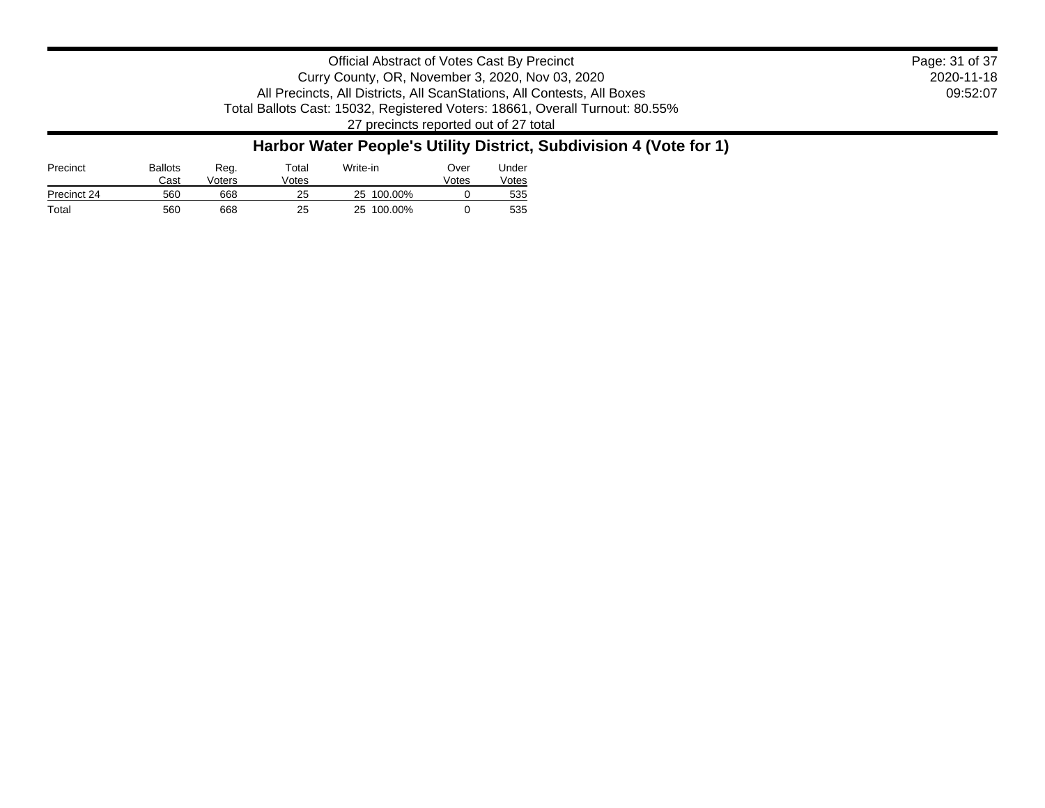Official Abstract of Votes Cast By Precinct
Curry County, OR, November 3, 2020, Nov 03, 2020
All Precincts, All Districts, All ScanStations, All Contests, All Boxes
Total Ballots Cast: 15032, Registered Voters: 18661, Overall Turnout: 80.55%
27 precincts reported out of 27 total

2020-11-18
09:52:07

## Harbor Water People's Utility District, Subdivision 4 (Vote for 1)

| Precinct | Ballots Cast | Reg. Voters | Total Votes | Write-in | | Over Votes | Under Votes |
|---|---|---|---|---|---|---|---|
| Precinct 24 | 560 | 668 | 25 | 25 | 100.00% | 0 | 535 |
| Total | 560 | 668 | 25 | 25 | 100.00% | 0 | 535 |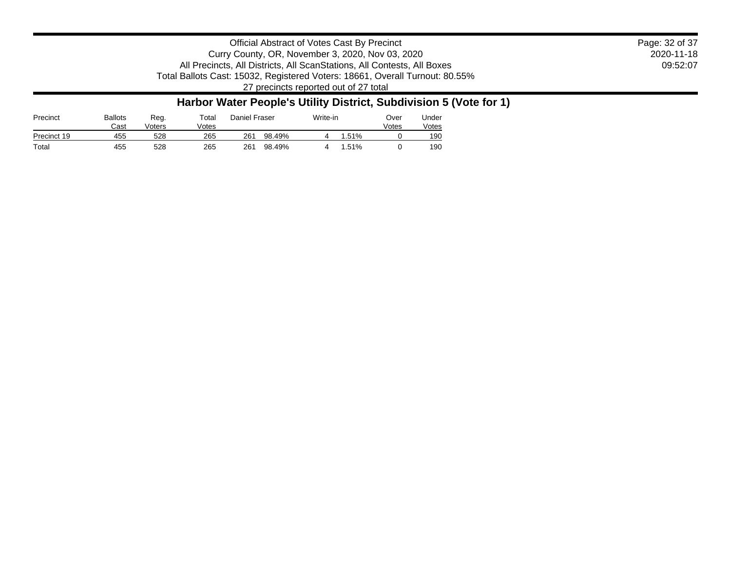Official Abstract of Votes Cast By Precinct
Curry County, OR, November 3, 2020, Nov 03, 2020
All Precincts, All Districts, All ScanStations, All Contests, All Boxes
Total Ballots Cast: 15032, Registered Voters: 18661, Overall Turnout: 80.55%
27 precincts reported out of 27 total

2020-11-18
09:52:07

## Harbor Water People's Utility District, Subdivision 5 (Vote for 1)

| Precinct | Ballots Cast | Reg. Voters | Total Votes | Daniel Fraser | | Write-in | | Over Votes | Under Votes |
|---|---|---|---|---|---|---|---|---|---|
| Precinct 19 | 455 | 528 | 265 | 261 | 98.49% | 4 | 1.51% | 0 | 190 |
| Total | 455 | 528 | 265 | 261 | 98.49% | 4 | 1.51% | 0 | 190 |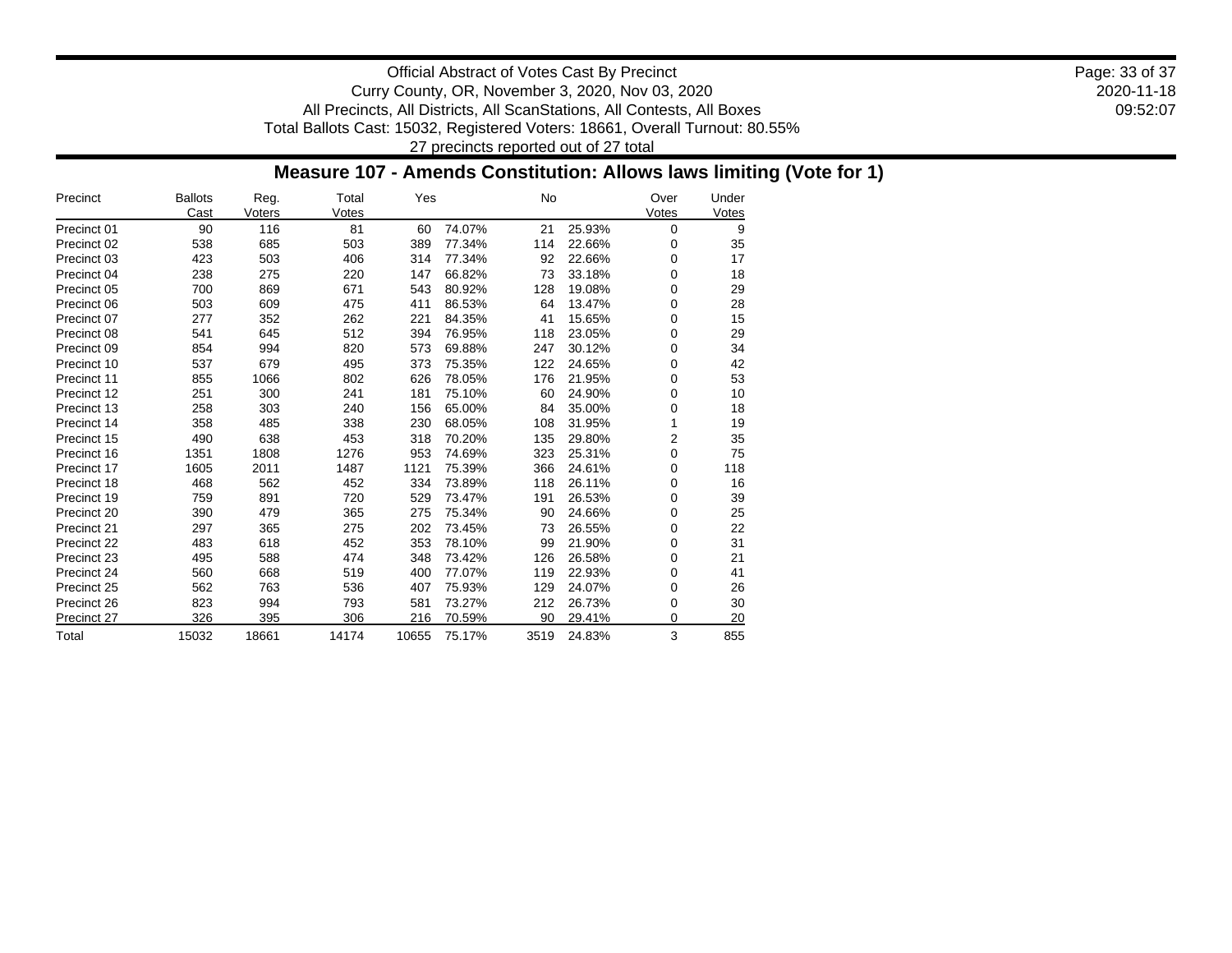Official Abstract of Votes Cast By Precinct
Curry County, OR, November 3, 2020, Nov 03, 2020
All Precincts, All Districts, All ScanStations, All Contests, All Boxes
Total Ballots Cast: 15032, Registered Voters: 18661, Overall Turnout: 80.55%
27 precincts reported out of 27 total

## Measure 107 - Amends Constitution: Allows laws limiting (Vote for 1)

| Precinct | Ballots Cast | Reg. Voters | Total Votes | Yes | | No | | Over Votes | Under Votes |
|---|---|---|---|---|---|---|---|---|---|
| Precinct 01 | 90 | 116 | 81 | 60 | 74.07% | 21 | 25.93% | 0 | 9 |
| Precinct 02 | 538 | 685 | 503 | 389 | 77.34% | 114 | 22.66% | 0 | 35 |
| Precinct 03 | 423 | 503 | 406 | 314 | 77.34% | 92 | 22.66% | 0 | 17 |
| Precinct 04 | 238 | 275 | 220 | 147 | 66.82% | 73 | 33.18% | 0 | 18 |
| Precinct 05 | 700 | 869 | 671 | 543 | 80.92% | 128 | 19.08% | 0 | 29 |
| Precinct 06 | 503 | 609 | 475 | 411 | 86.53% | 64 | 13.47% | 0 | 28 |
| Precinct 07 | 277 | 352 | 262 | 221 | 84.35% | 41 | 15.65% | 0 | 15 |
| Precinct 08 | 541 | 645 | 512 | 394 | 76.95% | 118 | 23.05% | 0 | 29 |
| Precinct 09 | 854 | 994 | 820 | 573 | 69.88% | 247 | 30.12% | 0 | 34 |
| Precinct 10 | 537 | 679 | 495 | 373 | 75.35% | 122 | 24.65% | 0 | 42 |
| Precinct 11 | 855 | 1066 | 802 | 626 | 78.05% | 176 | 21.95% | 0 | 53 |
| Precinct 12 | 251 | 300 | 241 | 181 | 75.10% | 60 | 24.90% | 0 | 10 |
| Precinct 13 | 258 | 303 | 240 | 156 | 65.00% | 84 | 35.00% | 0 | 18 |
| Precinct 14 | 358 | 485 | 338 | 230 | 68.05% | 108 | 31.95% | 1 | 19 |
| Precinct 15 | 490 | 638 | 453 | 318 | 70.20% | 135 | 29.80% | 2 | 35 |
| Precinct 16 | 1351 | 1808 | 1276 | 953 | 74.69% | 323 | 25.31% | 0 | 75 |
| Precinct 17 | 1605 | 2011 | 1487 | 1121 | 75.39% | 366 | 24.61% | 0 | 118 |
| Precinct 18 | 468 | 562 | 452 | 334 | 73.89% | 118 | 26.11% | 0 | 16 |
| Precinct 19 | 759 | 891 | 720 | 529 | 73.47% | 191 | 26.53% | 0 | 39 |
| Precinct 20 | 390 | 479 | 365 | 275 | 75.34% | 90 | 24.66% | 0 | 25 |
| Precinct 21 | 297 | 365 | 275 | 202 | 73.45% | 73 | 26.55% | 0 | 22 |
| Precinct 22 | 483 | 618 | 452 | 353 | 78.10% | 99 | 21.90% | 0 | 31 |
| Precinct 23 | 495 | 588 | 474 | 348 | 73.42% | 126 | 26.58% | 0 | 21 |
| Precinct 24 | 560 | 668 | 519 | 400 | 77.07% | 119 | 22.93% | 0 | 41 |
| Precinct 25 | 562 | 763 | 536 | 407 | 75.93% | 129 | 24.07% | 0 | 26 |
| Precinct 26 | 823 | 994 | 793 | 581 | 73.27% | 212 | 26.73% | 0 | 30 |
| Precinct 27 | 326 | 395 | 306 | 216 | 70.59% | 90 | 29.41% | 0 | 20 |
| Total | 15032 | 18661 | 14174 | 10655 | 75.17% | 3519 | 24.83% | 3 | 855 |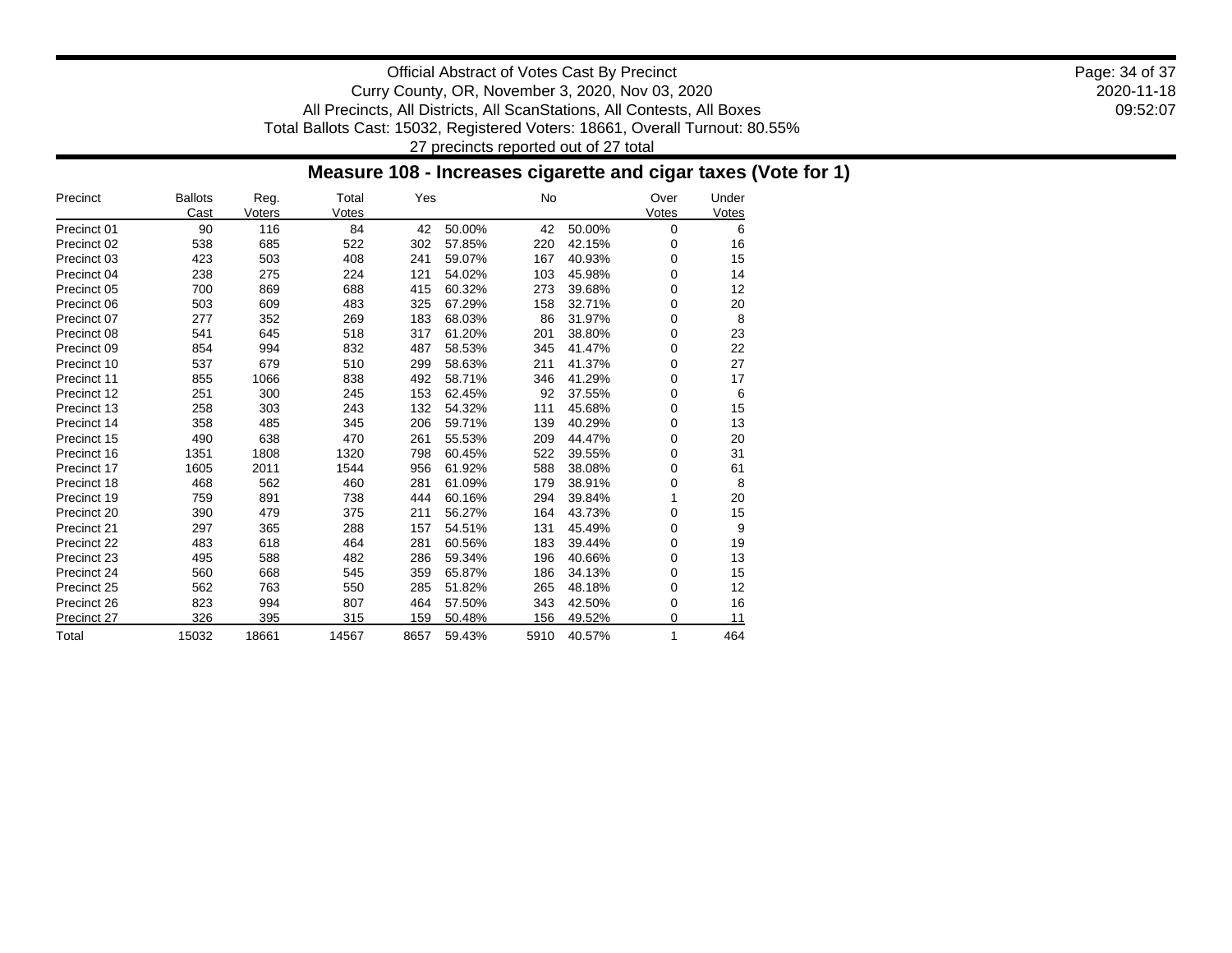Official Abstract of Votes Cast By Precinct
Curry County, OR, November 3, 2020, Nov 03, 2020
All Precincts, All Districts, All ScanStations, All Contests, All Boxes
Total Ballots Cast: 15032, Registered Voters: 18661, Overall Turnout: 80.55%
27 precincts reported out of 27 total

2020-11-18
09:52:07

## Measure 108 - Increases cigarette and cigar taxes (Vote for 1)

| Precinct | Ballots Cast | Reg. Voters | Total Votes | Yes | | No | | Over Votes | Under Votes |
|---|---|---|---|---|---|---|---|---|---|
| Precinct 01 | 90 | 116 | 84 | 42 | 50.00% | 42 | 50.00% | 0 | 6 |
| Precinct 02 | 538 | 685 | 522 | 302 | 57.85% | 220 | 42.15% | 0 | 16 |
| Precinct 03 | 423 | 503 | 408 | 241 | 59.07% | 167 | 40.93% | 0 | 15 |
| Precinct 04 | 238 | 275 | 224 | 121 | 54.02% | 103 | 45.98% | 0 | 14 |
| Precinct 05 | 700 | 869 | 688 | 415 | 60.32% | 273 | 39.68% | 0 | 12 |
| Precinct 06 | 503 | 609 | 483 | 325 | 67.29% | 158 | 32.71% | 0 | 20 |
| Precinct 07 | 277 | 352 | 269 | 183 | 68.03% | 86 | 31.97% | 0 | 8 |
| Precinct 08 | 541 | 645 | 518 | 317 | 61.20% | 201 | 38.80% | 0 | 23 |
| Precinct 09 | 854 | 994 | 832 | 487 | 58.53% | 345 | 41.47% | 0 | 22 |
| Precinct 10 | 537 | 679 | 510 | 299 | 58.63% | 211 | 41.37% | 0 | 27 |
| Precinct 11 | 855 | 1066 | 838 | 492 | 58.71% | 346 | 41.29% | 0 | 17 |
| Precinct 12 | 251 | 300 | 245 | 153 | 62.45% | 92 | 37.55% | 0 | 6 |
| Precinct 13 | 258 | 303 | 243 | 132 | 54.32% | 111 | 45.68% | 0 | 15 |
| Precinct 14 | 358 | 485 | 345 | 206 | 59.71% | 139 | 40.29% | 0 | 13 |
| Precinct 15 | 490 | 638 | 470 | 261 | 55.53% | 209 | 44.47% | 0 | 20 |
| Precinct 16 | 1351 | 1808 | 1320 | 798 | 60.45% | 522 | 39.55% | 0 | 31 |
| Precinct 17 | 1605 | 2011 | 1544 | 956 | 61.92% | 588 | 38.08% | 0 | 61 |
| Precinct 18 | 468 | 562 | 460 | 281 | 61.09% | 179 | 38.91% | 0 | 8 |
| Precinct 19 | 759 | 891 | 738 | 444 | 60.16% | 294 | 39.84% | 1 | 20 |
| Precinct 20 | 390 | 479 | 375 | 211 | 56.27% | 164 | 43.73% | 0 | 15 |
| Precinct 21 | 297 | 365 | 288 | 157 | 54.51% | 131 | 45.49% | 0 | 9 |
| Precinct 22 | 483 | 618 | 464 | 281 | 60.56% | 183 | 39.44% | 0 | 19 |
| Precinct 23 | 495 | 588 | 482 | 286 | 59.34% | 196 | 40.66% | 0 | 13 |
| Precinct 24 | 560 | 668 | 545 | 359 | 65.87% | 186 | 34.13% | 0 | 15 |
| Precinct 25 | 562 | 763 | 550 | 285 | 51.82% | 265 | 48.18% | 0 | 12 |
| Precinct 26 | 823 | 994 | 807 | 464 | 57.50% | 343 | 42.50% | 0 | 16 |
| Precinct 27 | 326 | 395 | 315 | 159 | 50.48% | 156 | 49.52% | 0 | 11 |
| Total | 15032 | 18661 | 14567 | 8657 | 59.43% | 5910 | 40.57% | 1 | 464 |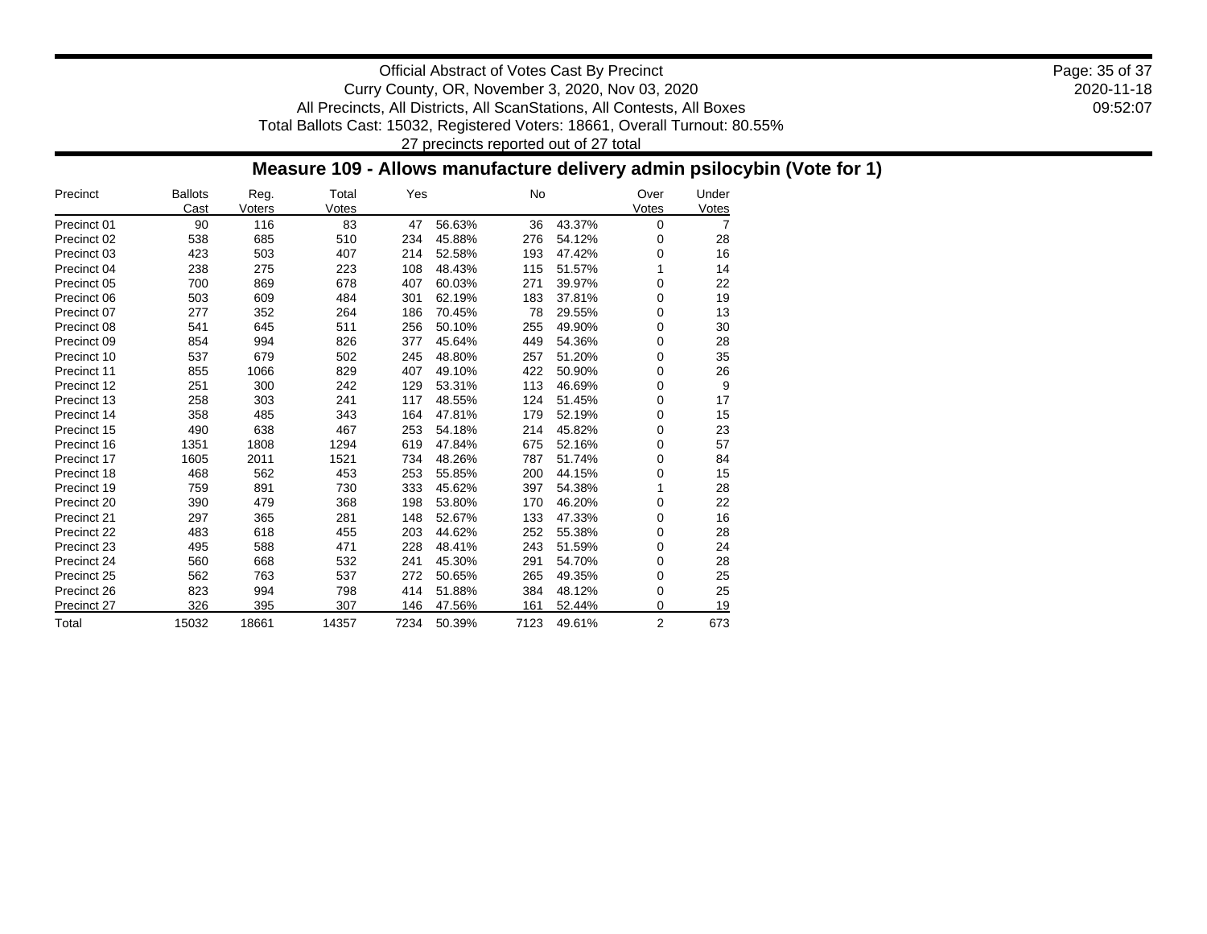Official Abstract of Votes Cast By Precinct
Curry County, OR, November 3, 2020, Nov 03, 2020
All Precincts, All Districts, All ScanStations, All Contests, All Boxes
Total Ballots Cast: 15032, Registered Voters: 18661, Overall Turnout: 80.55%
27 precincts reported out of 27 total

## Measure 109 - Allows manufacture delivery admin psilocybin (Vote for 1)

| Precinct | Ballots Cast | Reg. Voters | Total Votes | Yes | | No | | Over Votes | Under Votes |
|---|---|---|---|---|---|---|---|---|---|
| Precinct 01 | 90 | 116 | 83 | 47 | 56.63% | 36 | 43.37% | 0 | 7 |
| Precinct 02 | 538 | 685 | 510 | 234 | 45.88% | 276 | 54.12% | 0 | 28 |
| Precinct 03 | 423 | 503 | 407 | 214 | 52.58% | 193 | 47.42% | 0 | 16 |
| Precinct 04 | 238 | 275 | 223 | 108 | 48.43% | 115 | 51.57% | 1 | 14 |
| Precinct 05 | 700 | 869 | 678 | 407 | 60.03% | 271 | 39.97% | 0 | 22 |
| Precinct 06 | 503 | 609 | 484 | 301 | 62.19% | 183 | 37.81% | 0 | 19 |
| Precinct 07 | 277 | 352 | 264 | 186 | 70.45% | 78 | 29.55% | 0 | 13 |
| Precinct 08 | 541 | 645 | 511 | 256 | 50.10% | 255 | 49.90% | 0 | 30 |
| Precinct 09 | 854 | 994 | 826 | 377 | 45.64% | 449 | 54.36% | 0 | 28 |
| Precinct 10 | 537 | 679 | 502 | 245 | 48.80% | 257 | 51.20% | 0 | 35 |
| Precinct 11 | 855 | 1066 | 829 | 407 | 49.10% | 422 | 50.90% | 0 | 26 |
| Precinct 12 | 251 | 300 | 242 | 129 | 53.31% | 113 | 46.69% | 0 | 9 |
| Precinct 13 | 258 | 303 | 241 | 117 | 48.55% | 124 | 51.45% | 0 | 17 |
| Precinct 14 | 358 | 485 | 343 | 164 | 47.81% | 179 | 52.19% | 0 | 15 |
| Precinct 15 | 490 | 638 | 467 | 253 | 54.18% | 214 | 45.82% | 0 | 23 |
| Precinct 16 | 1351 | 1808 | 1294 | 619 | 47.84% | 675 | 52.16% | 0 | 57 |
| Precinct 17 | 1605 | 2011 | 1521 | 734 | 48.26% | 787 | 51.74% | 0 | 84 |
| Precinct 18 | 468 | 562 | 453 | 253 | 55.85% | 200 | 44.15% | 0 | 15 |
| Precinct 19 | 759 | 891 | 730 | 333 | 45.62% | 397 | 54.38% | 1 | 28 |
| Precinct 20 | 390 | 479 | 368 | 198 | 53.80% | 170 | 46.20% | 0 | 22 |
| Precinct 21 | 297 | 365 | 281 | 148 | 52.67% | 133 | 47.33% | 0 | 16 |
| Precinct 22 | 483 | 618 | 455 | 203 | 44.62% | 252 | 55.38% | 0 | 28 |
| Precinct 23 | 495 | 588 | 471 | 228 | 48.41% | 243 | 51.59% | 0 | 24 |
| Precinct 24 | 560 | 668 | 532 | 241 | 45.30% | 291 | 54.70% | 0 | 28 |
| Precinct 25 | 562 | 763 | 537 | 272 | 50.65% | 265 | 49.35% | 0 | 25 |
| Precinct 26 | 823 | 994 | 798 | 414 | 51.88% | 384 | 48.12% | 0 | 25 |
| Precinct 27 | 326 | 395 | 307 | 146 | 47.56% | 161 | 52.44% | 0 | 19 |
| Total | 15032 | 18661 | 14357 | 7234 | 50.39% | 7123 | 49.61% | 2 | 673 |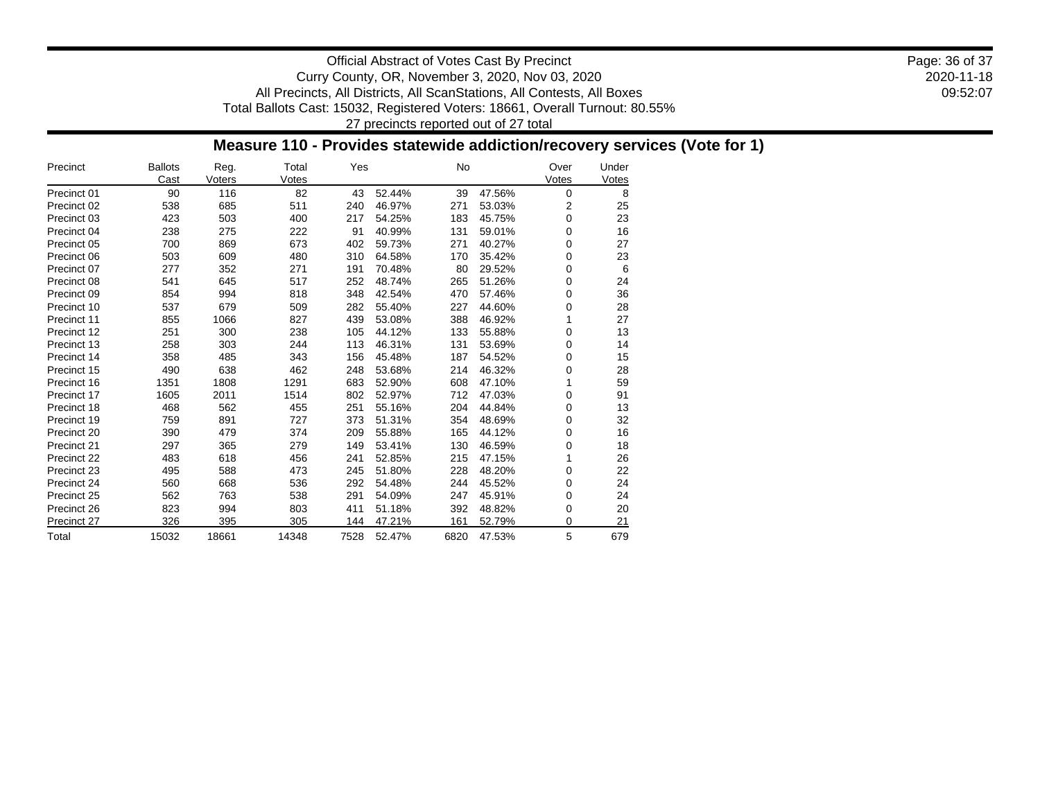Official Abstract of Votes Cast By Precinct
Curry County, OR, November 3, 2020, Nov 03, 2020
All Precincts, All Districts, All ScanStations, All Contests, All Boxes
Total Ballots Cast: 15032, Registered Voters: 18661, Overall Turnout: 80.55%
27 precincts reported out of 27 total

2020-11-18
09:52:07

## Measure 110 - Provides statewide addiction/recovery services (Vote for 1)

| Precinct | Ballots Cast | Reg. Voters | Total Votes | Yes | | No | | Over Votes | Under Votes |
|---|---|---|---|---|---|---|---|---|---|
| Precinct 01 | 90 | 116 | 82 | 43 | 52.44% | 39 | 47.56% | 0 | 8 |
| Precinct 02 | 538 | 685 | 511 | 240 | 46.97% | 271 | 53.03% | 2 | 25 |
| Precinct 03 | 423 | 503 | 400 | 217 | 54.25% | 183 | 45.75% | 0 | 23 |
| Precinct 04 | 238 | 275 | 222 | 91 | 40.99% | 131 | 59.01% | 0 | 16 |
| Precinct 05 | 700 | 869 | 673 | 402 | 59.73% | 271 | 40.27% | 0 | 27 |
| Precinct 06 | 503 | 609 | 480 | 310 | 64.58% | 170 | 35.42% | 0 | 23 |
| Precinct 07 | 277 | 352 | 271 | 191 | 70.48% | 80 | 29.52% | 0 | 6 |
| Precinct 08 | 541 | 645 | 517 | 252 | 48.74% | 265 | 51.26% | 0 | 24 |
| Precinct 09 | 854 | 994 | 818 | 348 | 42.54% | 470 | 57.46% | 0 | 36 |
| Precinct 10 | 537 | 679 | 509 | 282 | 55.40% | 227 | 44.60% | 0 | 28 |
| Precinct 11 | 855 | 1066 | 827 | 439 | 53.08% | 388 | 46.92% | 1 | 27 |
| Precinct 12 | 251 | 300 | 238 | 105 | 44.12% | 133 | 55.88% | 0 | 13 |
| Precinct 13 | 258 | 303 | 244 | 113 | 46.31% | 131 | 53.69% | 0 | 14 |
| Precinct 14 | 358 | 485 | 343 | 156 | 45.48% | 187 | 54.52% | 0 | 15 |
| Precinct 15 | 490 | 638 | 462 | 248 | 53.68% | 214 | 46.32% | 0 | 28 |
| Precinct 16 | 1351 | 1808 | 1291 | 683 | 52.90% | 608 | 47.10% | 1 | 59 |
| Precinct 17 | 1605 | 2011 | 1514 | 802 | 52.97% | 712 | 47.03% | 0 | 91 |
| Precinct 18 | 468 | 562 | 455 | 251 | 55.16% | 204 | 44.84% | 0 | 13 |
| Precinct 19 | 759 | 891 | 727 | 373 | 51.31% | 354 | 48.69% | 0 | 32 |
| Precinct 20 | 390 | 479 | 374 | 209 | 55.88% | 165 | 44.12% | 0 | 16 |
| Precinct 21 | 297 | 365 | 279 | 149 | 53.41% | 130 | 46.59% | 0 | 18 |
| Precinct 22 | 483 | 618 | 456 | 241 | 52.85% | 215 | 47.15% | 1 | 26 |
| Precinct 23 | 495 | 588 | 473 | 245 | 51.80% | 228 | 48.20% | 0 | 22 |
| Precinct 24 | 560 | 668 | 536 | 292 | 54.48% | 244 | 45.52% | 0 | 24 |
| Precinct 25 | 562 | 763 | 538 | 291 | 54.09% | 247 | 45.91% | 0 | 24 |
| Precinct 26 | 823 | 994 | 803 | 411 | 51.18% | 392 | 48.82% | 0 | 20 |
| Precinct 27 | 326 | 395 | 305 | 144 | 47.21% | 161 | 52.79% | 0 | 21 |
| Total | 15032 | 18661 | 14348 | 7528 | 52.47% | 6820 | 47.53% | 5 | 679 |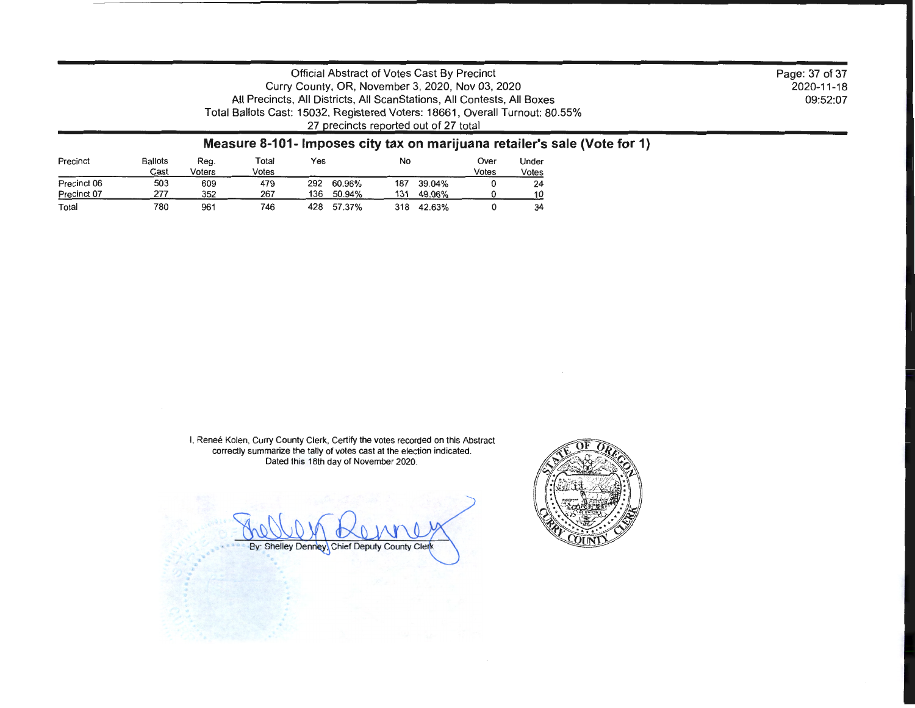Official Abstract of Votes Cast By Precinct
Curry County, OR, November 3, 2020, Nov 03, 2020
All Precincts, All Districts, All ScanStations, All Contests, All Boxes
Total Ballots Cast: 15032, Registered Voters: 18661, Overall Turnout: 80.55%
27 precincts reported out of 27 total

## Measure 8-101- Imposes city tax on marijuana retailer's sale (Vote for 1)

| Precinct | Ballots Cast | Reg. Voters | Total Votes | Yes | | No | | Over Votes | Under Votes |
|---|---|---|---|---|---|---|---|---|---|
| Precinct 06 | 503 | 609 | 479 | 292 | 60.96% | 187 | 39.04% | 0 | 24 |
| Precinct 07 | 277 | 352 | 267 | 136 | 50.94% | 131 | 49.06% | 0 | 10 |
| Total | 780 | 961 | 746 | 428 | 57.37% | 318 | 42.63% | 0 | 34 |

I, Reneé Kolen, Curry County Clerk, Certify the votes recorded on this Abstract correctly summarize the tally of votes cast at the election indicated.
Dated this 18th day of November 2020.

By: Shelley Denney, Chief Deputy County Clerk

STATE OF OREGON CURRY COUNTY CLERK